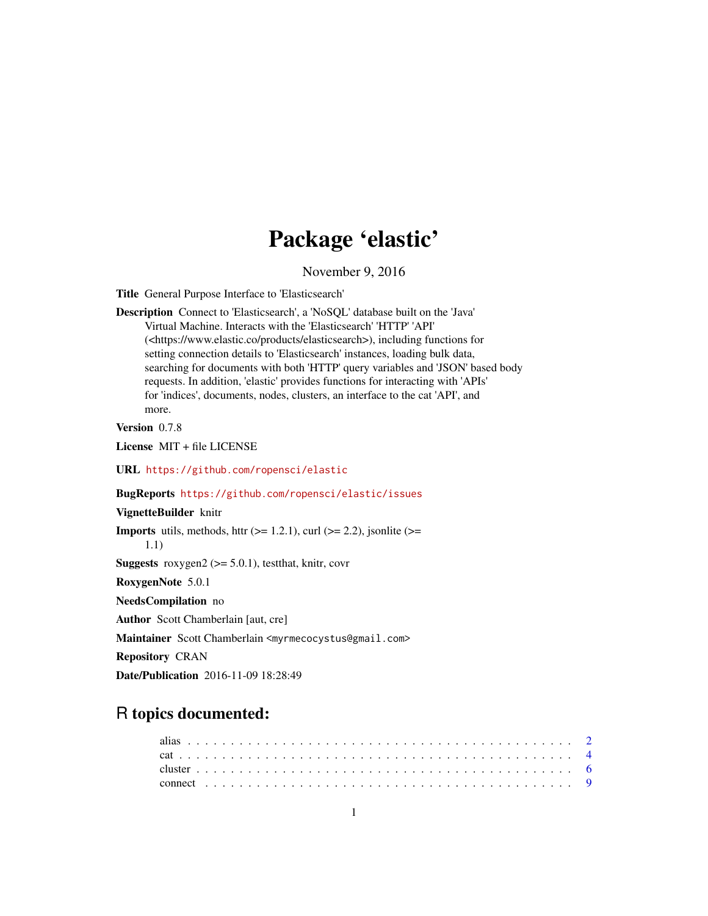# Package 'elastic'

November 9, 2016

**Title** General Purpose Interface to 'Elasticsearch'

**Description** Connect to 'Elasticsearch', a 'NoSQL' database built on the 'Java' Virtual Machine. Interacts with the 'Elasticsearch' 'HTTP' 'API' (<https://www.elastic.co/products/elasticsearch>), including functions for setting connection details to 'Elasticsearch' instances, loading bulk data, searching for documents with both 'HTTP' query variables and 'JSON' based body requests. In addition, 'elastic' provides functions for interacting with 'APIs' for 'indices', documents, nodes, clusters, an interface to the cat 'API', and more.

**Version** 0.7.8

**License** MIT + file LICENSE

**URL** https://github.com/ropensci/elastic

**BugReports** https://github.com/ropensci/elastic/issues

**VignetteBuilder** knitr

**Imports** utils, methods, httr (>= 1.2.1), curl (>= 2.2), jsonlite (>= 1.1)

**Suggests** roxygen2 (>= 5.0.1), testthat, knitr, covr

**RoxygenNote** 5.0.1

**NeedsCompilation** no

**Author** Scott Chamberlain [aut, cre]

**Maintainer** Scott Chamberlain <myrmecocystus@gmail.com>

**Repository** CRAN

**Date/Publication** 2016-11-09 18:28:49

## R topics documented:

alias . . . . . . . . . . . . . . . . . . . . . . . . . . . . . . . . . . . . . . . . . 2
cat . . . . . . . . . . . . . . . . . . . . . . . . . . . . . . . . . . . . . . . . . . 4
cluster . . . . . . . . . . . . . . . . . . . . . . . . . . . . . . . . . . . . . . . . 6
connect . . . . . . . . . . . . . . . . . . . . . . . . . . . . . . . . . . . . . . . . 9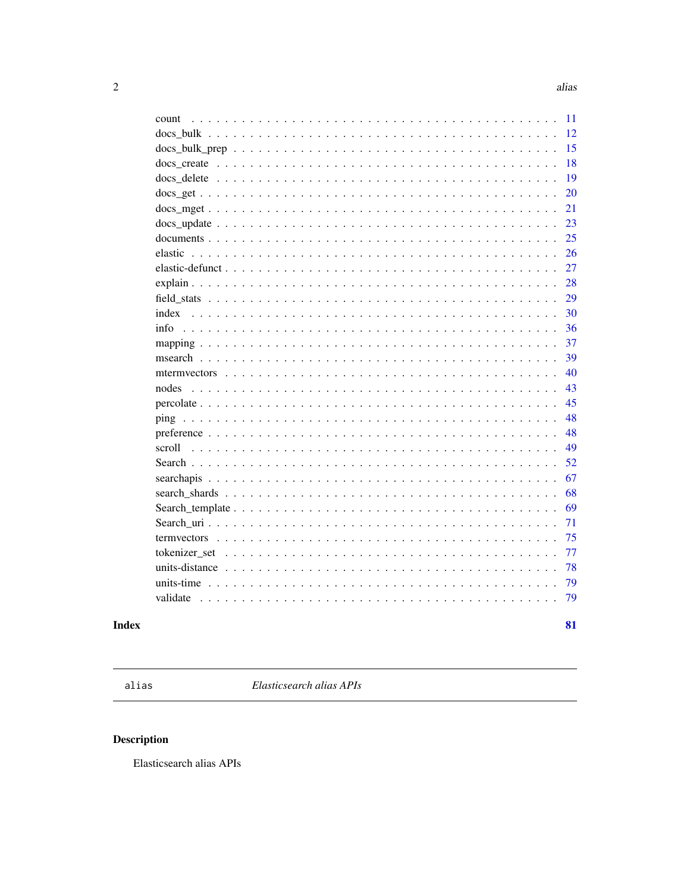count . . . . . . . . . . . . . . . . . . . . . . . . . . . . . . . . . . . . . . . . 11
docs_bulk . . . . . . . . . . . . . . . . . . . . . . . . . . . . . . . . . . . . . . 12
docs_bulk_prep . . . . . . . . . . . . . . . . . . . . . . . . . . . . . . . . . . . . 15
docs_create . . . . . . . . . . . . . . . . . . . . . . . . . . . . . . . . . . . . . 18
docs_delete . . . . . . . . . . . . . . . . . . . . . . . . . . . . . . . . . . . . . 19
docs_get . . . . . . . . . . . . . . . . . . . . . . . . . . . . . . . . . . . . . . . 20
docs_mget . . . . . . . . . . . . . . . . . . . . . . . . . . . . . . . . . . . . . . 21
docs_update . . . . . . . . . . . . . . . . . . . . . . . . . . . . . . . . . . . . . 23
documents . . . . . . . . . . . . . . . . . . . . . . . . . . . . . . . . . . . . . . 25
elastic . . . . . . . . . . . . . . . . . . . . . . . . . . . . . . . . . . . . . . . 26
elastic-defunct . . . . . . . . . . . . . . . . . . . . . . . . . . . . . . . . . . . 27
explain . . . . . . . . . . . . . . . . . . . . . . . . . . . . . . . . . . . . . . . 28
field_stats . . . . . . . . . . . . . . . . . . . . . . . . . . . . . . . . . . . . . 29
index . . . . . . . . . . . . . . . . . . . . . . . . . . . . . . . . . . . . . . . . 30
info . . . . . . . . . . . . . . . . . . . . . . . . . . . . . . . . . . . . . . . . . 36
mapping . . . . . . . . . . . . . . . . . . . . . . . . . . . . . . . . . . . . . . . 37
msearch . . . . . . . . . . . . . . . . . . . . . . . . . . . . . . . . . . . . . . . 39
mtermvectors . . . . . . . . . . . . . . . . . . . . . . . . . . . . . . . . . . . . 40
nodes . . . . . . . . . . . . . . . . . . . . . . . . . . . . . . . . . . . . . . . . 43
percolate . . . . . . . . . . . . . . . . . . . . . . . . . . . . . . . . . . . . . . 45
ping . . . . . . . . . . . . . . . . . . . . . . . . . . . . . . . . . . . . . . . . . 48
preference . . . . . . . . . . . . . . . . . . . . . . . . . . . . . . . . . . . . . . 48
scroll . . . . . . . . . . . . . . . . . . . . . . . . . . . . . . . . . . . . . . . . 49
Search . . . . . . . . . . . . . . . . . . . . . . . . . . . . . . . . . . . . . . . . 52
searchapis . . . . . . . . . . . . . . . . . . . . . . . . . . . . . . . . . . . . . . 67
search_shards . . . . . . . . . . . . . . . . . . . . . . . . . . . . . . . . . . . . 68
Search_template . . . . . . . . . . . . . . . . . . . . . . . . . . . . . . . . . . . 69
Search_uri . . . . . . . . . . . . . . . . . . . . . . . . . . . . . . . . . . . . . . 71
termvectors . . . . . . . . . . . . . . . . . . . . . . . . . . . . . . . . . . . . . 75
tokenizer_set . . . . . . . . . . . . . . . . . . . . . . . . . . . . . . . . . . . . 77
units-distance . . . . . . . . . . . . . . . . . . . . . . . . . . . . . . . . . . . . 78
units-time . . . . . . . . . . . . . . . . . . . . . . . . . . . . . . . . . . . . . . 79
validate . . . . . . . . . . . . . . . . . . . . . . . . . . . . . . . . . . . . . . . 79

**Index** **81**

---

`alias` *Elasticsearch alias APIs*

---

## Description

Elasticsearch alias APIs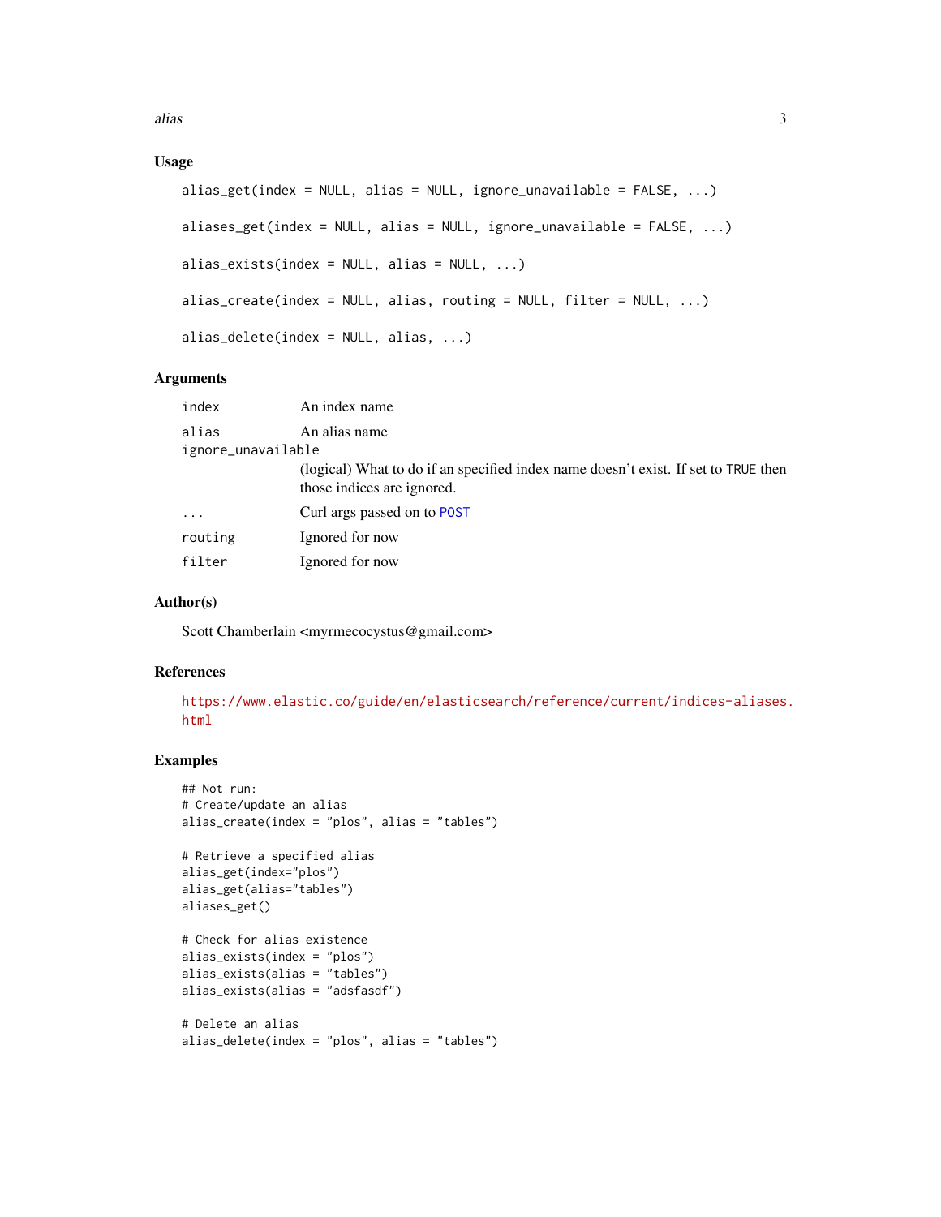## Usage

```
alias_get(index = NULL, alias = NULL, ignore_unavailable = FALSE, ...)

aliases_get(index = NULL, alias = NULL, ignore_unavailable = FALSE, ...)

alias_exists(index = NULL, alias = NULL, ...)

alias_create(index = NULL, alias, routing = NULL, filter = NULL, ...)

alias_delete(index = NULL, alias, ...)
```

## Arguments

| | |
|---|---|
| index | An index name |
| alias | An alias name |
| ignore_unavailable | (logical) What to do if an specified index name doesn't exist. If set to TRUE then those indices are ignored. |
| ... | Curl args passed on to POST |
| routing | Ignored for now |
| filter | Ignored for now |

## Author(s)

Scott Chamberlain <myrmecocystus@gmail.com>

## References

https://www.elastic.co/guide/en/elasticsearch/reference/current/indices-aliases.html

## Examples

```
## Not run:
# Create/update an alias
alias_create(index = "plos", alias = "tables")

# Retrieve a specified alias
alias_get(index="plos")
alias_get(alias="tables")
aliases_get()

# Check for alias existence
alias_exists(index = "plos")
alias_exists(alias = "tables")
alias_exists(alias = "adsfasdf")

# Delete an alias
alias_delete(index = "plos", alias = "tables")
```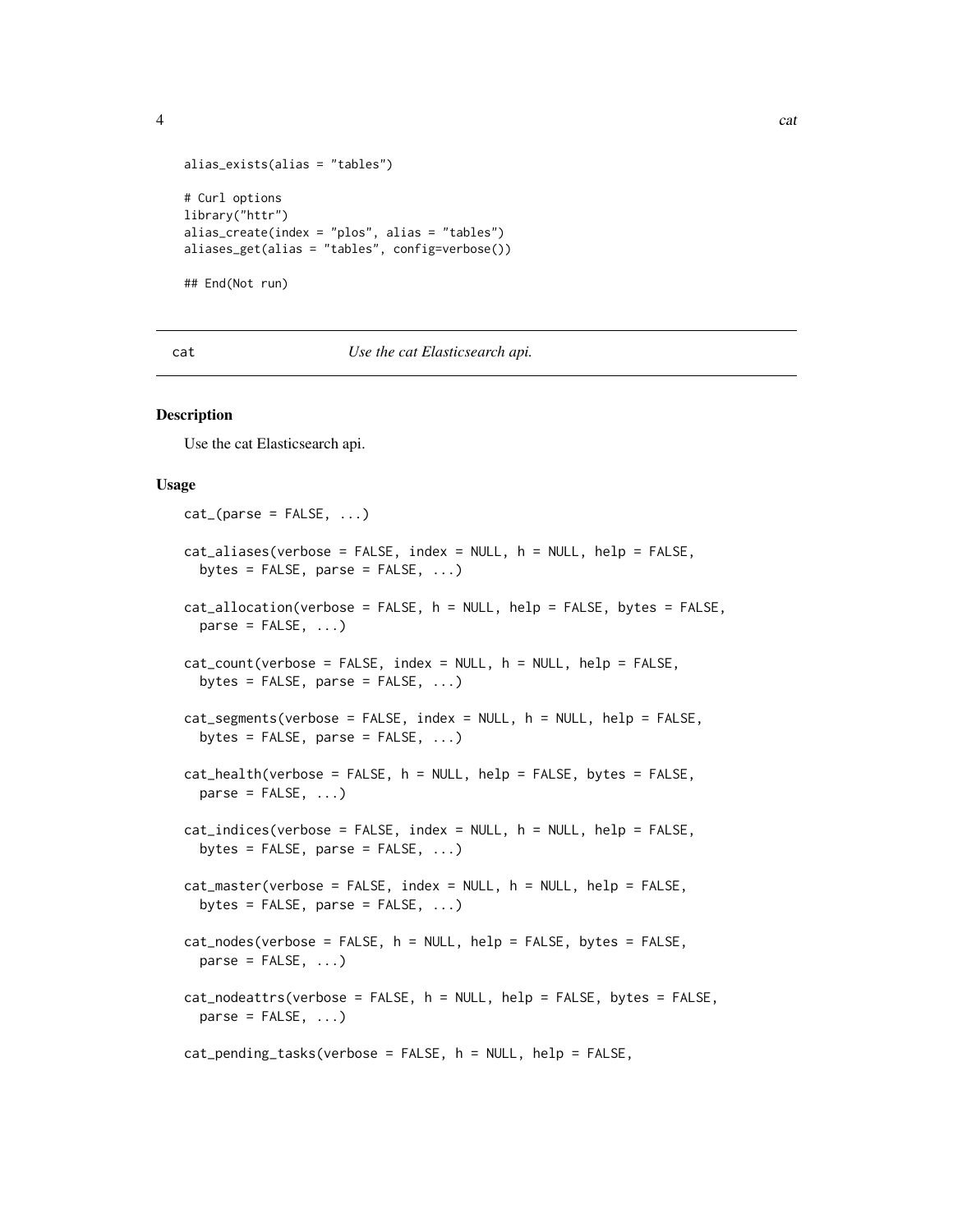```
alias_exists(alias = "tables")

# Curl options
library("httr")
alias_create(index = "plos", alias = "tables")
aliases_get(alias = "tables", config=verbose())

## End(Not run)
```

## cat — *Use the cat Elasticsearch api.*

### Description

Use the cat Elasticsearch api.

### Usage

```
cat_(parse = FALSE, ...)

cat_aliases(verbose = FALSE, index = NULL, h = NULL, help = FALSE,
  bytes = FALSE, parse = FALSE, ...)

cat_allocation(verbose = FALSE, h = NULL, help = FALSE, bytes = FALSE,
  parse = FALSE, ...)

cat_count(verbose = FALSE, index = NULL, h = NULL, help = FALSE,
  bytes = FALSE, parse = FALSE, ...)

cat_segments(verbose = FALSE, index = NULL, h = NULL, help = FALSE,
  bytes = FALSE, parse = FALSE, ...)

cat_health(verbose = FALSE, h = NULL, help = FALSE, bytes = FALSE,
  parse = FALSE, ...)

cat_indices(verbose = FALSE, index = NULL, h = NULL, help = FALSE,
  bytes = FALSE, parse = FALSE, ...)

cat_master(verbose = FALSE, index = NULL, h = NULL, help = FALSE,
  bytes = FALSE, parse = FALSE, ...)

cat_nodes(verbose = FALSE, h = NULL, help = FALSE, bytes = FALSE,
  parse = FALSE, ...)

cat_nodeattrs(verbose = FALSE, h = NULL, help = FALSE, bytes = FALSE,
  parse = FALSE, ...)

cat_pending_tasks(verbose = FALSE, h = NULL, help = FALSE,
```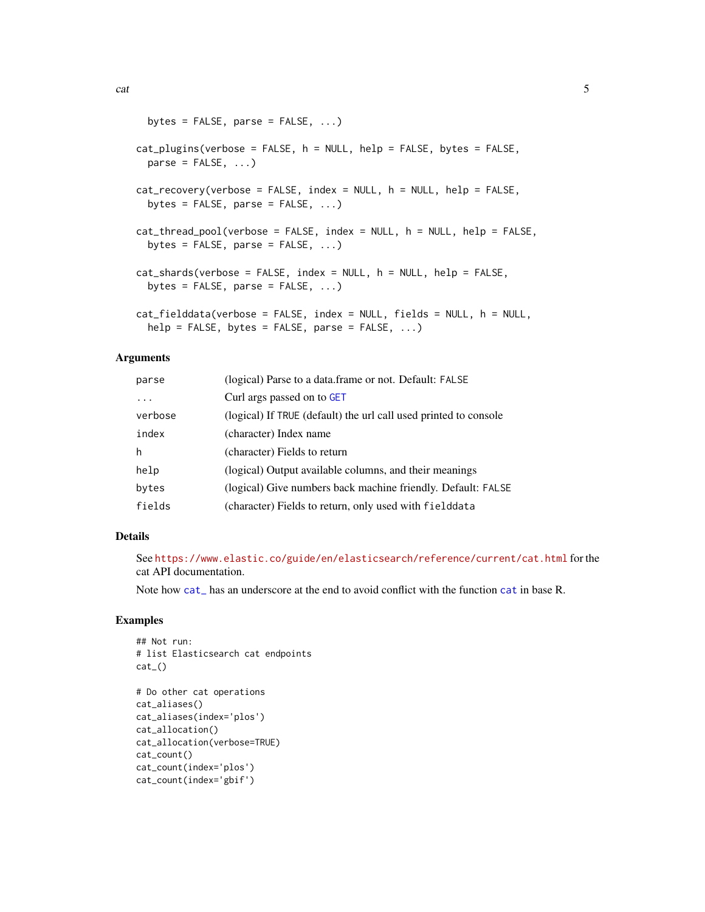```
  bytes = FALSE, parse = FALSE, ...)

cat_plugins(verbose = FALSE, h = NULL, help = FALSE, bytes = FALSE,
  parse = FALSE, ...)

cat_recovery(verbose = FALSE, index = NULL, h = NULL, help = FALSE,
  bytes = FALSE, parse = FALSE, ...)

cat_thread_pool(verbose = FALSE, index = NULL, h = NULL, help = FALSE,
  bytes = FALSE, parse = FALSE, ...)

cat_shards(verbose = FALSE, index = NULL, h = NULL, help = FALSE,
  bytes = FALSE, parse = FALSE, ...)

cat_fielddata(verbose = FALSE, index = NULL, fields = NULL, h = NULL,
  help = FALSE, bytes = FALSE, parse = FALSE, ...)
```

## Arguments

| | |
|---|---|
| `parse` | (logical) Parse to a data.frame or not. Default: `FALSE` |
| `...` | Curl args passed on to `GET` |
| `verbose` | (logical) If `TRUE` (default) the url call used printed to console |
| `index` | (character) Index name |
| `h` | (character) Fields to return |
| `help` | (logical) Output available columns, and their meanings |
| `bytes` | (logical) Give numbers back machine friendly. Default: `FALSE` |
| `fields` | (character) Fields to return, only used with `fielddata` |

## Details

See `https://www.elastic.co/guide/en/elasticsearch/reference/current/cat.html` for the cat API documentation.

Note how `cat_` has an underscore at the end to avoid conflict with the function `cat` in base R.

## Examples

```
## Not run:
# list Elasticsearch cat endpoints
cat_()

# Do other cat operations
cat_aliases()
cat_aliases(index='plos')
cat_allocation()
cat_allocation(verbose=TRUE)
cat_count()
cat_count(index='plos')
cat_count(index='gbif')
```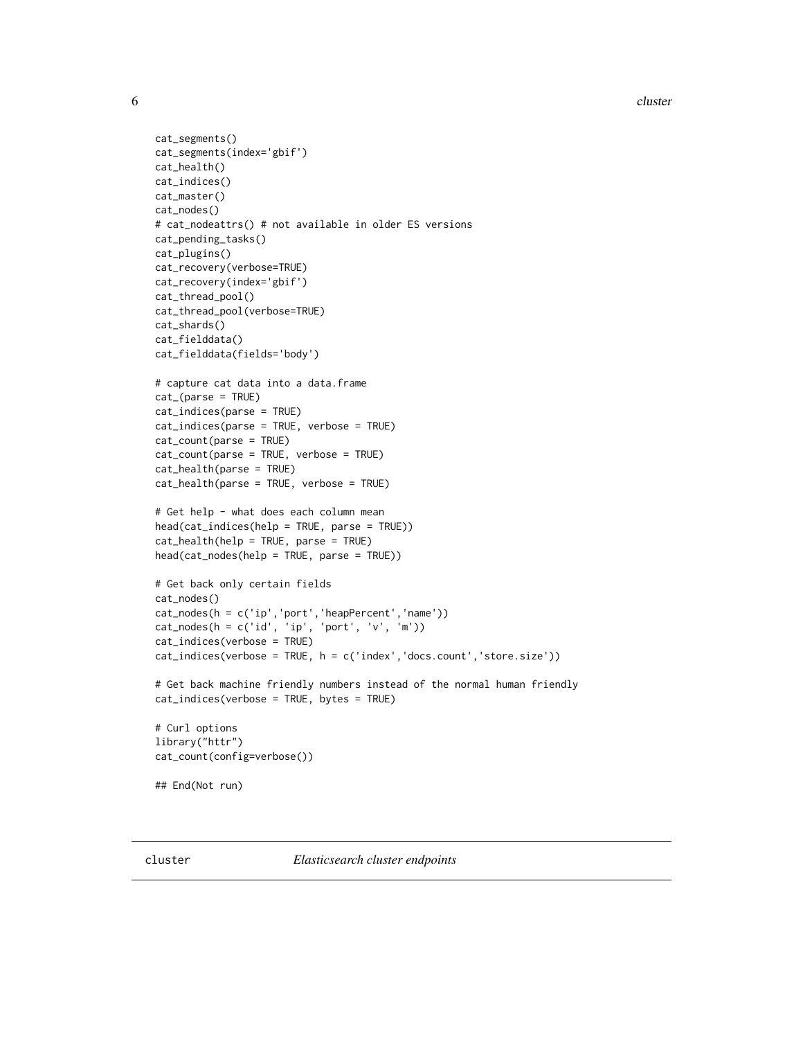```
cat_segments()
cat_segments(index='gbif')
cat_health()
cat_indices()
cat_master()
cat_nodes()
# cat_nodeattrs() # not available in older ES versions
cat_pending_tasks()
cat_plugins()
cat_recovery(verbose=TRUE)
cat_recovery(index='gbif')
cat_thread_pool()
cat_thread_pool(verbose=TRUE)
cat_shards()
cat_fielddata()
cat_fielddata(fields='body')

# capture cat data into a data.frame
cat_(parse = TRUE)
cat_indices(parse = TRUE)
cat_indices(parse = TRUE, verbose = TRUE)
cat_count(parse = TRUE)
cat_count(parse = TRUE, verbose = TRUE)
cat_health(parse = TRUE)
cat_health(parse = TRUE, verbose = TRUE)

# Get help - what does each column mean
head(cat_indices(help = TRUE, parse = TRUE))
cat_health(help = TRUE, parse = TRUE)
head(cat_nodes(help = TRUE, parse = TRUE))

# Get back only certain fields
cat_nodes()
cat_nodes(h = c('ip','port','heapPercent','name'))
cat_nodes(h = c('id', 'ip', 'port', 'v', 'm'))
cat_indices(verbose = TRUE)
cat_indices(verbose = TRUE, h = c('index','docs.count','store.size'))

# Get back machine friendly numbers instead of the normal human friendly
cat_indices(verbose = TRUE, bytes = TRUE)

# Curl options
library("httr")
cat_count(config=verbose())

## End(Not run)
```

## cluster *Elasticsearch cluster endpoints*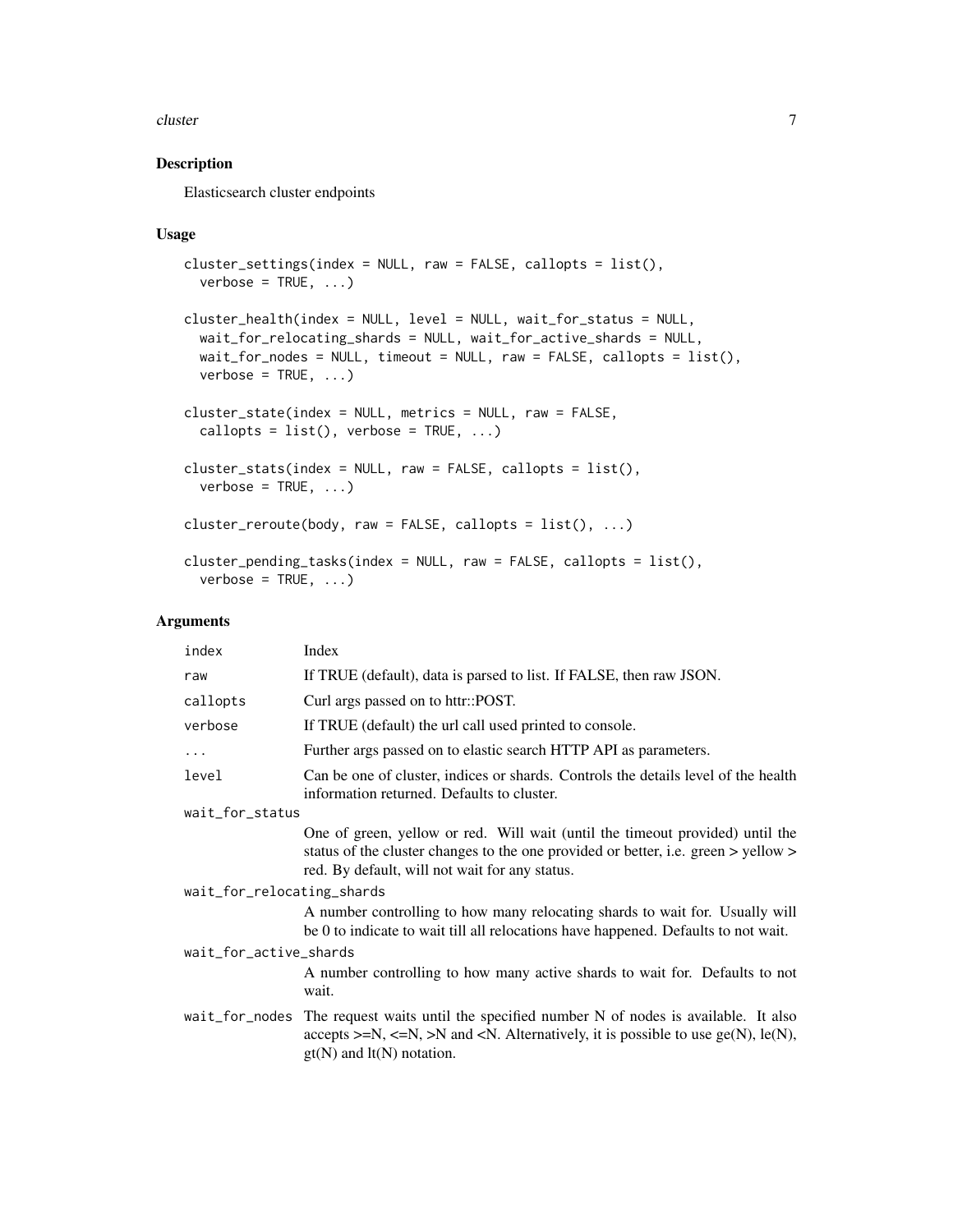## Description

Elasticsearch cluster endpoints

## Usage

```
cluster_settings(index = NULL, raw = FALSE, callopts = list(),
  verbose = TRUE, ...)

cluster_health(index = NULL, level = NULL, wait_for_status = NULL,
  wait_for_relocating_shards = NULL, wait_for_active_shards = NULL,
  wait_for_nodes = NULL, timeout = NULL, raw = FALSE, callopts = list(),
  verbose = TRUE, ...)

cluster_state(index = NULL, metrics = NULL, raw = FALSE,
  callopts = list(), verbose = TRUE, ...)

cluster_stats(index = NULL, raw = FALSE, callopts = list(),
  verbose = TRUE, ...)

cluster_reroute(body, raw = FALSE, callopts = list(), ...)

cluster_pending_tasks(index = NULL, raw = FALSE, callopts = list(),
  verbose = TRUE, ...)
```

## Arguments

| | |
|---|---|
| `index` | Index |
| `raw` | If TRUE (default), data is parsed to list. If FALSE, then raw JSON. |
| `callopts` | Curl args passed on to httr::POST. |
| `verbose` | If TRUE (default) the url call used printed to console. |
| `...` | Further args passed on to elastic search HTTP API as parameters. |
| `level` | Can be one of cluster, indices or shards. Controls the details level of the health information returned. Defaults to cluster. |
| `wait_for_status` | One of green, yellow or red. Will wait (until the timeout provided) until the status of the cluster changes to the one provided or better, i.e. green > yellow > red. By default, will not wait for any status. |
| `wait_for_relocating_shards` | A number controlling to how many relocating shards to wait for. Usually will be 0 to indicate to wait till all relocations have happened. Defaults to not wait. |
| `wait_for_active_shards` | A number controlling to how many active shards to wait for. Defaults to not wait. |
| `wait_for_nodes` | The request waits until the specified number N of nodes is available. It also accepts >=N, <=N, >N and <N. Alternatively, it is possible to use ge(N), le(N), gt(N) and lt(N) notation. |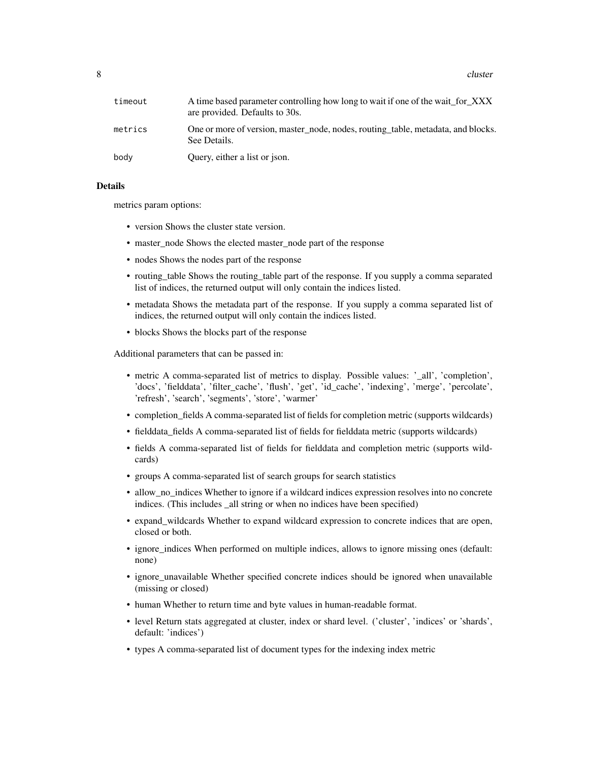| | |
|---|---|
| `timeout` | A time based parameter controlling how long to wait if one of the wait_for_XXX are provided. Defaults to 30s. |
| `metrics` | One or more of version, master_node, nodes, routing_table, metadata, and blocks. See Details. |
| `body` | Query, either a list or json. |

### Details

metrics param options:

- version Shows the cluster state version.
- master_node Shows the elected master_node part of the response
- nodes Shows the nodes part of the response
- routing_table Shows the routing_table part of the response. If you supply a comma separated list of indices, the returned output will only contain the indices listed.
- metadata Shows the metadata part of the response. If you supply a comma separated list of indices, the returned output will only contain the indices listed.
- blocks Shows the blocks part of the response

Additional parameters that can be passed in:

- metric A comma-separated list of metrics to display. Possible values: '_all', 'completion', 'docs', 'fielddata', 'filter_cache', 'flush', 'get', 'id_cache', 'indexing', 'merge', 'percolate', 'refresh', 'search', 'segments', 'store', 'warmer'
- completion_fields A comma-separated list of fields for completion metric (supports wildcards)
- fielddata_fields A comma-separated list of fields for fielddata metric (supports wildcards)
- fields A comma-separated list of fields for fielddata and completion metric (supports wildcards)
- groups A comma-separated list of search groups for search statistics
- allow_no_indices Whether to ignore if a wildcard indices expression resolves into no concrete indices. (This includes _all string or when no indices have been specified)
- expand_wildcards Whether to expand wildcard expression to concrete indices that are open, closed or both.
- ignore_indices When performed on multiple indices, allows to ignore missing ones (default: none)
- ignore_unavailable Whether specified concrete indices should be ignored when unavailable (missing or closed)
- human Whether to return time and byte values in human-readable format.
- level Return stats aggregated at cluster, index or shard level. ('cluster', 'indices' or 'shards', default: 'indices')
- types A comma-separated list of document types for the indexing index metric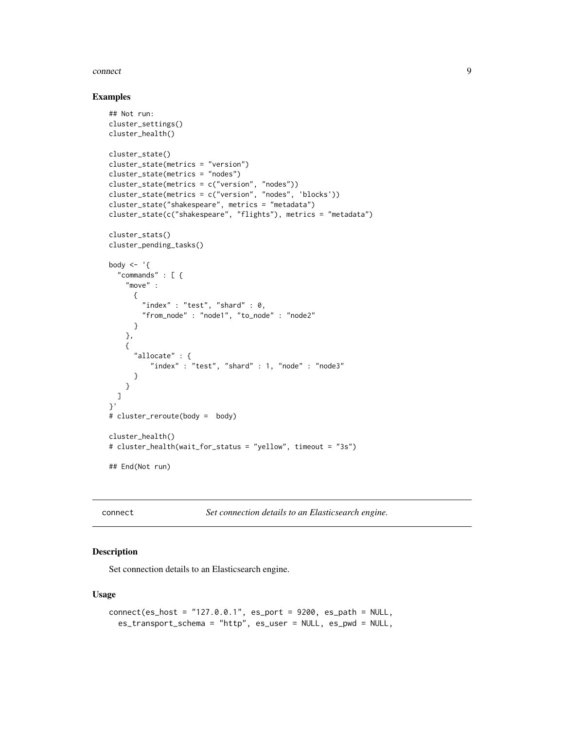### Examples

```
## Not run:
cluster_settings()
cluster_health()

cluster_state()
cluster_state(metrics = "version")
cluster_state(metrics = "nodes")
cluster_state(metrics = c("version", "nodes"))
cluster_state(metrics = c("version", "nodes", 'blocks'))
cluster_state("shakespeare", metrics = "metadata")
cluster_state(c("shakespeare", "flights"), metrics = "metadata")

cluster_stats()
cluster_pending_tasks()

body <- '{
  "commands" : [ {
    "move" :
      {
        "index" : "test", "shard" : 0,
        "from_node" : "node1", "to_node" : "node2"
      }
    },
    {
      "allocate" : {
          "index" : "test", "shard" : 1, "node" : "node3"
      }
    }
  ]
}'
# cluster_reroute(body =  body)

cluster_health()
# cluster_health(wait_for_status = "yellow", timeout = "3s")

## End(Not run)
```

---

## connect — *Set connection details to an Elasticsearch engine.*

### Description

Set connection details to an Elasticsearch engine.

### Usage

```
connect(es_host = "127.0.0.1", es_port = 9200, es_path = NULL,
  es_transport_schema = "http", es_user = NULL, es_pwd = NULL,
```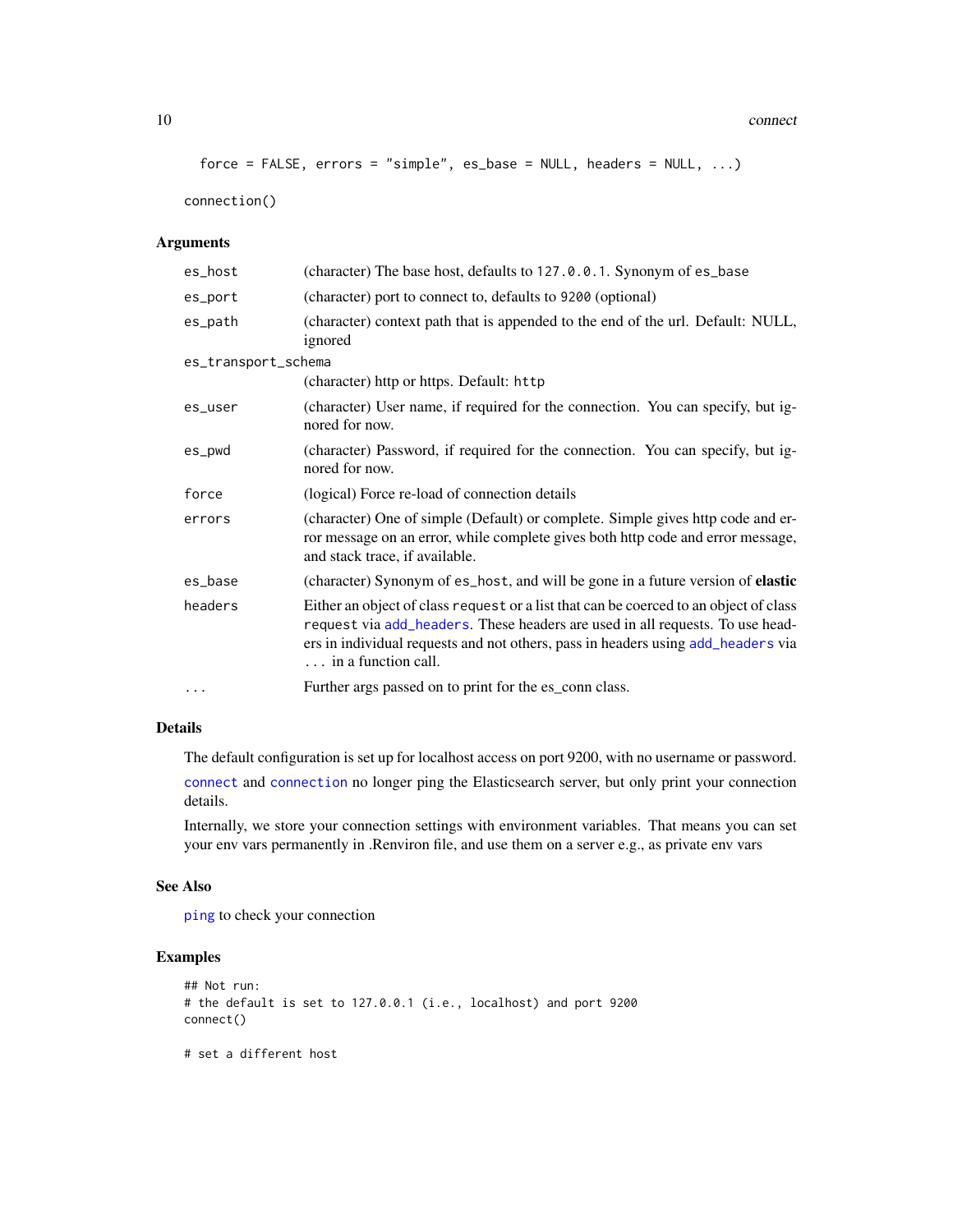```
  force = FALSE, errors = "simple", es_base = NULL, headers = NULL, ...)

connection()
```

### Arguments

| | |
|---|---|
| es_host | (character) The base host, defaults to 127.0.0.1. Synonym of es_base |
| es_port | (character) port to connect to, defaults to 9200 (optional) |
| es_path | (character) context path that is appended to the end of the url. Default: NULL, ignored |
| es_transport_schema | (character) http or https. Default: http |
| es_user | (character) User name, if required for the connection. You can specify, but ignored for now. |
| es_pwd | (character) Password, if required for the connection. You can specify, but ignored for now. |
| force | (logical) Force re-load of connection details |
| errors | (character) One of simple (Default) or complete. Simple gives http code and error message on an error, while complete gives both http code and error message, and stack trace, if available. |
| es_base | (character) Synonym of es_host, and will be gone in a future version of **elastic** |
| headers | Either an object of class request or a list that can be coerced to an object of class request via add_headers. These headers are used in all requests. To use headers in individual requests and not others, pass in headers using add_headers via ... in a function call. |
| ... | Further args passed on to print for the es_conn class. |

### Details

The default configuration is set up for localhost access on port 9200, with no username or password.

connect and connection no longer ping the Elasticsearch server, but only print your connection details.

Internally, we store your connection settings with environment variables. That means you can set your env vars permanently in .Renviron file, and use them on a server e.g., as private env vars

### See Also

ping to check your connection

### Examples

```
## Not run:
# the default is set to 127.0.0.1 (i.e., localhost) and port 9200
connect()

# set a different host
```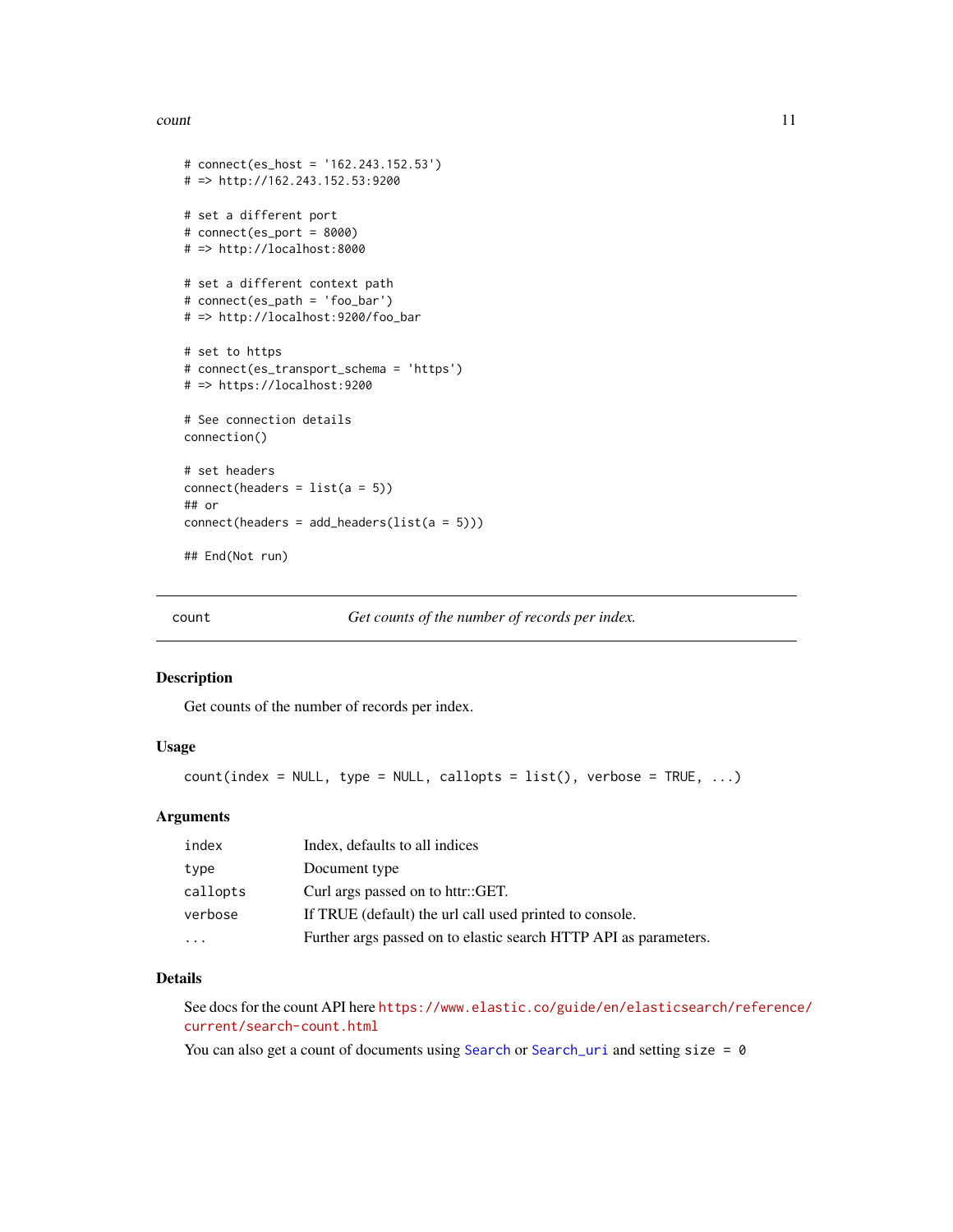```
# connect(es_host = '162.243.152.53')
# => http://162.243.152.53:9200

# set a different port
# connect(es_port = 8000)
# => http://localhost:8000

# set a different context path
# connect(es_path = 'foo_bar')
# => http://localhost:9200/foo_bar

# set to https
# connect(es_transport_schema = 'https')
# => https://localhost:9200

# See connection details
connection()

# set headers
connect(headers = list(a = 5))
## or
connect(headers = add_headers(list(a = 5)))

## End(Not run)
```

---

## count — *Get counts of the number of records per index.*

---

### Description

Get counts of the number of records per index.

### Usage

```
count(index = NULL, type = NULL, callopts = list(), verbose = TRUE, ...)
```

### Arguments

| | |
|---|---|
| index | Index, defaults to all indices |
| type | Document type |
| callopts | Curl args passed on to httr::GET. |
| verbose | If TRUE (default) the url call used printed to console. |
| ... | Further args passed on to elastic search HTTP API as parameters. |

### Details

See docs for the count API here https://www.elastic.co/guide/en/elasticsearch/reference/current/search-count.html

You can also get a count of documents using `Search` or `Search_uri` and setting `size = 0`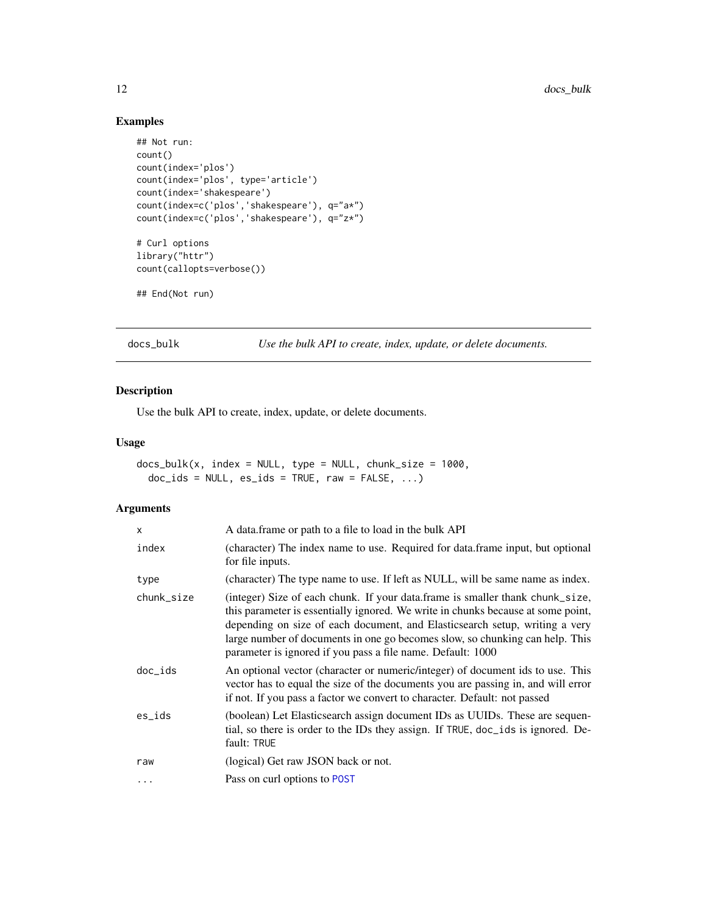## Examples

```
## Not run:
count()
count(index='plos')
count(index='plos', type='article')
count(index='shakespeare')
count(index=c('plos','shakespeare'), q="a*")
count(index=c('plos','shakespeare'), q="z*")

# Curl options
library("httr")
count(callopts=verbose())

## End(Not run)
```

---

# docs_bulk — *Use the bulk API to create, index, update, or delete documents.*

## Description

Use the bulk API to create, index, update, or delete documents.

## Usage

```
docs_bulk(x, index = NULL, type = NULL, chunk_size = 1000,
  doc_ids = NULL, es_ids = TRUE, raw = FALSE, ...)
```

## Arguments

| | |
|---|---|
| x | A data.frame or path to a file to load in the bulk API |
| index | (character) The index name to use. Required for data.frame input, but optional for file inputs. |
| type | (character) The type name to use. If left as NULL, will be same name as index. |
| chunk_size | (integer) Size of each chunk. If your data.frame is smaller thank chunk_size, this parameter is essentially ignored. We write in chunks because at some point, depending on size of each document, and Elasticsearch setup, writing a very large number of documents in one go becomes slow, so chunking can help. This parameter is ignored if you pass a file name. Default: 1000 |
| doc_ids | An optional vector (character or numeric/integer) of document ids to use. This vector has to equal the size of the documents you are passing in, and will error if not. If you pass a factor we convert to character. Default: not passed |
| es_ids | (boolean) Let Elasticsearch assign document IDs as UUIDs. These are sequential, so there is order to the IDs they assign. If TRUE, doc_ids is ignored. Default: TRUE |
| raw | (logical) Get raw JSON back or not. |
| ... | Pass on curl options to POST |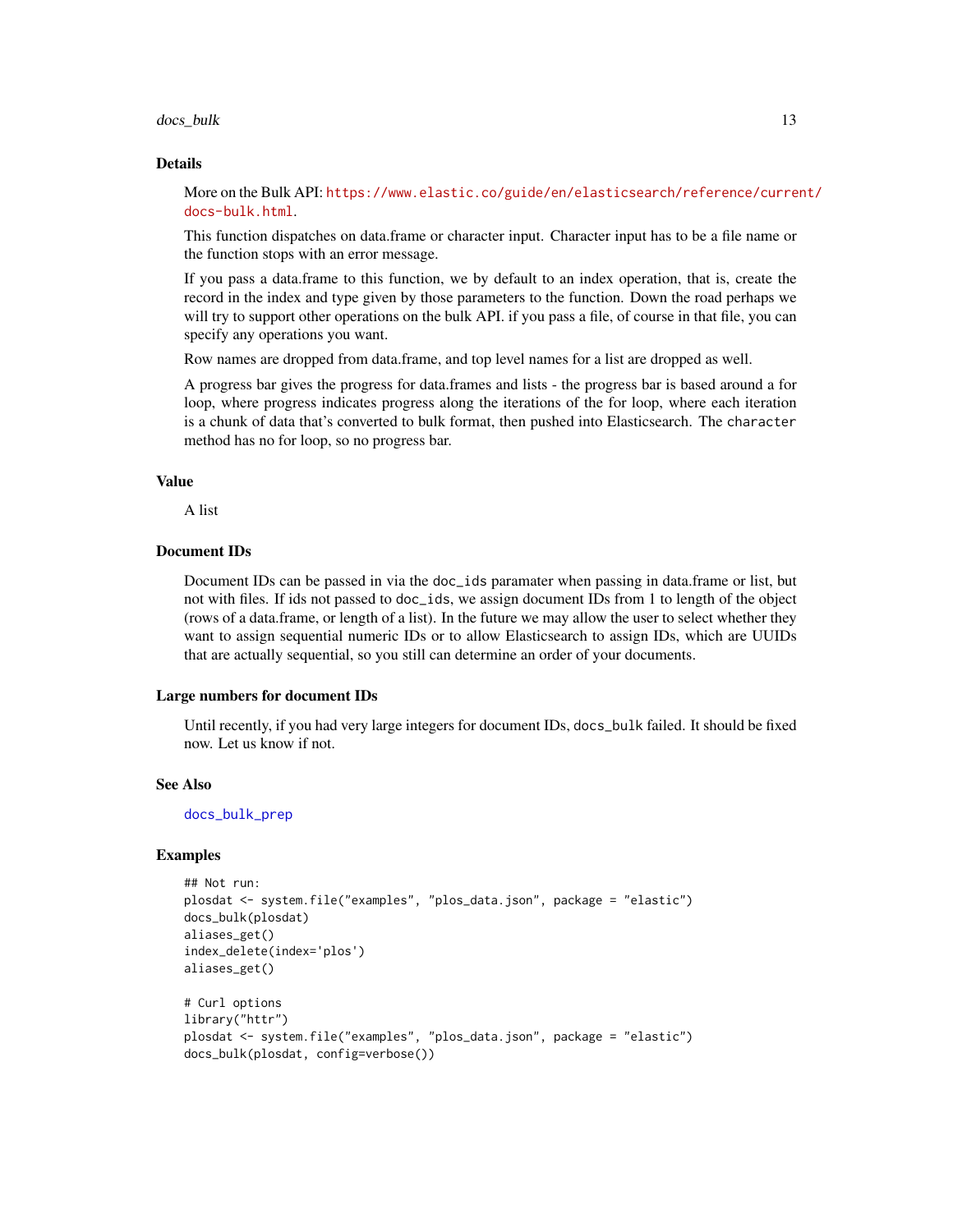## Details

More on the Bulk API: https://www.elastic.co/guide/en/elasticsearch/reference/current/docs-bulk.html.

This function dispatches on data.frame or character input. Character input has to be a file name or the function stops with an error message.

If you pass a data.frame to this function, we by default to an index operation, that is, create the record in the index and type given by those parameters to the function. Down the road perhaps we will try to support other operations on the bulk API. if you pass a file, of course in that file, you can specify any operations you want.

Row names are dropped from data.frame, and top level names for a list are dropped as well.

A progress bar gives the progress for data.frames and lists - the progress bar is based around a for loop, where progress indicates progress along the iterations of the for loop, where each iteration is a chunk of data that's converted to bulk format, then pushed into Elasticsearch. The `character` method has no for loop, so no progress bar.

## Value

A list

## Document IDs

Document IDs can be passed in via the `doc_ids` paramater when passing in data.frame or list, but not with files. If ids not passed to `doc_ids`, we assign document IDs from 1 to length of the object (rows of a data.frame, or length of a list). In the future we may allow the user to select whether they want to assign sequential numeric IDs or to allow Elasticsearch to assign IDs, which are UUIDs that are actually sequential, so you still can determine an order of your documents.

## Large numbers for document IDs

Until recently, if you had very large integers for document IDs, `docs_bulk` failed. It should be fixed now. Let us know if not.

## See Also

`docs_bulk_prep`

## Examples

```
## Not run:
plosdat <- system.file("examples", "plos_data.json", package = "elastic")
docs_bulk(plosdat)
aliases_get()
index_delete(index='plos')
aliases_get()

# Curl options
library("httr")
plosdat <- system.file("examples", "plos_data.json", package = "elastic")
docs_bulk(plosdat, config=verbose())
```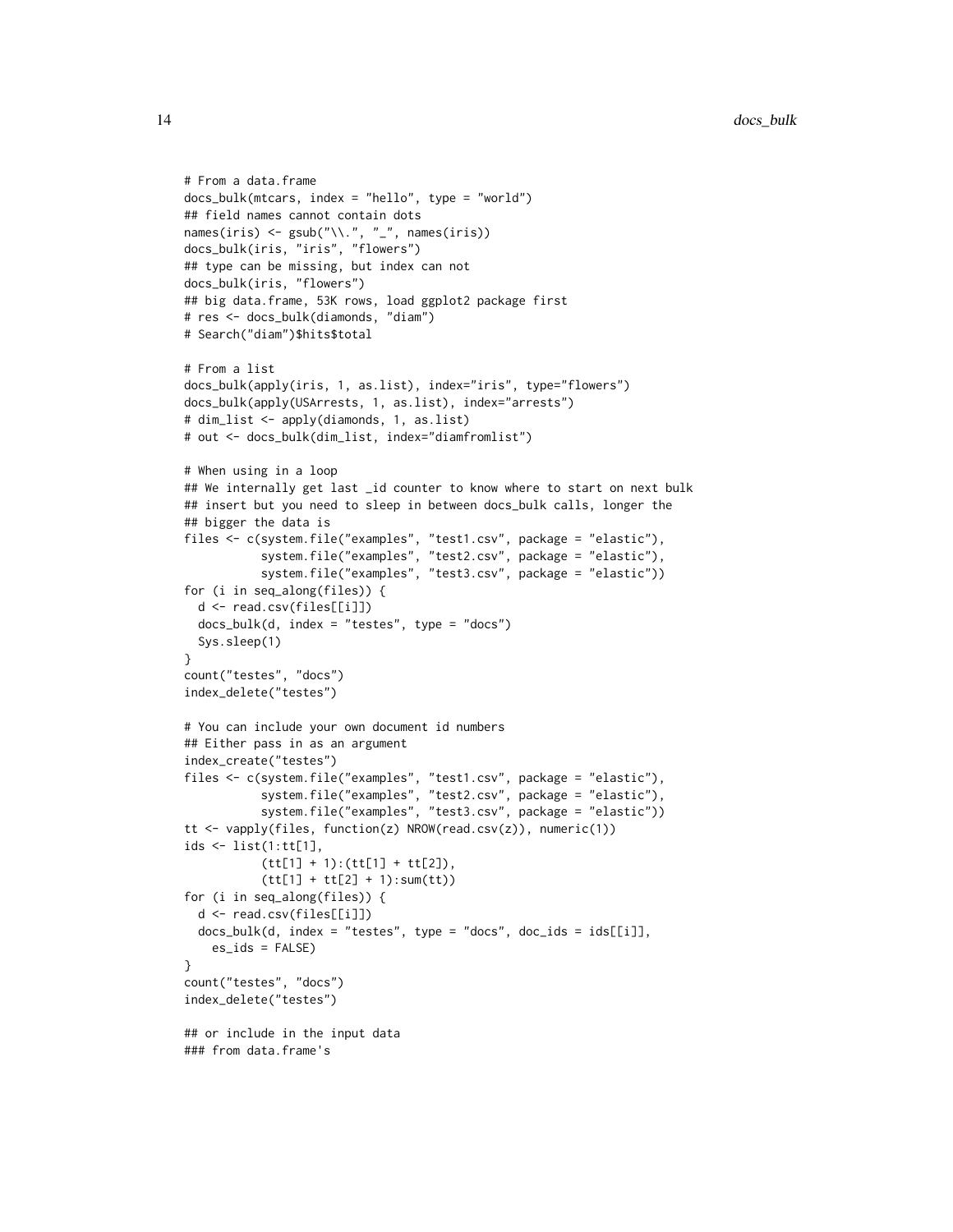```
# From a data.frame
docs_bulk(mtcars, index = "hello", type = "world")
## field names cannot contain dots
names(iris) <- gsub("\\.", "_", names(iris))
docs_bulk(iris, "iris", "flowers")
## type can be missing, but index can not
docs_bulk(iris, "flowers")
## big data.frame, 53K rows, load ggplot2 package first
# res <- docs_bulk(diamonds, "diam")
# Search("diam")$hits$total

# From a list
docs_bulk(apply(iris, 1, as.list), index="iris", type="flowers")
docs_bulk(apply(USArrests, 1, as.list), index="arrests")
# dim_list <- apply(diamonds, 1, as.list)
# out <- docs_bulk(dim_list, index="diamfromlist")

# When using in a loop
## We internally get last _id counter to know where to start on next bulk
## insert but you need to sleep in between docs_bulk calls, longer the
## bigger the data is
files <- c(system.file("examples", "test1.csv", package = "elastic"),
           system.file("examples", "test2.csv", package = "elastic"),
           system.file("examples", "test3.csv", package = "elastic"))
for (i in seq_along(files)) {
  d <- read.csv(files[[i]])
  docs_bulk(d, index = "testes", type = "docs")
  Sys.sleep(1)
}
count("testes", "docs")
index_delete("testes")

# You can include your own document id numbers
## Either pass in as an argument
index_create("testes")
files <- c(system.file("examples", "test1.csv", package = "elastic"),
           system.file("examples", "test2.csv", package = "elastic"),
           system.file("examples", "test3.csv", package = "elastic"))
tt <- vapply(files, function(z) NROW(read.csv(z)), numeric(1))
ids <- list(1:tt[1],
           (tt[1] + 1):(tt[1] + tt[2]),
           (tt[1] + tt[2] + 1):sum(tt))
for (i in seq_along(files)) {
  d <- read.csv(files[[i]])
  docs_bulk(d, index = "testes", type = "docs", doc_ids = ids[[i]],
    es_ids = FALSE)
}
count("testes", "docs")
index_delete("testes")

## or include in the input data
### from data.frame's
```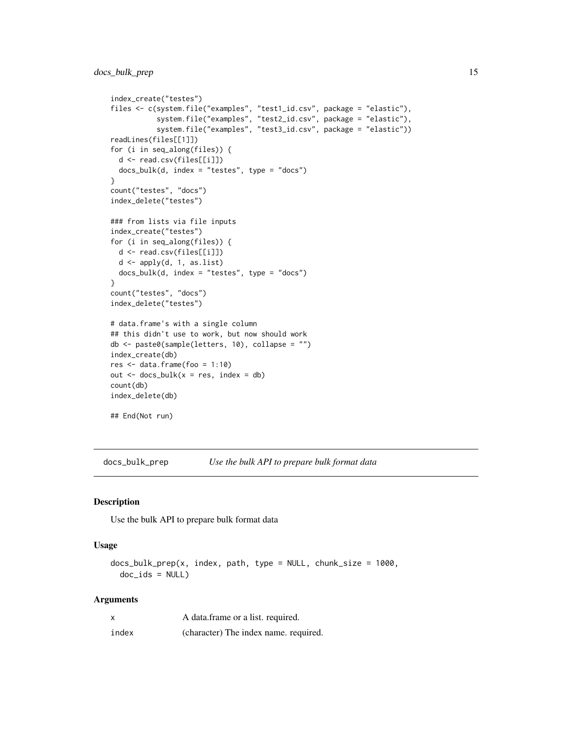```
index_create("testes")
files <- c(system.file("examples", "test1_id.csv", package = "elastic"),
           system.file("examples", "test2_id.csv", package = "elastic"),
           system.file("examples", "test3_id.csv", package = "elastic"))
readLines(files[[1]])
for (i in seq_along(files)) {
  d <- read.csv(files[[i]])
  docs_bulk(d, index = "testes", type = "docs")
}
count("testes", "docs")
index_delete("testes")

### from lists via file inputs
index_create("testes")
for (i in seq_along(files)) {
  d <- read.csv(files[[i]])
  d <- apply(d, 1, as.list)
  docs_bulk(d, index = "testes", type = "docs")
}
count("testes", "docs")
index_delete("testes")

# data.frame's with a single column
## this didn't use to work, but now should work
db <- paste0(sample(letters, 10), collapse = "")
index_create(db)
res <- data.frame(foo = 1:10)
out <- docs_bulk(x = res, index = db)
count(db)
index_delete(db)

## End(Not run)
```

## docs_bulk_prep — *Use the bulk API to prepare bulk format data*

### Description

Use the bulk API to prepare bulk format data

### Usage

```
docs_bulk_prep(x, index, path, type = NULL, chunk_size = 1000,
  doc_ids = NULL)
```

### Arguments

| | |
|---|---|
| x | A data.frame or a list. required. |
| index | (character) The index name. required. |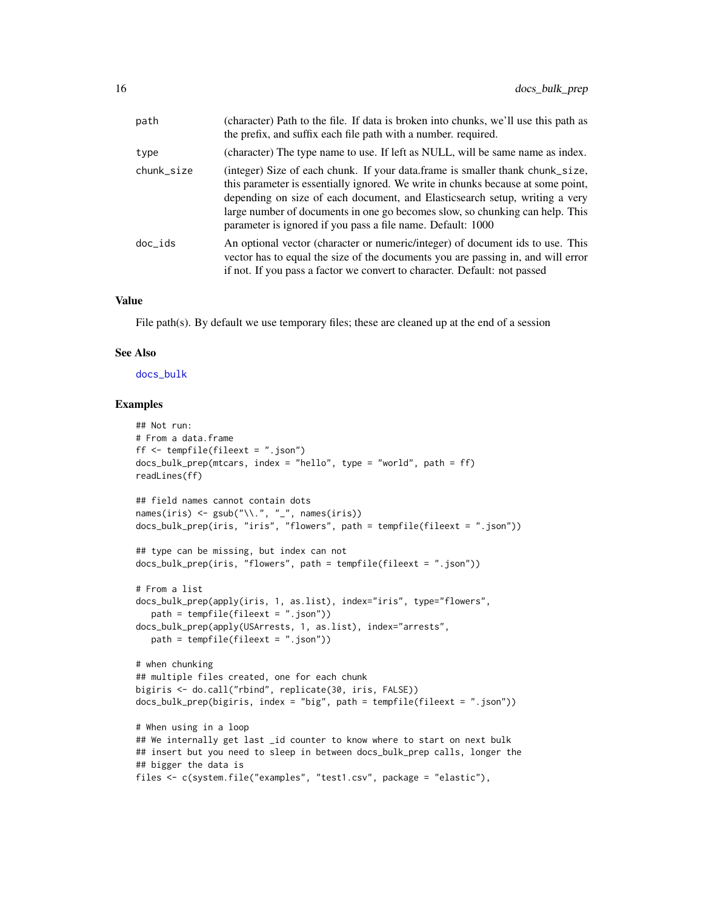| | |
|---|---|
| path | (character) Path to the file. If data is broken into chunks, we'll use this path as the prefix, and suffix each file path with a number. required. |
| type | (character) The type name to use. If left as NULL, will be same name as index. |
| chunk_size | (integer) Size of each chunk. If your data.frame is smaller thank chunk_size, this parameter is essentially ignored. We write in chunks because at some point, depending on size of each document, and Elasticsearch setup, writing a very large number of documents in one go becomes slow, so chunking can help. This parameter is ignored if you pass a file name. Default: 1000 |
| doc_ids | An optional vector (character or numeric/integer) of document ids to use. This vector has to equal the size of the documents you are passing in, and will error if not. If you pass a factor we convert to character. Default: not passed |

### Value

File path(s). By default we use temporary files; these are cleaned up at the end of a session

### See Also

docs_bulk

### Examples

```
## Not run:
# From a data.frame
ff <- tempfile(fileext = ".json")
docs_bulk_prep(mtcars, index = "hello", type = "world", path = ff)
readLines(ff)

## field names cannot contain dots
names(iris) <- gsub("\\.", "_", names(iris))
docs_bulk_prep(iris, "iris", "flowers", path = tempfile(fileext = ".json"))

## type can be missing, but index can not
docs_bulk_prep(iris, "flowers", path = tempfile(fileext = ".json"))

# From a list
docs_bulk_prep(apply(iris, 1, as.list), index="iris", type="flowers",
   path = tempfile(fileext = ".json"))
docs_bulk_prep(apply(USArrests, 1, as.list), index="arrests",
   path = tempfile(fileext = ".json"))

# when chunking
## multiple files created, one for each chunk
bigiris <- do.call("rbind", replicate(30, iris, FALSE))
docs_bulk_prep(bigiris, index = "big", path = tempfile(fileext = ".json"))

# When using in a loop
## We internally get last _id counter to know where to start on next bulk
## insert but you need to sleep in between docs_bulk_prep calls, longer the
## bigger the data is
files <- c(system.file("examples", "test1.csv", package = "elastic"),
```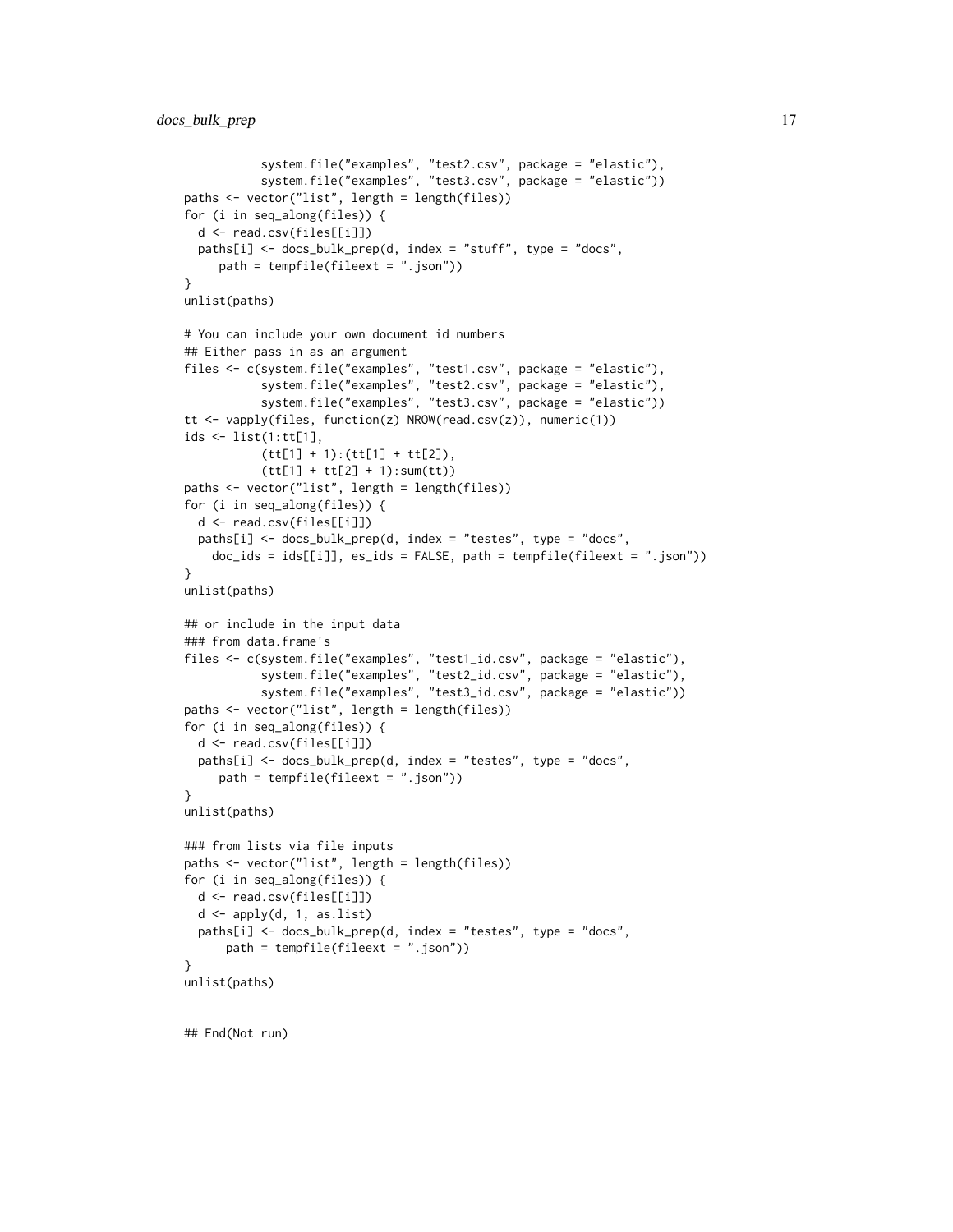```
          system.file("examples", "test2.csv", package = "elastic"),
          system.file("examples", "test3.csv", package = "elastic"))
paths <- vector("list", length = length(files))
for (i in seq_along(files)) {
  d <- read.csv(files[[i]])
  paths[i] <- docs_bulk_prep(d, index = "stuff", type = "docs",
     path = tempfile(fileext = ".json"))
}
unlist(paths)

# You can include your own document id numbers
## Either pass in as an argument
files <- c(system.file("examples", "test1.csv", package = "elastic"),
          system.file("examples", "test2.csv", package = "elastic"),
          system.file("examples", "test3.csv", package = "elastic"))
tt <- vapply(files, function(z) NROW(read.csv(z)), numeric(1))
ids <- list(1:tt[1],
          (tt[1] + 1):(tt[1] + tt[2]),
          (tt[1] + tt[2] + 1):sum(tt))
paths <- vector("list", length = length(files))
for (i in seq_along(files)) {
  d <- read.csv(files[[i]])
  paths[i] <- docs_bulk_prep(d, index = "testes", type = "docs",
    doc_ids = ids[[i]], es_ids = FALSE, path = tempfile(fileext = ".json"))
}
unlist(paths)

## or include in the input data
### from data.frame's
files <- c(system.file("examples", "test1_id.csv", package = "elastic"),
          system.file("examples", "test2_id.csv", package = "elastic"),
          system.file("examples", "test3_id.csv", package = "elastic"))
paths <- vector("list", length = length(files))
for (i in seq_along(files)) {
  d <- read.csv(files[[i]])
  paths[i] <- docs_bulk_prep(d, index = "testes", type = "docs",
     path = tempfile(fileext = ".json"))
}
unlist(paths)

### from lists via file inputs
paths <- vector("list", length = length(files))
for (i in seq_along(files)) {
  d <- read.csv(files[[i]])
  d <- apply(d, 1, as.list)
  paths[i] <- docs_bulk_prep(d, index = "testes", type = "docs",
      path = tempfile(fileext = ".json"))
}
unlist(paths)


## End(Not run)
```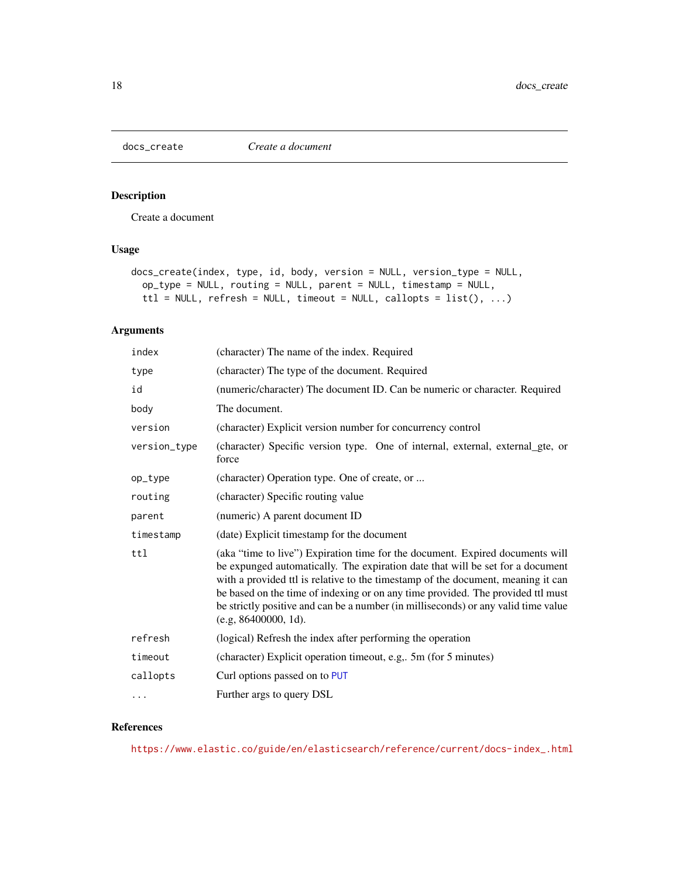## docs_create    *Create a document*

### Description

Create a document

### Usage

```
docs_create(index, type, id, body, version = NULL, version_type = NULL,
  op_type = NULL, routing = NULL, parent = NULL, timestamp = NULL,
  ttl = NULL, refresh = NULL, timeout = NULL, callopts = list(), ...)
```

### Arguments

| | |
|---|---|
| `index` | (character) The name of the index. Required |
| `type` | (character) The type of the document. Required |
| `id` | (numeric/character) The document ID. Can be numeric or character. Required |
| `body` | The document. |
| `version` | (character) Explicit version number for concurrency control |
| `version_type` | (character) Specific version type. One of internal, external, external_gte, or force |
| `op_type` | (character) Operation type. One of create, or ... |
| `routing` | (character) Specific routing value |
| `parent` | (numeric) A parent document ID |
| `timestamp` | (date) Explicit timestamp for the document |
| `ttl` | (aka "time to live") Expiration time for the document. Expired documents will be expunged automatically. The expiration date that will be set for a document with a provided ttl is relative to the timestamp of the document, meaning it can be based on the time of indexing or on any time provided. The provided ttl must be strictly positive and can be a number (in milliseconds) or any valid time value (e.g, 86400000, 1d). |
| `refresh` | (logical) Refresh the index after performing the operation |
| `timeout` | (character) Explicit operation timeout, e.g,. 5m (for 5 minutes) |
| `callopts` | Curl options passed on to PUT |
| `...` | Further args to query DSL |

### References

https://www.elastic.co/guide/en/elasticsearch/reference/current/docs-index_.html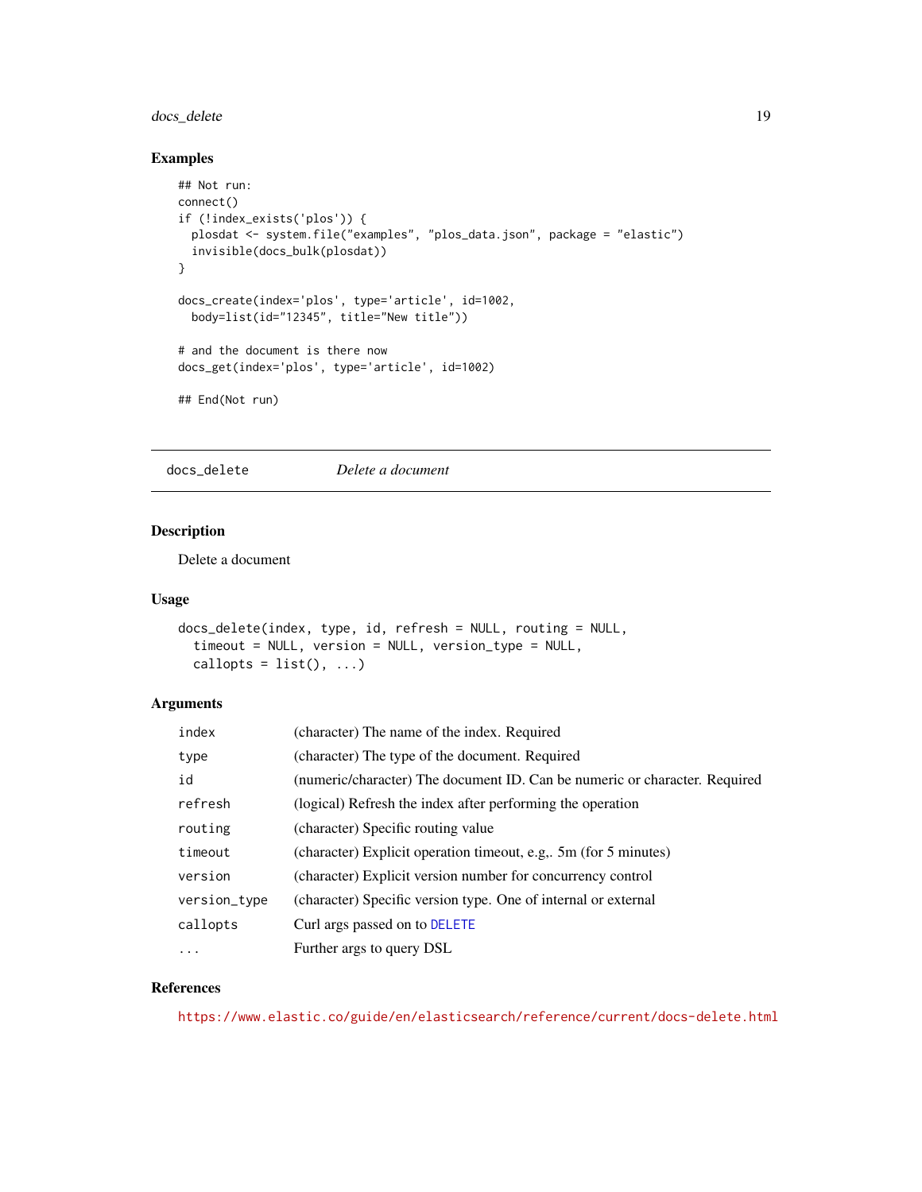### Examples

```
## Not run:
connect()
if (!index_exists('plos')) {
  plosdat <- system.file("examples", "plos_data.json", package = "elastic")
  invisible(docs_bulk(plosdat))
}

docs_create(index='plos', type='article', id=1002,
  body=list(id="12345", title="New title"))

# and the document is there now
docs_get(index='plos', type='article', id=1002)

## End(Not run)
```

---

## docs_delete — *Delete a document*

### Description

Delete a document

### Usage

```
docs_delete(index, type, id, refresh = NULL, routing = NULL,
  timeout = NULL, version = NULL, version_type = NULL,
  callopts = list(), ...)
```

### Arguments

| | |
|---|---|
| index | (character) The name of the index. Required |
| type | (character) The type of the document. Required |
| id | (numeric/character) The document ID. Can be numeric or character. Required |
| refresh | (logical) Refresh the index after performing the operation |
| routing | (character) Specific routing value |
| timeout | (character) Explicit operation timeout, e.g,. 5m (for 5 minutes) |
| version | (character) Explicit version number for concurrency control |
| version_type | (character) Specific version type. One of internal or external |
| callopts | Curl args passed on to DELETE |
| ... | Further args to query DSL |

### References

https://www.elastic.co/guide/en/elasticsearch/reference/current/docs-delete.html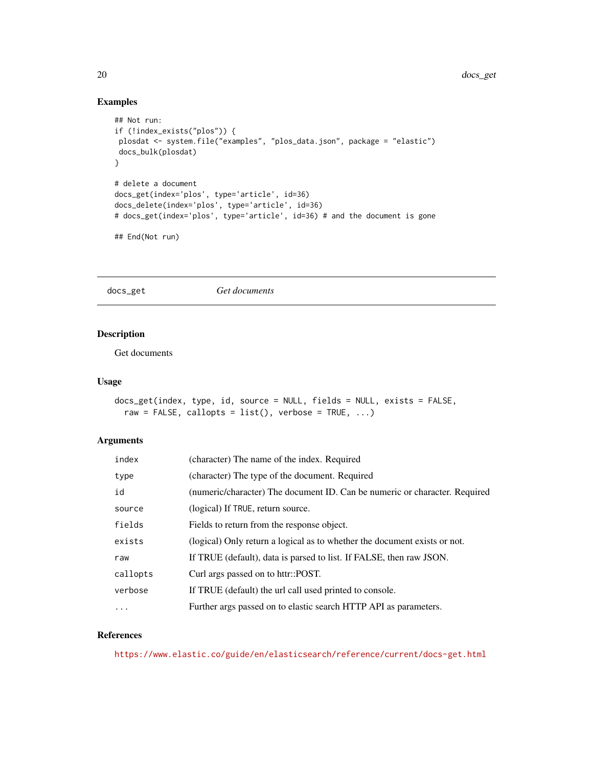## Examples

```
## Not run:
if (!index_exists("plos")) {
 plosdat <- system.file("examples", "plos_data.json", package = "elastic")
 docs_bulk(plosdat)
}

# delete a document
docs_get(index='plos', type='article', id=36)
docs_delete(index='plos', type='article', id=36)
# docs_get(index='plos', type='article', id=36) # and the document is gone

## End(Not run)
```

---

# docs_get — *Get documents*

---

## Description

Get documents

## Usage

```
docs_get(index, type, id, source = NULL, fields = NULL, exists = FALSE,
  raw = FALSE, callopts = list(), verbose = TRUE, ...)
```

## Arguments

| | |
|---|---|
| index | (character) The name of the index. Required |
| type | (character) The type of the document. Required |
| id | (numeric/character) The document ID. Can be numeric or character. Required |
| source | (logical) If TRUE, return source. |
| fields | Fields to return from the response object. |
| exists | (logical) Only return a logical as to whether the document exists or not. |
| raw | If TRUE (default), data is parsed to list. If FALSE, then raw JSON. |
| callopts | Curl args passed on to httr::POST. |
| verbose | If TRUE (default) the url call used printed to console. |
| ... | Further args passed on to elastic search HTTP API as parameters. |

## References

https://www.elastic.co/guide/en/elasticsearch/reference/current/docs-get.html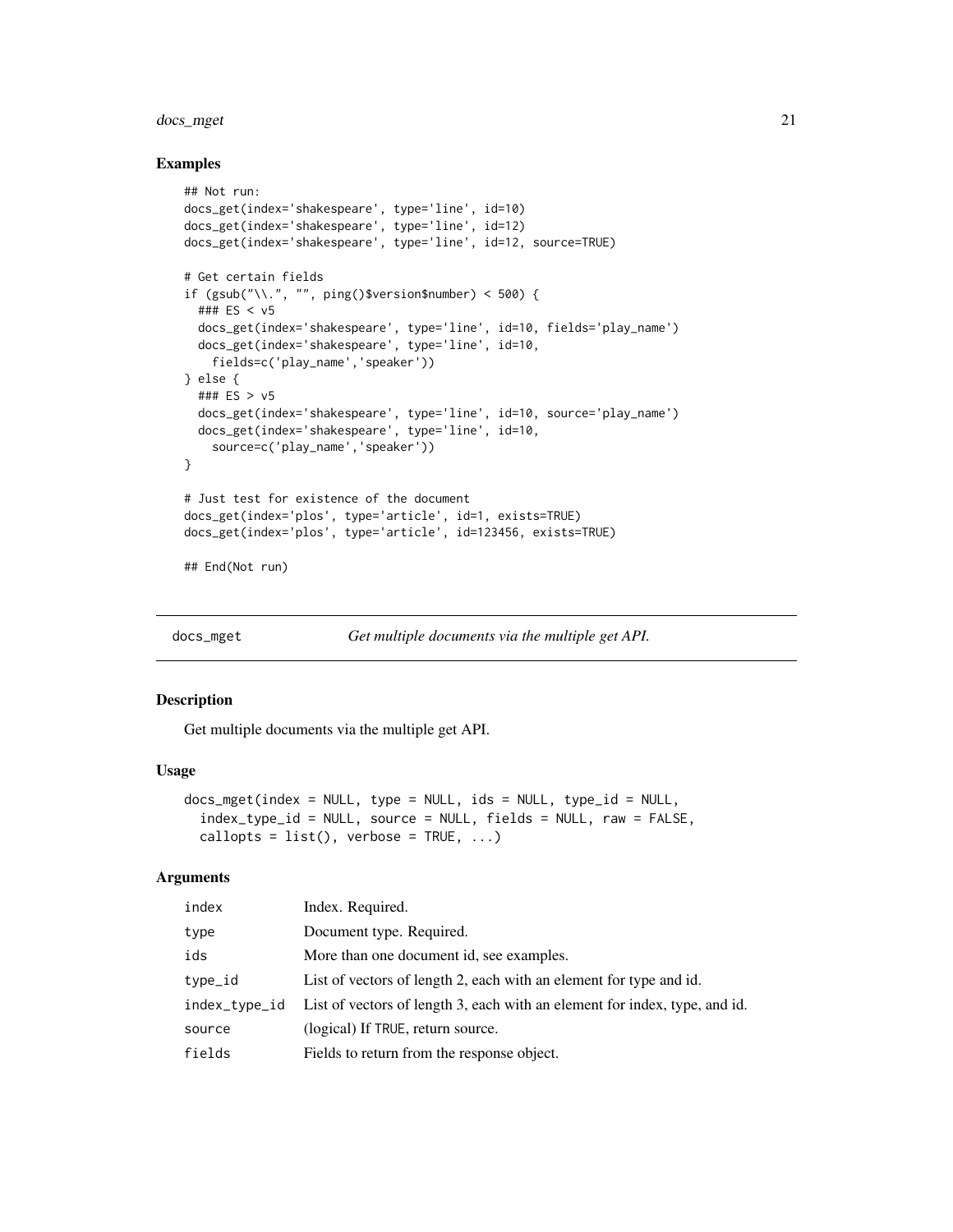## Examples

```
## Not run:
docs_get(index='shakespeare', type='line', id=10)
docs_get(index='shakespeare', type='line', id=12)
docs_get(index='shakespeare', type='line', id=12, source=TRUE)

# Get certain fields
if (gsub("\\.", "", ping()$version$number) < 500) {
  ### ES < v5
  docs_get(index='shakespeare', type='line', id=10, fields='play_name')
  docs_get(index='shakespeare', type='line', id=10,
    fields=c('play_name','speaker'))
} else {
  ### ES > v5
  docs_get(index='shakespeare', type='line', id=10, source='play_name')
  docs_get(index='shakespeare', type='line', id=10,
    source=c('play_name','speaker'))
}

# Just test for existence of the document
docs_get(index='plos', type='article', id=1, exists=TRUE)
docs_get(index='plos', type='article', id=123456, exists=TRUE)

## End(Not run)
```

---

# docs_mget *Get multiple documents via the multiple get API.*

---

## Description

Get multiple documents via the multiple get API.

## Usage

```
docs_mget(index = NULL, type = NULL, ids = NULL, type_id = NULL,
  index_type_id = NULL, source = NULL, fields = NULL, raw = FALSE,
  callopts = list(), verbose = TRUE, ...)
```

## Arguments

| | |
|---|---|
| index | Index. Required. |
| type | Document type. Required. |
| ids | More than one document id, see examples. |
| type_id | List of vectors of length 2, each with an element for type and id. |
| index_type_id | List of vectors of length 3, each with an element for index, type, and id. |
| source | (logical) If TRUE, return source. |
| fields | Fields to return from the response object. |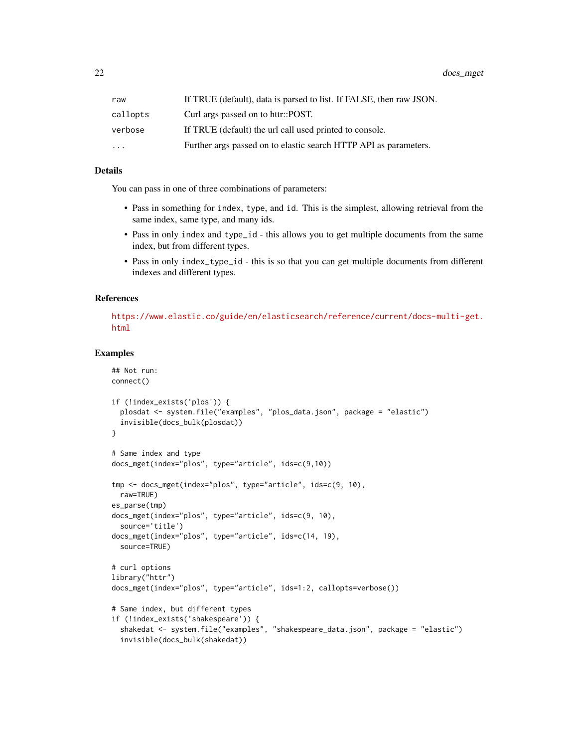| | |
|---|---|
| raw | If TRUE (default), data is parsed to list. If FALSE, then raw JSON. |
| callopts | Curl args passed on to httr::POST. |
| verbose | If TRUE (default) the url call used printed to console. |
| ... | Further args passed on to elastic search HTTP API as parameters. |

### Details

You can pass in one of three combinations of parameters:

- Pass in something for `index`, `type`, and `id`. This is the simplest, allowing retrieval from the same index, same type, and many ids.
- Pass in only `index` and `type_id` - this allows you to get multiple documents from the same index, but from different types.
- Pass in only `index_type_id` - this is so that you can get multiple documents from different indexes and different types.

### References

https://www.elastic.co/guide/en/elasticsearch/reference/current/docs-multi-get.html

### Examples

```
## Not run:
connect()

if (!index_exists('plos')) {
  plosdat <- system.file("examples", "plos_data.json", package = "elastic")
  invisible(docs_bulk(plosdat))
}

# Same index and type
docs_mget(index="plos", type="article", ids=c(9,10))

tmp <- docs_mget(index="plos", type="article", ids=c(9, 10),
  raw=TRUE)
es_parse(tmp)
docs_mget(index="plos", type="article", ids=c(9, 10),
  source='title')
docs_mget(index="plos", type="article", ids=c(14, 19),
  source=TRUE)

# curl options
library("httr")
docs_mget(index="plos", type="article", ids=1:2, callopts=verbose())

# Same index, but different types
if (!index_exists('shakespeare')) {
  shakedat <- system.file("examples", "shakespeare_data.json", package = "elastic")
  invisible(docs_bulk(shakedat))
```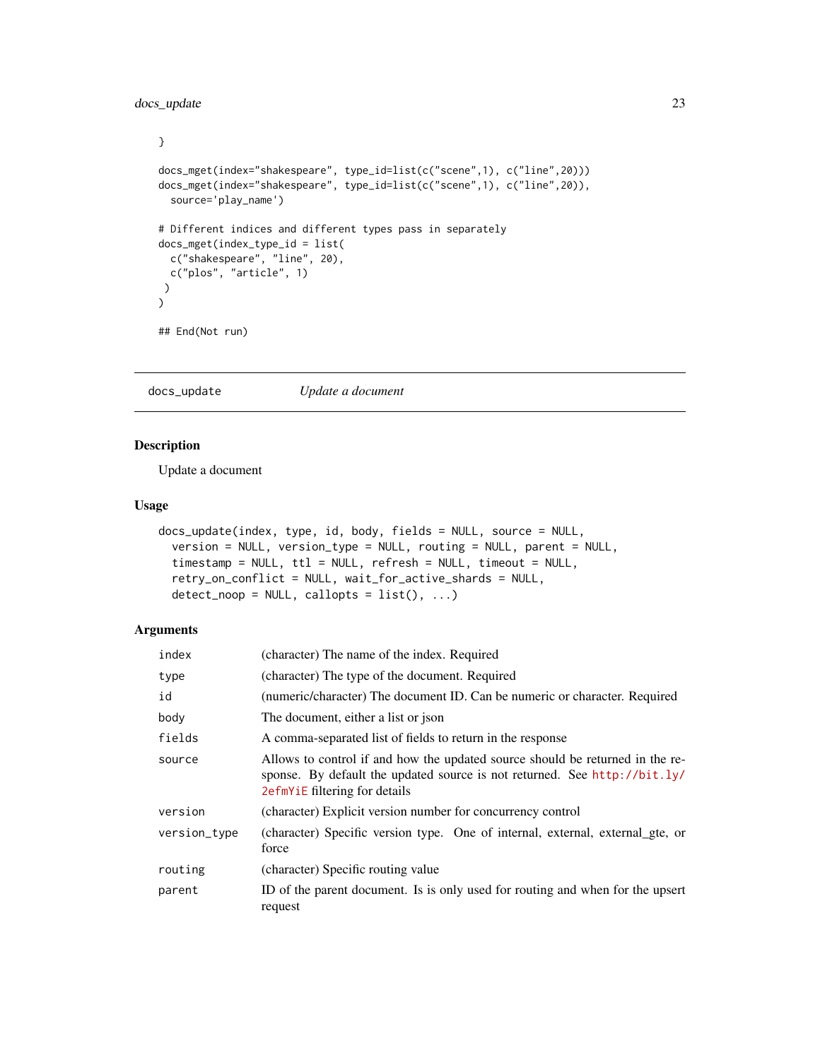```
}

docs_mget(index="shakespeare", type_id=list(c("scene",1), c("line",20)))
docs_mget(index="shakespeare", type_id=list(c("scene",1), c("line",20)),
  source='play_name')

# Different indices and different types pass in separately
docs_mget(index_type_id = list(
  c("shakespeare", "line", 20),
  c("plos", "article", 1)
 )
)

## End(Not run)
```

## docs_update *Update a document*

### Description

Update a document

### Usage

```
docs_update(index, type, id, body, fields = NULL, source = NULL,
  version = NULL, version_type = NULL, routing = NULL, parent = NULL,
  timestamp = NULL, ttl = NULL, refresh = NULL, timeout = NULL,
  retry_on_conflict = NULL, wait_for_active_shards = NULL,
  detect_noop = NULL, callopts = list(), ...)
```

### Arguments

| | |
|---|---|
| index | (character) The name of the index. Required |
| type | (character) The type of the document. Required |
| id | (numeric/character) The document ID. Can be numeric or character. Required |
| body | The document, either a list or json |
| fields | A comma-separated list of fields to return in the response |
| source | Allows to control if and how the updated source should be returned in the response. By default the updated source is not returned. See http://bit.ly/2efmYiE filtering for details |
| version | (character) Explicit version number for concurrency control |
| version_type | (character) Specific version type. One of internal, external, external_gte, or force |
| routing | (character) Specific routing value |
| parent | ID of the parent document. Is is only used for routing and when for the upsert request |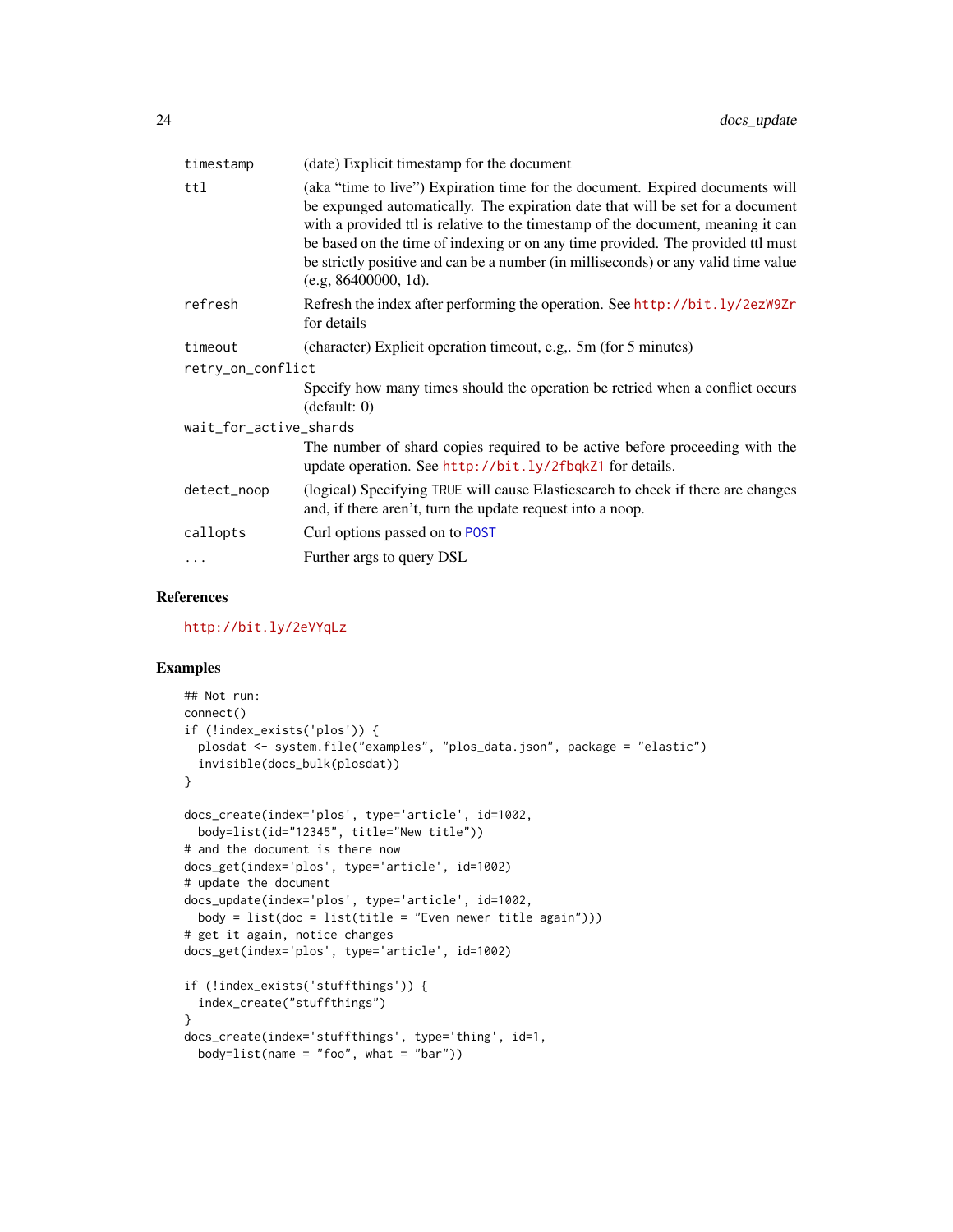| | |
|---|---|
| `timestamp` | (date) Explicit timestamp for the document |
| `ttl` | (aka "time to live") Expiration time for the document. Expired documents will be expunged automatically. The expiration date that will be set for a document with a provided ttl is relative to the timestamp of the document, meaning it can be based on the time of indexing or on any time provided. The provided ttl must be strictly positive and can be a number (in milliseconds) or any valid time value (e.g, 86400000, 1d). |
| `refresh` | Refresh the index after performing the operation. See http://bit.ly/2ezW9Zr for details |
| `timeout` | (character) Explicit operation timeout, e.g,. 5m (for 5 minutes) |
| `retry_on_conflict` | Specify how many times should the operation be retried when a conflict occurs (default: 0) |
| `wait_for_active_shards` | The number of shard copies required to be active before proceeding with the update operation. See http://bit.ly/2fbqkZ1 for details. |
| `detect_noop` | (logical) Specifying `TRUE` will cause Elasticsearch to check if there are changes and, if there aren't, turn the update request into a noop. |
| `callopts` | Curl options passed on to `POST` |
| `...` | Further args to query DSL |

## References

http://bit.ly/2eVYqLz

## Examples

```
## Not run:
connect()
if (!index_exists('plos')) {
  plosdat <- system.file("examples", "plos_data.json", package = "elastic")
  invisible(docs_bulk(plosdat))
}

docs_create(index='plos', type='article', id=1002,
  body=list(id="12345", title="New title"))
# and the document is there now
docs_get(index='plos', type='article', id=1002)
# update the document
docs_update(index='plos', type='article', id=1002,
  body = list(doc = list(title = "Even newer title again")))
# get it again, notice changes
docs_get(index='plos', type='article', id=1002)

if (!index_exists('stuffthings')) {
  index_create("stuffthings")
}
docs_create(index='stuffthings', type='thing', id=1,
  body=list(name = "foo", what = "bar"))
```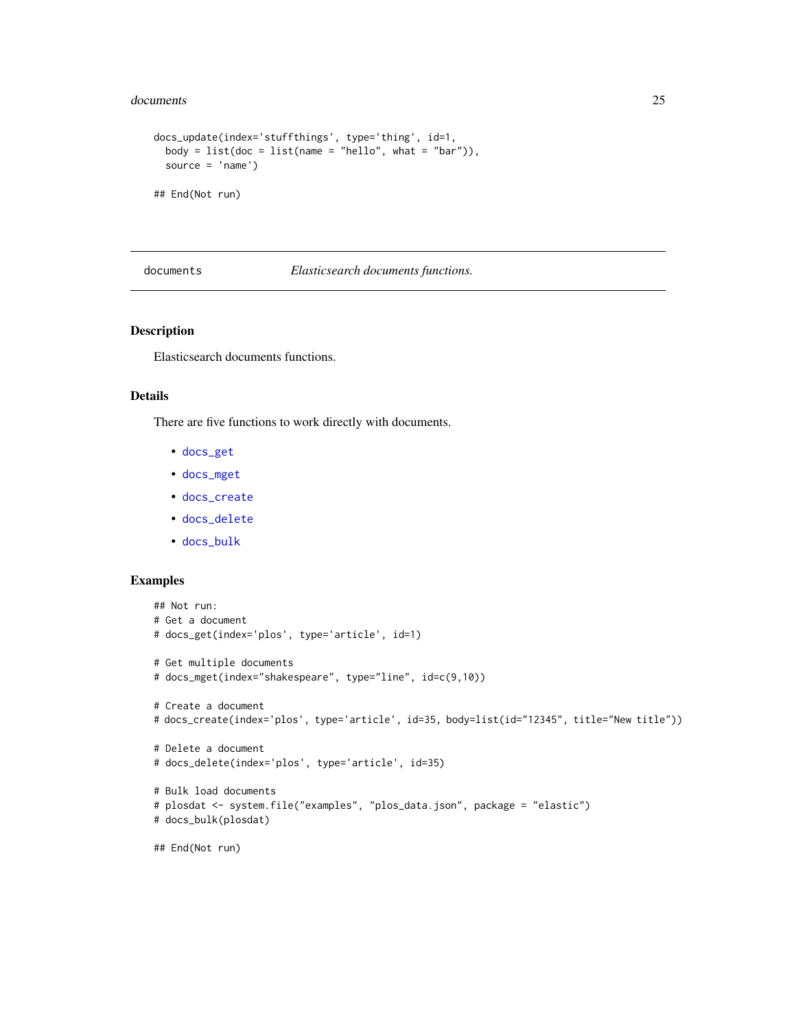```
docs_update(index='stuffthings', type='thing', id=1,
  body = list(doc = list(name = "hello", what = "bar")),
  source = 'name')

## End(Not run)
```

---

documents *Elasticsearch documents functions.*

---

## Description

Elasticsearch documents functions.

## Details

There are five functions to work directly with documents.

- docs_get
- docs_mget
- docs_create
- docs_delete
- docs_bulk

## Examples

```
## Not run:
# Get a document
# docs_get(index='plos', type='article', id=1)

# Get multiple documents
# docs_mget(index="shakespeare", type="line", id=c(9,10))

# Create a document
# docs_create(index='plos', type='article', id=35, body=list(id="12345", title="New title"))

# Delete a document
# docs_delete(index='plos', type='article', id=35)

# Bulk load documents
# plosdat <- system.file("examples", "plos_data.json", package = "elastic")
# docs_bulk(plosdat)

## End(Not run)
```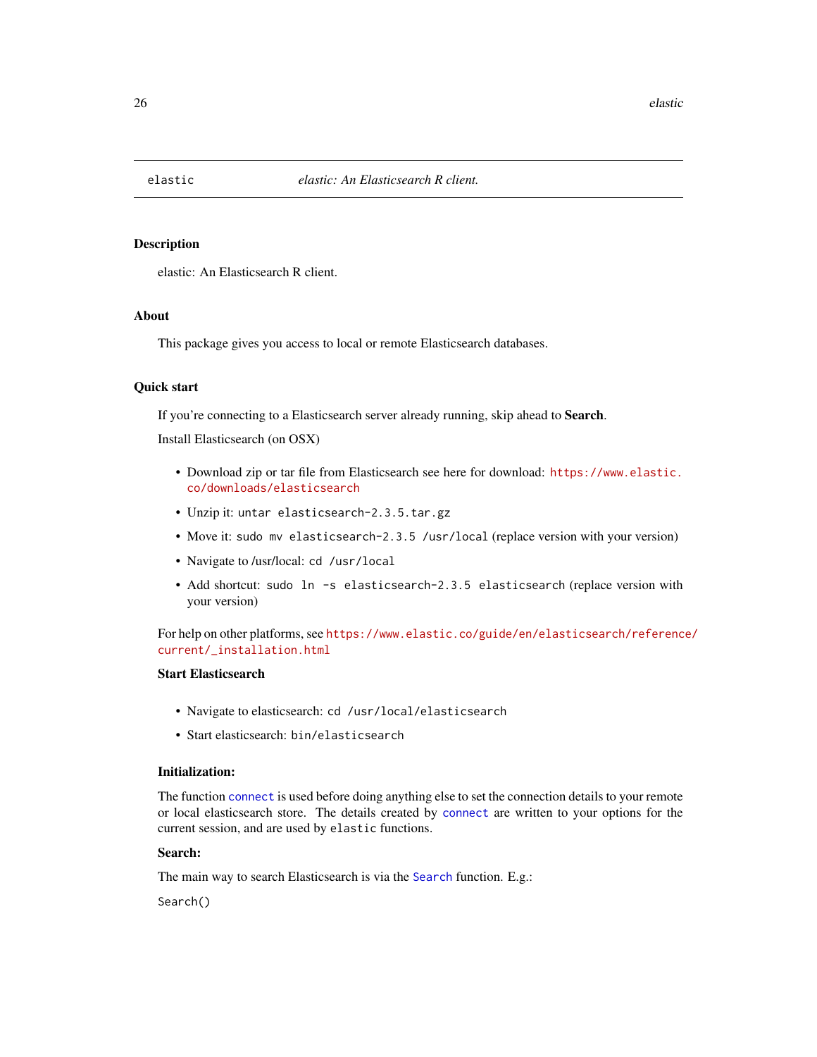elastic *elastic: An Elasticsearch R client.*

## Description

elastic: An Elasticsearch R client.

## About

This package gives you access to local or remote Elasticsearch databases.

## Quick start

If you're connecting to a Elasticsearch server already running, skip ahead to **Search**.

Install Elasticsearch (on OSX)

- Download zip or tar file from Elasticsearch see here for download: `https://www.elastic.co/downloads/elasticsearch`
- Unzip it: `untar elasticsearch-2.3.5.tar.gz`
- Move it: `sudo mv elasticsearch-2.3.5 /usr/local` (replace version with your version)
- Navigate to /usr/local: `cd /usr/local`
- Add shortcut: `sudo ln -s elasticsearch-2.3.5 elasticsearch` (replace version with your version)

For help on other platforms, see `https://www.elastic.co/guide/en/elasticsearch/reference/current/_installation.html`

**Start Elasticsearch**

- Navigate to elasticsearch: `cd /usr/local/elasticsearch`
- Start elasticsearch: `bin/elasticsearch`

### Initialization:

The function `connect` is used before doing anything else to set the connection details to your remote or local elasticsearch store. The details created by `connect` are written to your options for the current session, and are used by `elastic` functions.

### Search:

The main way to search Elasticsearch is via the `Search` function. E.g.:

```
Search()
```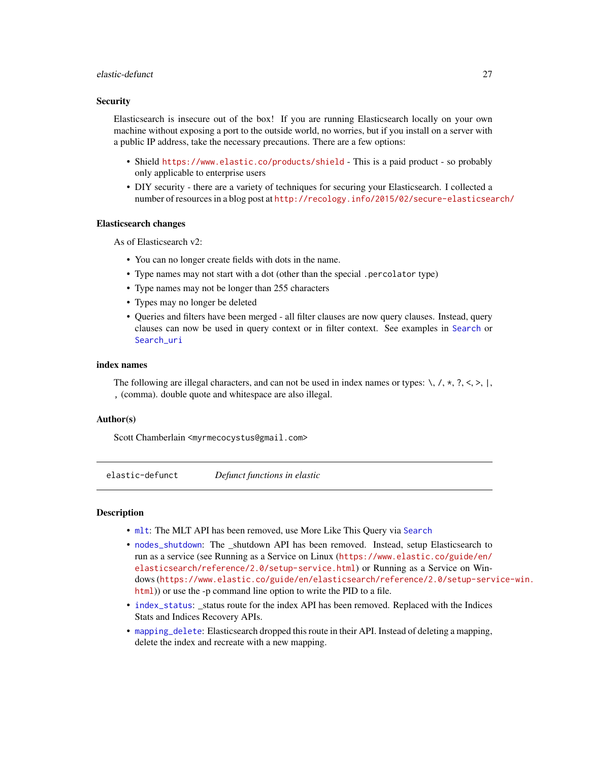### Security

Elasticsearch is insecure out of the box! If you are running Elasticsearch locally on your own machine without exposing a port to the outside world, no worries, but if you install on a server with a public IP address, take the necessary precautions. There are a few options:

- Shield https://www.elastic.co/products/shield - This is a paid product - so probably only applicable to enterprise users
- DIY security - there are a variety of techniques for securing your Elasticsearch. I collected a number of resources in a blog post at http://recology.info/2015/02/secure-elasticsearch/

### Elasticsearch changes

As of Elasticsearch v2:

- You can no longer create fields with dots in the name.
- Type names may not start with a dot (other than the special `.percolator` type)
- Type names may not be longer than 255 characters
- Types may no longer be deleted
- Queries and filters have been merged - all filter clauses are now query clauses. Instead, query clauses can now be used in query context or in filter context. See examples in `Search` or `Search_uri`

### index names

The following are illegal characters, and can not be used in index names or types: `\`, `/`, `*`, `?`, `<`, `>`, `|`, `,` (comma). double quote and whitespace are also illegal.

### Author(s)

Scott Chamberlain <myrmecocystus@gmail.com>

---

## elastic-defunct — *Defunct functions in elastic*

### Description

- `mlt`: The MLT API has been removed, use More Like This Query via `Search`
- `nodes_shutdown`: The _shutdown API has been removed. Instead, setup Elasticsearch to run as a service (see Running as a Service on Linux (https://www.elastic.co/guide/en/elasticsearch/reference/2.0/setup-service.html) or Running as a Service on Windows (https://www.elastic.co/guide/en/elasticsearch/reference/2.0/setup-service-win.html)) or use the -p command line option to write the PID to a file.
- `index_status`: _status route for the index API has been removed. Replaced with the Indices Stats and Indices Recovery APIs.
- `mapping_delete`: Elasticsearch dropped this route in their API. Instead of deleting a mapping, delete the index and recreate with a new mapping.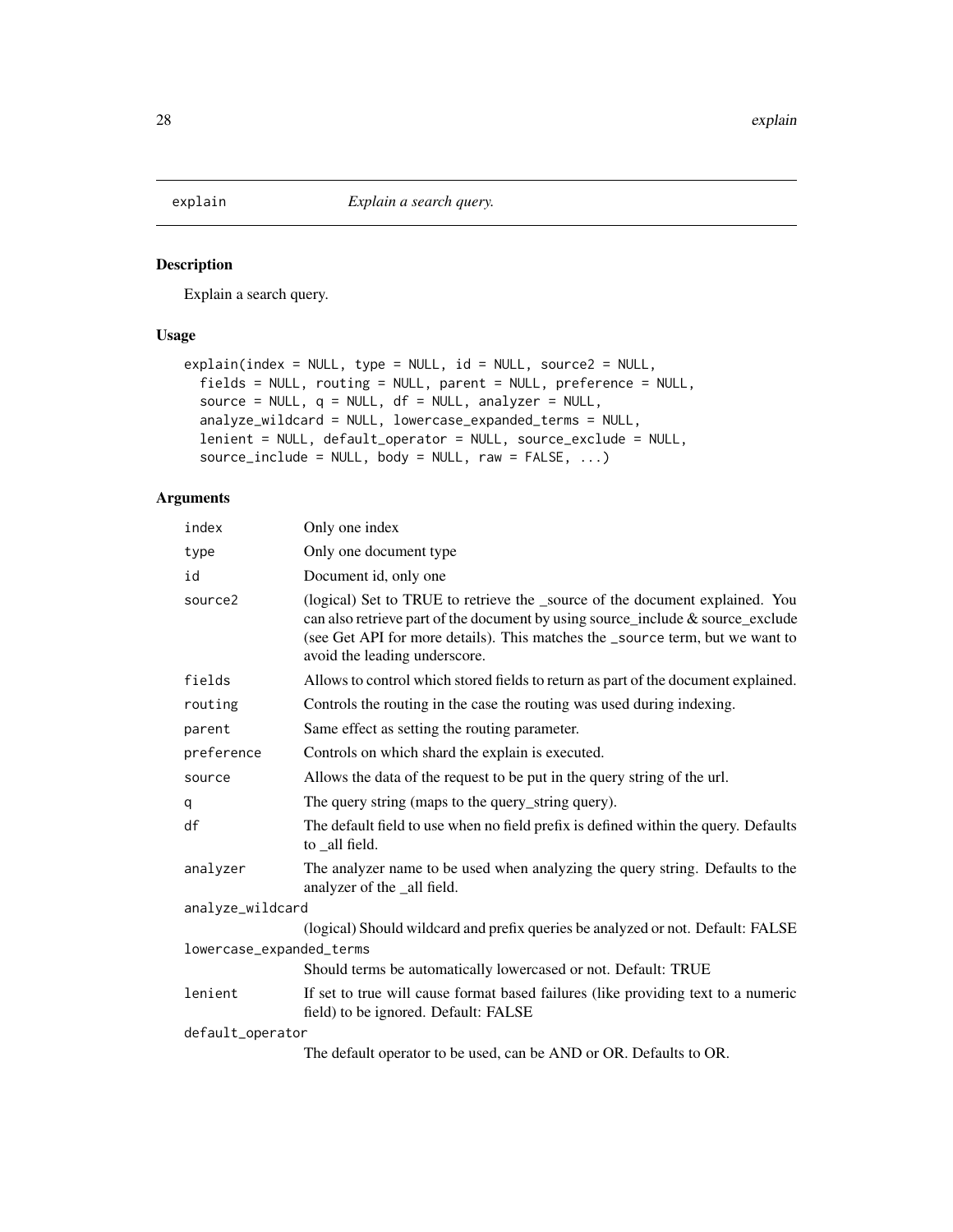# explain — *Explain a search query.*

## Description

Explain a search query.

## Usage

```
explain(index = NULL, type = NULL, id = NULL, source2 = NULL,
  fields = NULL, routing = NULL, parent = NULL, preference = NULL,
  source = NULL, q = NULL, df = NULL, analyzer = NULL,
  analyze_wildcard = NULL, lowercase_expanded_terms = NULL,
  lenient = NULL, default_operator = NULL, source_exclude = NULL,
  source_include = NULL, body = NULL, raw = FALSE, ...)
```

## Arguments

| | |
|---|---|
| `index` | Only one index |
| `type` | Only one document type |
| `id` | Document id, only one |
| `source2` | (logical) Set to TRUE to retrieve the _source of the document explained. You can also retrieve part of the document by using source_include & source_exclude (see Get API for more details). This matches the `_source` term, but we want to avoid the leading underscore. |
| `fields` | Allows to control which stored fields to return as part of the document explained. |
| `routing` | Controls the routing in the case the routing was used during indexing. |
| `parent` | Same effect as setting the routing parameter. |
| `preference` | Controls on which shard the explain is executed. |
| `source` | Allows the data of the request to be put in the query string of the url. |
| `q` | The query string (maps to the query_string query). |
| `df` | The default field to use when no field prefix is defined within the query. Defaults to _all field. |
| `analyzer` | The analyzer name to be used when analyzing the query string. Defaults to the analyzer of the _all field. |
| `analyze_wildcard` | (logical) Should wildcard and prefix queries be analyzed or not. Default: FALSE |
| `lowercase_expanded_terms` | Should terms be automatically lowercased or not. Default: TRUE |
| `lenient` | If set to true will cause format based failures (like providing text to a numeric field) to be ignored. Default: FALSE |
| `default_operator` | The default operator to be used, can be AND or OR. Defaults to OR. |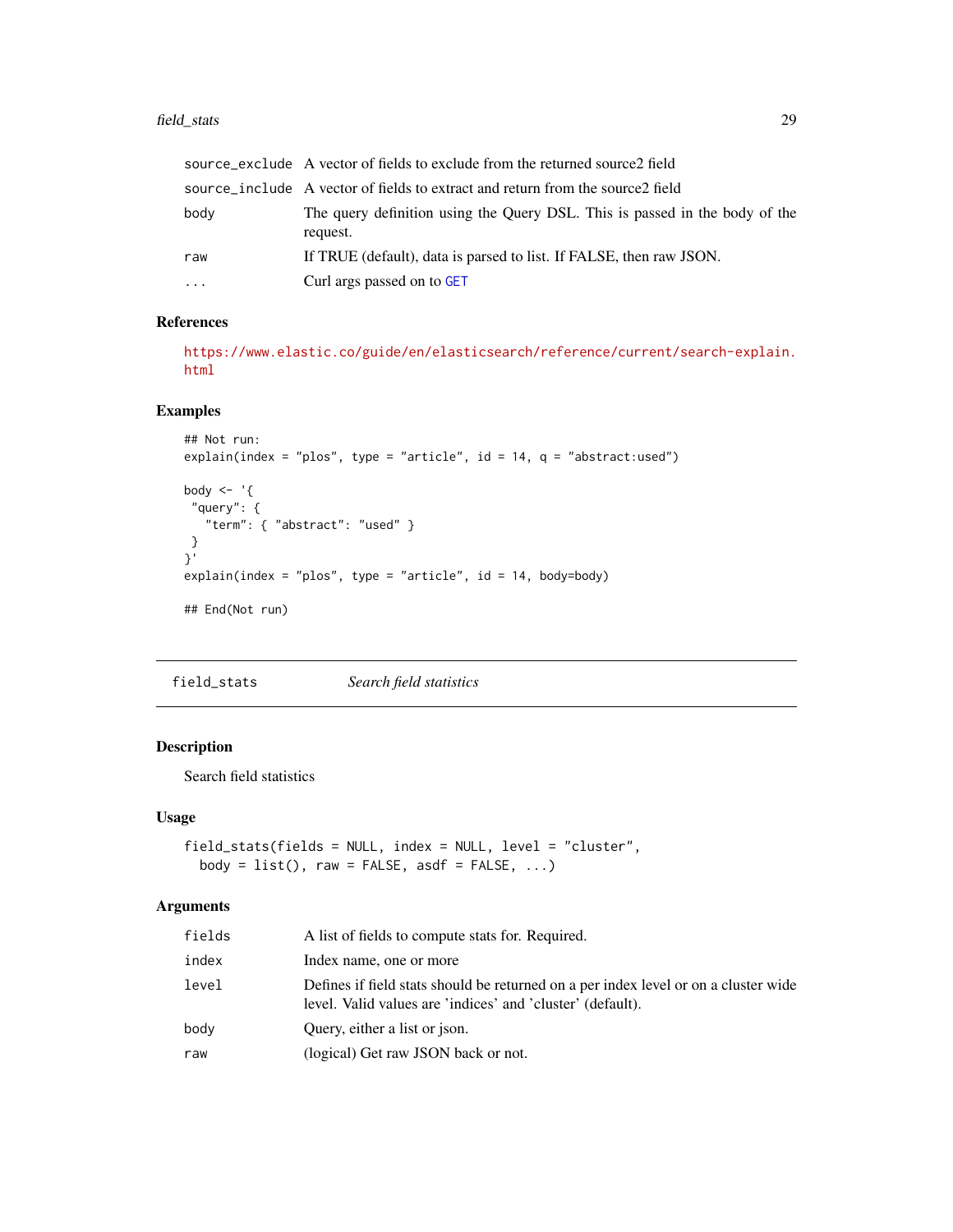| | |
|---|---|
| source_exclude | A vector of fields to exclude from the returned source2 field |
| source_include | A vector of fields to extract and return from the source2 field |
| body | The query definition using the Query DSL. This is passed in the body of the request. |
| raw | If TRUE (default), data is parsed to list. If FALSE, then raw JSON. |
| ... | Curl args passed on to GET |

### References

https://www.elastic.co/guide/en/elasticsearch/reference/current/search-explain.html

### Examples

```
## Not run:
explain(index = "plos", type = "article", id = 14, q = "abstract:used")

body <- '{
 "query": {
   "term": { "abstract": "used" }
 }
}'
explain(index = "plos", type = "article", id = 14, body=body)

## End(Not run)
```

---

## field_stats &nbsp;&nbsp;&nbsp; *Search field statistics*

---

### Description

Search field statistics

### Usage

```
field_stats(fields = NULL, index = NULL, level = "cluster",
  body = list(), raw = FALSE, asdf = FALSE, ...)
```

### Arguments

| | |
|---|---|
| fields | A list of fields to compute stats for. Required. |
| index | Index name, one or more |
| level | Defines if field stats should be returned on a per index level or on a cluster wide level. Valid values are 'indices' and 'cluster' (default). |
| body | Query, either a list or json. |
| raw | (logical) Get raw JSON back or not. |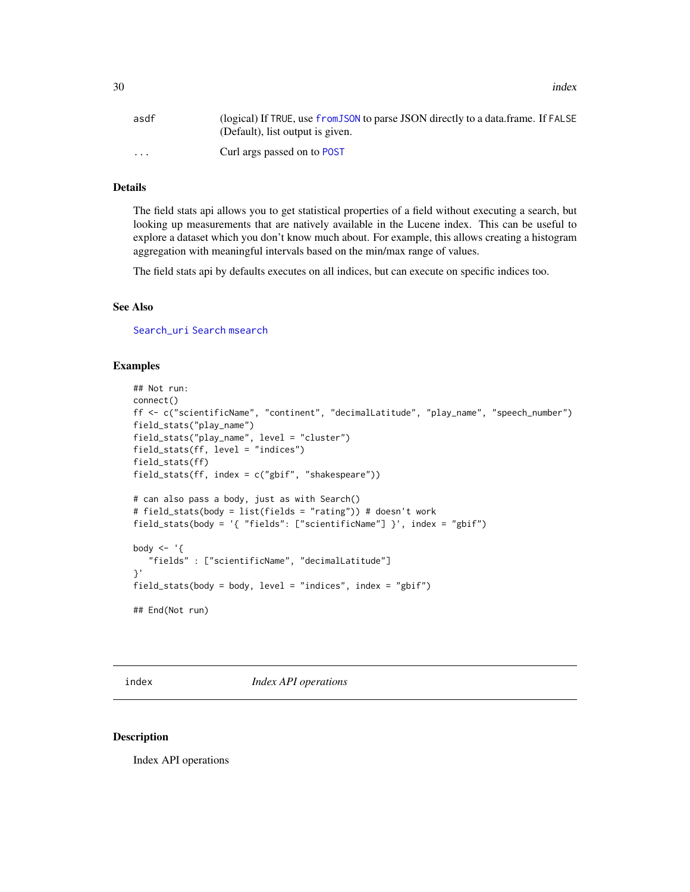| | |
|---|---|
| asdf | (logical) If TRUE, use fromJSON to parse JSON directly to a data.frame. If FALSE (Default), list output is given. |
| ... | Curl args passed on to POST |

### Details

The field stats api allows you to get statistical properties of a field without executing a search, but looking up measurements that are natively available in the Lucene index. This can be useful to explore a dataset which you don't know much about. For example, this allows creating a histogram aggregation with meaningful intervals based on the min/max range of values.

The field stats api by defaults executes on all indices, but can execute on specific indices too.

### See Also

Search_uri Search msearch

### Examples

```
## Not run:
connect()
ff <- c("scientificName", "continent", "decimalLatitude", "play_name", "speech_number")
field_stats("play_name")
field_stats("play_name", level = "cluster")
field_stats(ff, level = "indices")
field_stats(ff)
field_stats(ff, index = c("gbif", "shakespeare"))

# can also pass a body, just as with Search()
# field_stats(body = list(fields = "rating")) # doesn't work
field_stats(body = '{ "fields": ["scientificName"] }', index = "gbif")

body <- '{
   "fields" : ["scientificName", "decimalLatitude"]
}'
field_stats(body = body, level = "indices", index = "gbif")

## End(Not run)
```

---

## index — *Index API operations*

### Description

Index API operations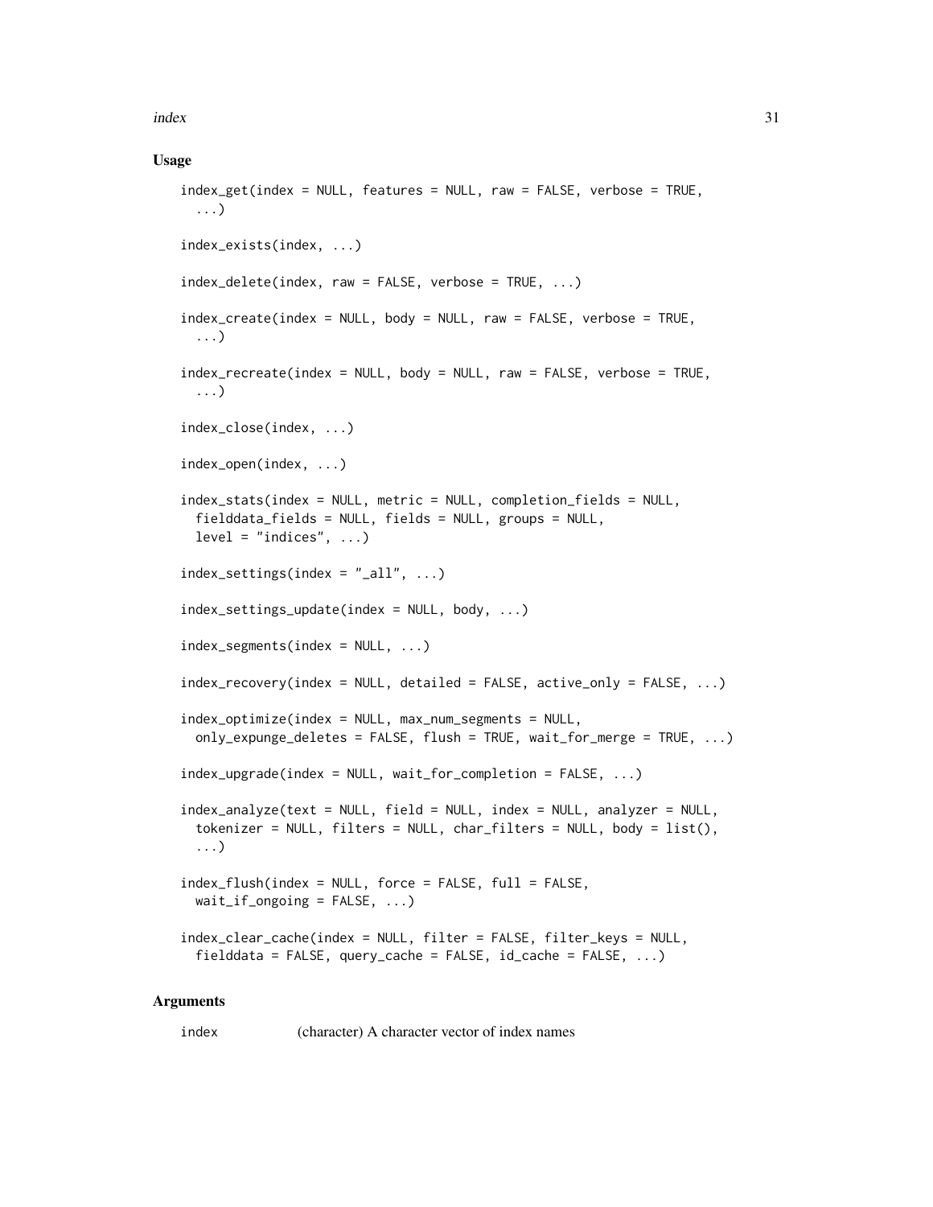## Usage

```
index_get(index = NULL, features = NULL, raw = FALSE, verbose = TRUE,
  ...)

index_exists(index, ...)

index_delete(index, raw = FALSE, verbose = TRUE, ...)

index_create(index = NULL, body = NULL, raw = FALSE, verbose = TRUE,
  ...)

index_recreate(index = NULL, body = NULL, raw = FALSE, verbose = TRUE,
  ...)

index_close(index, ...)

index_open(index, ...)

index_stats(index = NULL, metric = NULL, completion_fields = NULL,
  fielddata_fields = NULL, fields = NULL, groups = NULL,
  level = "indices", ...)

index_settings(index = "_all", ...)

index_settings_update(index = NULL, body, ...)

index_segments(index = NULL, ...)

index_recovery(index = NULL, detailed = FALSE, active_only = FALSE, ...)

index_optimize(index = NULL, max_num_segments = NULL,
  only_expunge_deletes = FALSE, flush = TRUE, wait_for_merge = TRUE, ...)

index_upgrade(index = NULL, wait_for_completion = FALSE, ...)

index_analyze(text = NULL, field = NULL, index = NULL, analyzer = NULL,
  tokenizer = NULL, filters = NULL, char_filters = NULL, body = list(),
  ...)

index_flush(index = NULL, force = FALSE, full = FALSE,
  wait_if_ongoing = FALSE, ...)

index_clear_cache(index = NULL, filter = FALSE, filter_keys = NULL,
  fielddata = FALSE, query_cache = FALSE, id_cache = FALSE, ...)
```

## Arguments

index (character) A character vector of index names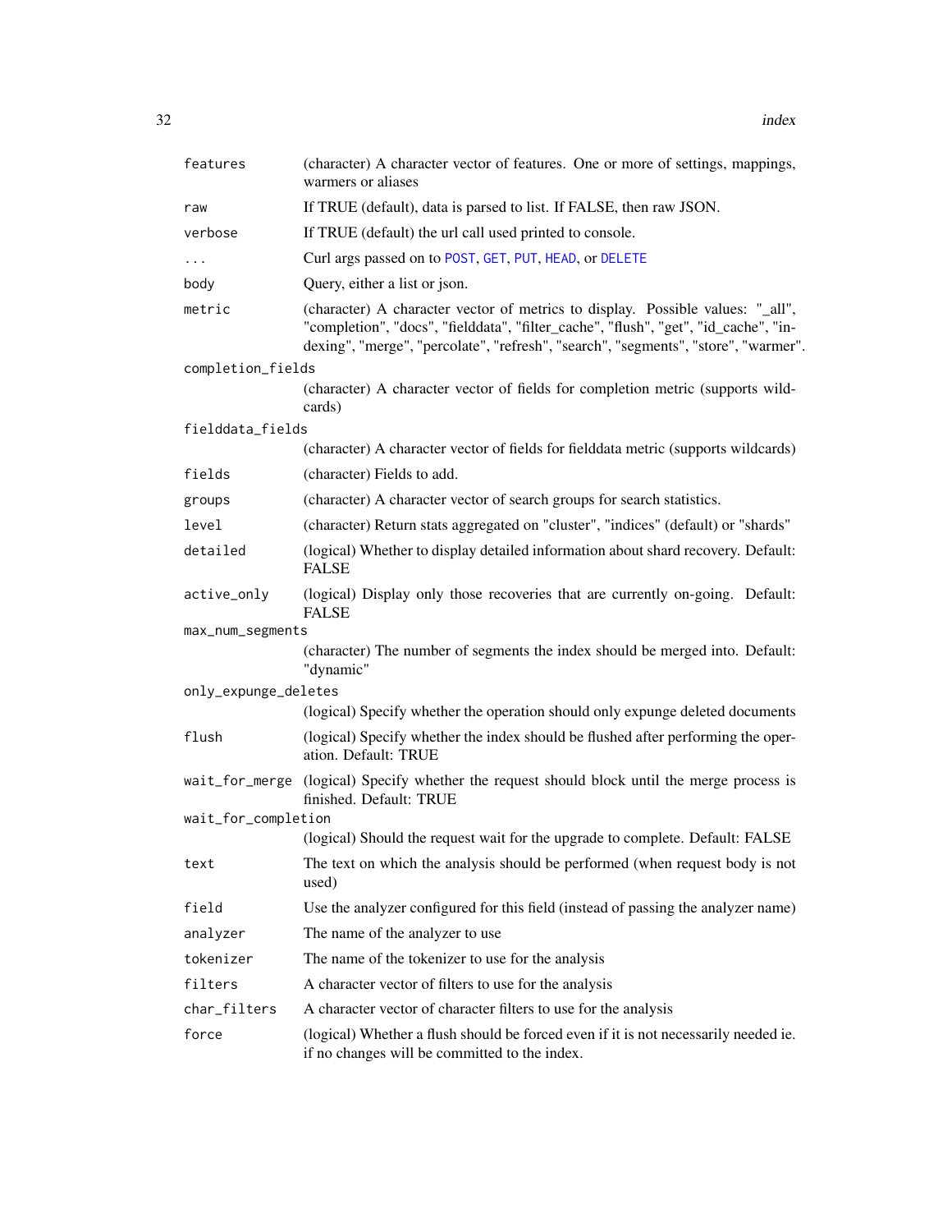| | |
|---|---|
| features | (character) A character vector of features. One or more of settings, mappings, warmers or aliases |
| raw | If TRUE (default), data is parsed to list. If FALSE, then raw JSON. |
| verbose | If TRUE (default) the url call used printed to console. |
| ... | Curl args passed on to POST, GET, PUT, HEAD, or DELETE |
| body | Query, either a list or json. |
| metric | (character) A character vector of metrics to display. Possible values: "_all", "completion", "docs", "fielddata", "filter_cache", "flush", "get", "id_cache", "indexing", "merge", "percolate", "refresh", "search", "segments", "store", "warmer". |
| completion_fields | (character) A character vector of fields for completion metric (supports wildcards) |
| fielddata_fields | (character) A character vector of fields for fielddata metric (supports wildcards) |
| fields | (character) Fields to add. |
| groups | (character) A character vector of search groups for search statistics. |
| level | (character) Return stats aggregated on "cluster", "indices" (default) or "shards" |
| detailed | (logical) Whether to display detailed information about shard recovery. Default: FALSE |
| active_only | (logical) Display only those recoveries that are currently on-going. Default: FALSE |
| max_num_segments | (character) The number of segments the index should be merged into. Default: "dynamic" |
| only_expunge_deletes | (logical) Specify whether the operation should only expunge deleted documents |
| flush | (logical) Specify whether the index should be flushed after performing the operation. Default: TRUE |
| wait_for_merge | (logical) Specify whether the request should block until the merge process is finished. Default: TRUE |
| wait_for_completion | (logical) Should the request wait for the upgrade to complete. Default: FALSE |
| text | The text on which the analysis should be performed (when request body is not used) |
| field | Use the analyzer configured for this field (instead of passing the analyzer name) |
| analyzer | The name of the analyzer to use |
| tokenizer | The name of the tokenizer to use for the analysis |
| filters | A character vector of filters to use for the analysis |
| char_filters | A character vector of character filters to use for the analysis |
| force | (logical) Whether a flush should be forced even if it is not necessarily needed ie. if no changes will be committed to the index. |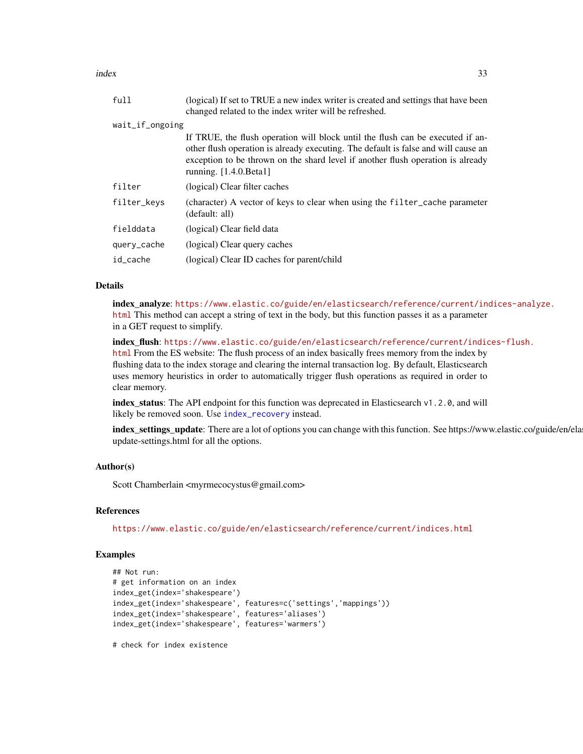| | |
|---|---|
| `full` | (logical) If set to TRUE a new index writer is created and settings that have been changed related to the index writer will be refreshed. |
| `wait_if_ongoing` | If TRUE, the flush operation will block until the flush can be executed if another flush operation is already executing. The default is false and will cause an exception to be thrown on the shard level if another flush operation is already running. [1.4.0.Beta1] |
| `filter` | (logical) Clear filter caches |
| `filter_keys` | (character) A vector of keys to clear when using the `filter_cache` parameter (default: all) |
| `fielddata` | (logical) Clear field data |
| `query_cache` | (logical) Clear query caches |
| `id_cache` | (logical) Clear ID caches for parent/child |

## Details

**index_analyze**: https://www.elastic.co/guide/en/elasticsearch/reference/current/indices-analyze.html This method can accept a string of text in the body, but this function passes it as a parameter in a GET request to simplify.

**index_flush**: https://www.elastic.co/guide/en/elasticsearch/reference/current/indices-flush.html From the ES website: The flush process of an index basically frees memory from the index by flushing data to the index storage and clearing the internal transaction log. By default, Elasticsearch uses memory heuristics in order to automatically trigger flush operations as required in order to clear memory.

**index_status**: The API endpoint for this function was deprecated in Elasticsearch `v1.2.0`, and will likely be removed soon. Use `index_recovery` instead.

**index_settings_update**: There are a lot of options you can change with this function. See https://www.elastic.co/guide/en/elas update-settings.html for all the options.

## Author(s)

Scott Chamberlain <myrmecocystus@gmail.com>

## References

https://www.elastic.co/guide/en/elasticsearch/reference/current/indices.html

## Examples

```
## Not run:
# get information on an index
index_get(index='shakespeare')
index_get(index='shakespeare', features=c('settings','mappings'))
index_get(index='shakespeare', features='aliases')
index_get(index='shakespeare', features='warmers')

# check for index existence
```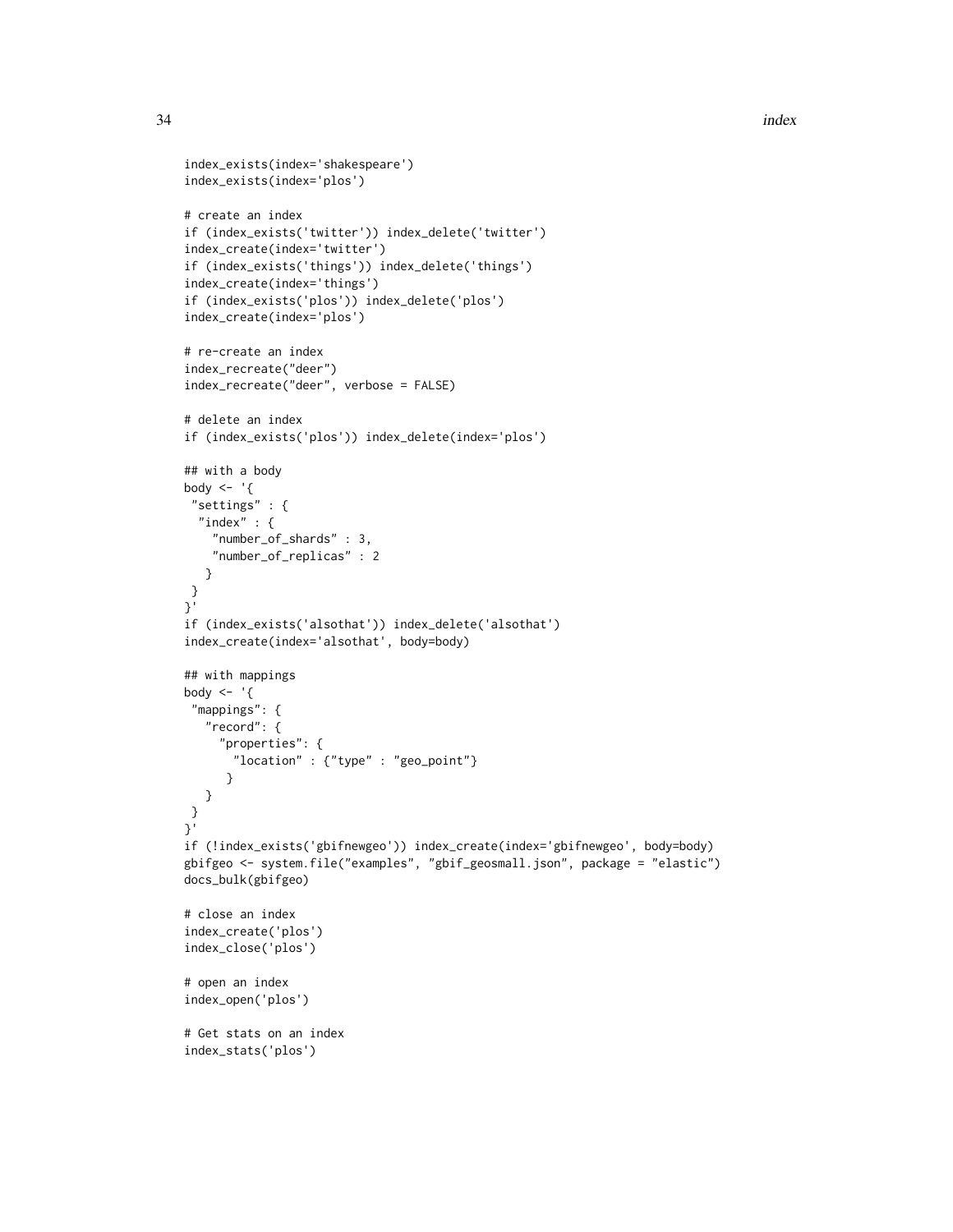```
index_exists(index='shakespeare')
index_exists(index='plos')

# create an index
if (index_exists('twitter')) index_delete('twitter')
index_create(index='twitter')
if (index_exists('things')) index_delete('things')
index_create(index='things')
if (index_exists('plos')) index_delete('plos')
index_create(index='plos')

# re-create an index
index_recreate("deer")
index_recreate("deer", verbose = FALSE)

# delete an index
if (index_exists('plos')) index_delete(index='plos')

## with a body
body <- '{
 "settings" : {
  "index" : {
    "number_of_shards" : 3,
    "number_of_replicas" : 2
   }
 }
}'
if (index_exists('alsothat')) index_delete('alsothat')
index_create(index='alsothat', body=body)

## with mappings
body <- '{
 "mappings": {
   "record": {
     "properties": {
       "location" : {"type" : "geo_point"}
      }
   }
 }
}'
if (!index_exists('gbifnewgeo')) index_create(index='gbifnewgeo', body=body)
gbifgeo <- system.file("examples", "gbif_geosmall.json", package = "elastic")
docs_bulk(gbifgeo)

# close an index
index_create('plos')
index_close('plos')

# open an index
index_open('plos')

# Get stats on an index
index_stats('plos')
```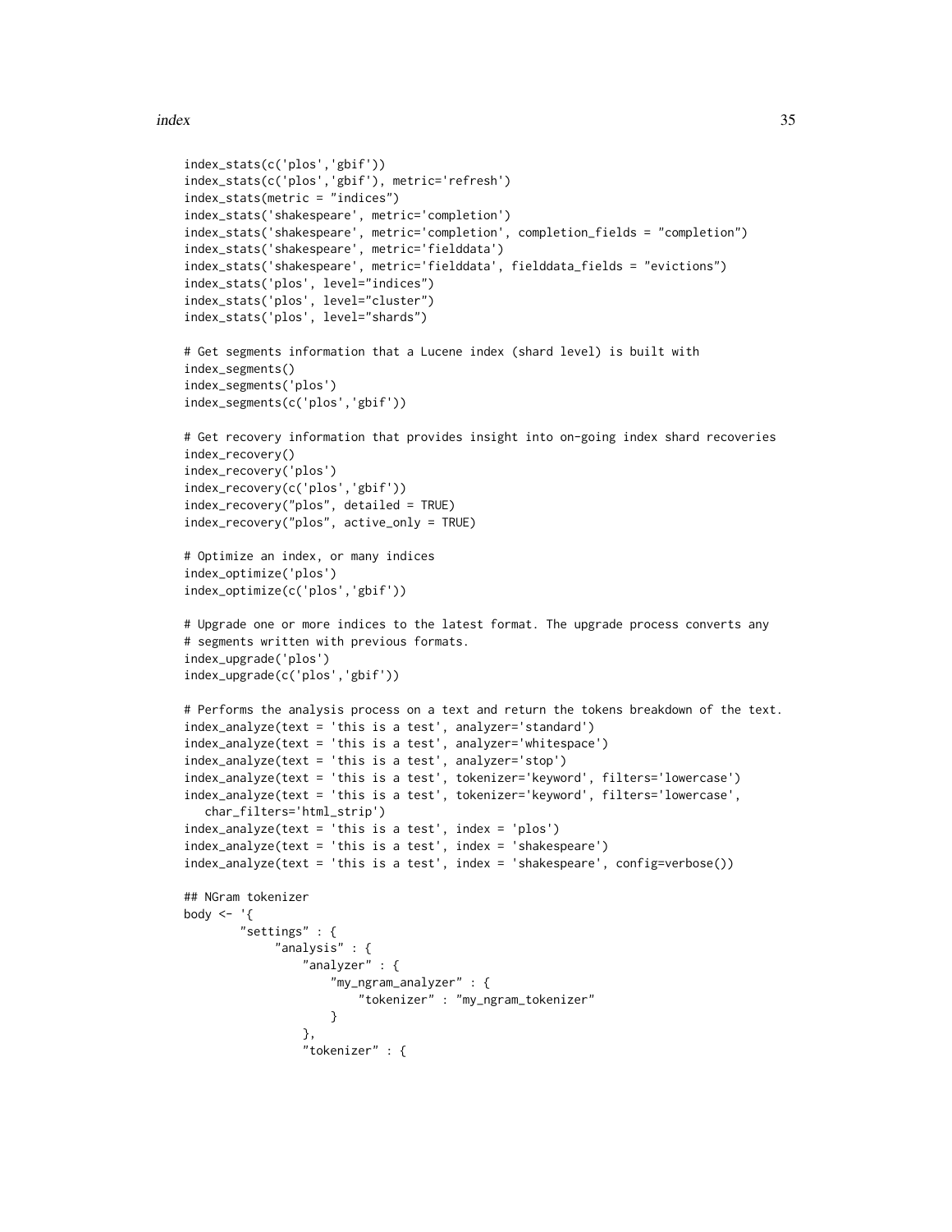```
index_stats(c('plos','gbif'))
index_stats(c('plos','gbif'), metric='refresh')
index_stats(metric = "indices")
index_stats('shakespeare', metric='completion')
index_stats('shakespeare', metric='completion', completion_fields = "completion")
index_stats('shakespeare', metric='fielddata')
index_stats('shakespeare', metric='fielddata', fielddata_fields = "evictions")
index_stats('plos', level="indices")
index_stats('plos', level="cluster")
index_stats('plos', level="shards")

# Get segments information that a Lucene index (shard level) is built with
index_segments()
index_segments('plos')
index_segments(c('plos','gbif'))

# Get recovery information that provides insight into on-going index shard recoveries
index_recovery()
index_recovery('plos')
index_recovery(c('plos','gbif'))
index_recovery("plos", detailed = TRUE)
index_recovery("plos", active_only = TRUE)

# Optimize an index, or many indices
index_optimize('plos')
index_optimize(c('plos','gbif'))

# Upgrade one or more indices to the latest format. The upgrade process converts any
# segments written with previous formats.
index_upgrade('plos')
index_upgrade(c('plos','gbif'))

# Performs the analysis process on a text and return the tokens breakdown of the text.
index_analyze(text = 'this is a test', analyzer='standard')
index_analyze(text = 'this is a test', analyzer='whitespace')
index_analyze(text = 'this is a test', analyzer='stop')
index_analyze(text = 'this is a test', tokenizer='keyword', filters='lowercase')
index_analyze(text = 'this is a test', tokenizer='keyword', filters='lowercase',
   char_filters='html_strip')
index_analyze(text = 'this is a test', index = 'plos')
index_analyze(text = 'this is a test', index = 'shakespeare')
index_analyze(text = 'this is a test', index = 'shakespeare', config=verbose())

## NGram tokenizer
body <- '{
        "settings" : {
             "analysis" : {
                 "analyzer" : {
                     "my_ngram_analyzer" : {
                         "tokenizer" : "my_ngram_tokenizer"
                     }
                 },
                 "tokenizer" : {
```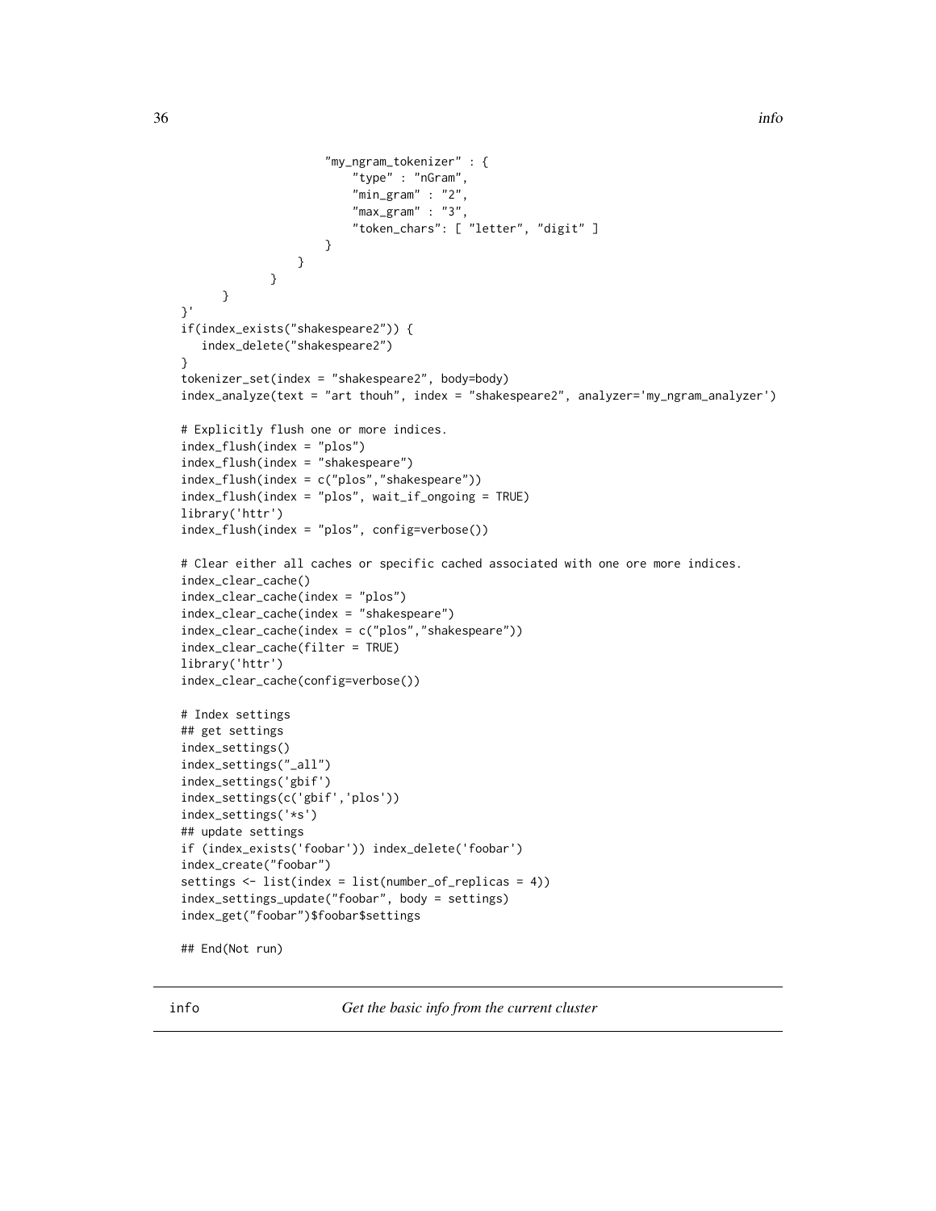```
                    "my_ngram_tokenizer" : {
                        "type" : "nGram",
                        "min_gram" : "2",
                        "max_gram" : "3",
                        "token_chars": [ "letter", "digit" ]
                    }
                }
            }
      }
}'
if(index_exists("shakespeare2")) {
   index_delete("shakespeare2")
}
tokenizer_set(index = "shakespeare2", body=body)
index_analyze(text = "art thouh", index = "shakespeare2", analyzer='my_ngram_analyzer')

# Explicitly flush one or more indices.
index_flush(index = "plos")
index_flush(index = "shakespeare")
index_flush(index = c("plos","shakespeare"))
index_flush(index = "plos", wait_if_ongoing = TRUE)
library('httr')
index_flush(index = "plos", config=verbose())

# Clear either all caches or specific cached associated with one ore more indices.
index_clear_cache()
index_clear_cache(index = "plos")
index_clear_cache(index = "shakespeare")
index_clear_cache(index = c("plos","shakespeare"))
index_clear_cache(filter = TRUE)
library('httr')
index_clear_cache(config=verbose())

# Index settings
## get settings
index_settings()
index_settings("_all")
index_settings('gbif')
index_settings(c('gbif','plos'))
index_settings('*s')
## update settings
if (index_exists('foobar')) index_delete('foobar')
index_create("foobar")
settings <- list(index = list(number_of_replicas = 4))
index_settings_update("foobar", body = settings)
index_get("foobar")$foobar$settings

## End(Not run)
```

---

info *Get the basic info from the current cluster*

---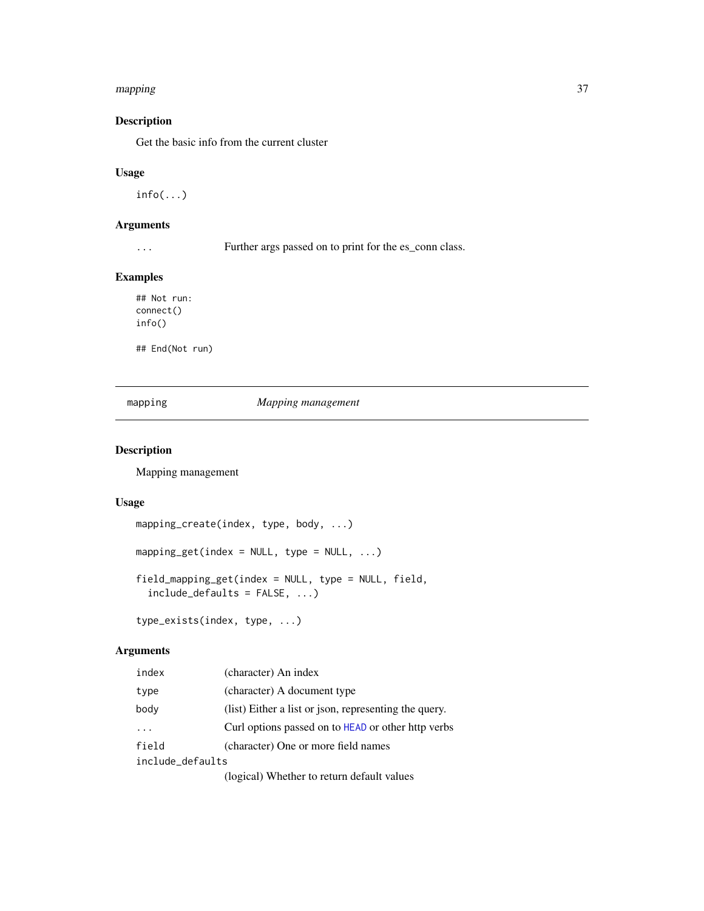## Description

Get the basic info from the current cluster

## Usage

```
info(...)
```

## Arguments

| | |
|---|---|
| ... | Further args passed on to print for the es_conn class. |

## Examples

```
## Not run:
connect()
info()

## End(Not run)
```

---

# mapping — *Mapping management*

## Description

Mapping management

## Usage

```
mapping_create(index, type, body, ...)

mapping_get(index = NULL, type = NULL, ...)

field_mapping_get(index = NULL, type = NULL, field,
  include_defaults = FALSE, ...)

type_exists(index, type, ...)
```

## Arguments

| | |
|---|---|
| index | (character) An index |
| type | (character) A document type |
| body | (list) Either a list or json, representing the query. |
| ... | Curl options passed on to HEAD or other http verbs |
| field | (character) One or more field names |
| include_defaults | (logical) Whether to return default values |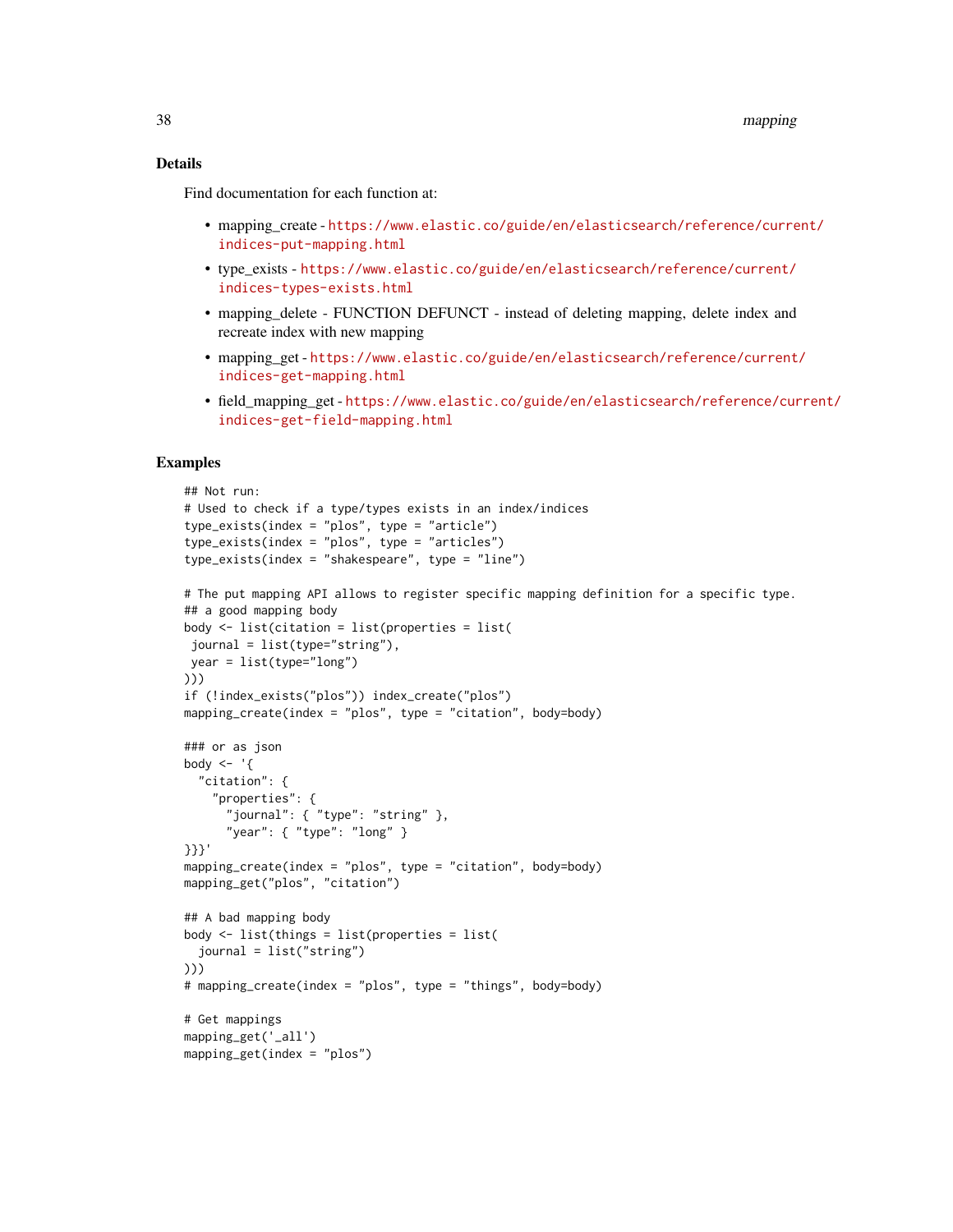## Details

Find documentation for each function at:

- mapping_create - https://www.elastic.co/guide/en/elasticsearch/reference/current/indices-put-mapping.html
- type_exists - https://www.elastic.co/guide/en/elasticsearch/reference/current/indices-types-exists.html
- mapping_delete - FUNCTION DEFUNCT - instead of deleting mapping, delete index and recreate index with new mapping
- mapping_get - https://www.elastic.co/guide/en/elasticsearch/reference/current/indices-get-mapping.html
- field_mapping_get - https://www.elastic.co/guide/en/elasticsearch/reference/current/indices-get-field-mapping.html

## Examples

```
## Not run:
# Used to check if a type/types exists in an index/indices
type_exists(index = "plos", type = "article")
type_exists(index = "plos", type = "articles")
type_exists(index = "shakespeare", type = "line")

# The put mapping API allows to register specific mapping definition for a specific type.
## a good mapping body
body <- list(citation = list(properties = list(
 journal = list(type="string"),
 year = list(type="long")
)))
if (!index_exists("plos")) index_create("plos")
mapping_create(index = "plos", type = "citation", body=body)

### or as json
body <- '{
  "citation": {
    "properties": {
      "journal": { "type": "string" },
      "year": { "type": "long" }
}}}'
mapping_create(index = "plos", type = "citation", body=body)
mapping_get("plos", "citation")

## A bad mapping body
body <- list(things = list(properties = list(
  journal = list("string")
)))
# mapping_create(index = "plos", type = "things", body=body)

# Get mappings
mapping_get('_all')
mapping_get(index = "plos")
```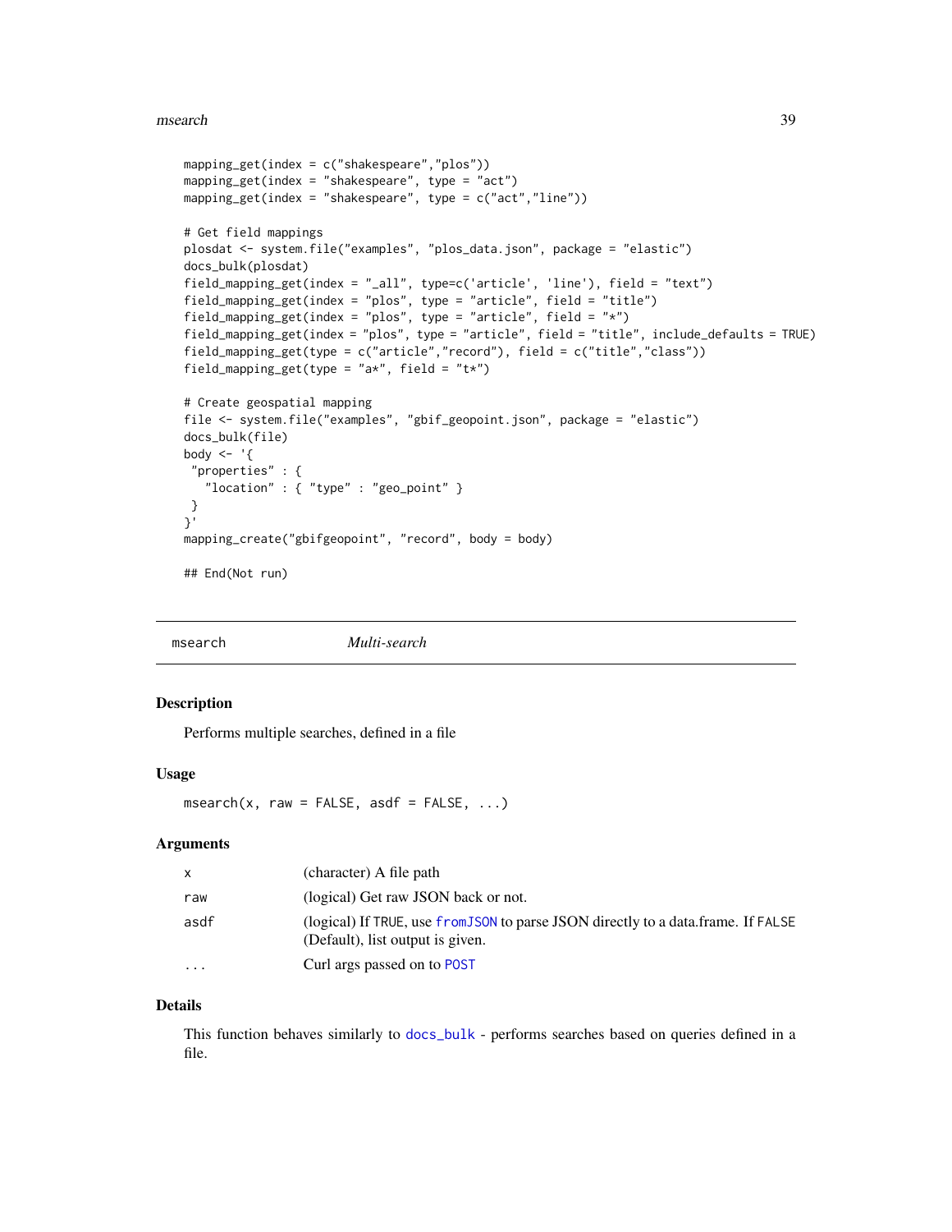```
mapping_get(index = c("shakespeare","plos"))
mapping_get(index = "shakespeare", type = "act")
mapping_get(index = "shakespeare", type = c("act","line"))

# Get field mappings
plosdat <- system.file("examples", "plos_data.json", package = "elastic")
docs_bulk(plosdat)
field_mapping_get(index = "_all", type=c('article', 'line'), field = "text")
field_mapping_get(index = "plos", type = "article", field = "title")
field_mapping_get(index = "plos", type = "article", field = "*")
field_mapping_get(index = "plos", type = "article", field = "title", include_defaults = TRUE)
field_mapping_get(type = c("article","record"), field = c("title","class"))
field_mapping_get(type = "a*", field = "t*")

# Create geospatial mapping
file <- system.file("examples", "gbif_geopoint.json", package = "elastic")
docs_bulk(file)
body <- '{
 "properties" : {
   "location" : { "type" : "geo_point" }
 }
}'
mapping_create("gbifgeopoint", "record", body = body)

## End(Not run)
```

## msearch — *Multi-search*

### Description

Performs multiple searches, defined in a file

### Usage

```
msearch(x, raw = FALSE, asdf = FALSE, ...)
```

### Arguments

| | |
|---|---|
| x | (character) A file path |
| raw | (logical) Get raw JSON back or not. |
| asdf | (logical) If TRUE, use fromJSON to parse JSON directly to a data.frame. If FALSE (Default), list output is given. |
| ... | Curl args passed on to POST |

### Details

This function behaves similarly to docs_bulk - performs searches based on queries defined in a file.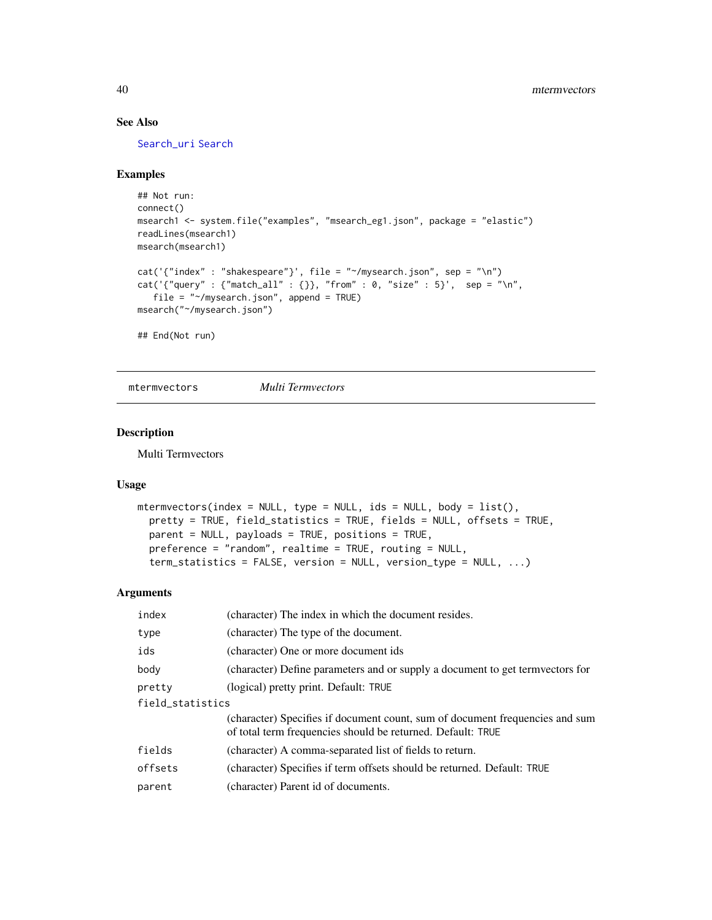## See Also

Search_uri Search

## Examples

```
## Not run:
connect()
msearch1 <- system.file("examples", "msearch_eg1.json", package = "elastic")
readLines(msearch1)
msearch(msearch1)

cat('{"index" : "shakespeare"}', file = "~/mysearch.json", sep = "\n")
cat('{"query" : {"match_all" : {}}, "from" : 0, "size" : 5}',  sep = "\n",
   file = "~/mysearch.json", append = TRUE)
msearch("~/mysearch.json")

## End(Not run)
```

---

# mtermvectors — *Multi Termvectors*

## Description

Multi Termvectors

## Usage

```
mtermvectors(index = NULL, type = NULL, ids = NULL, body = list(),
  pretty = TRUE, field_statistics = TRUE, fields = NULL, offsets = TRUE,
  parent = NULL, payloads = TRUE, positions = TRUE,
  preference = "random", realtime = TRUE, routing = NULL,
  term_statistics = FALSE, version = NULL, version_type = NULL, ...)
```

## Arguments

| | |
|---|---|
| index | (character) The index in which the document resides. |
| type | (character) The type of the document. |
| ids | (character) One or more document ids |
| body | (character) Define parameters and or supply a document to get termvectors for |
| pretty | (logical) pretty print. Default: TRUE |
| field_statistics | (character) Specifies if document count, sum of document frequencies and sum of total term frequencies should be returned. Default: TRUE |
| fields | (character) A comma-separated list of fields to return. |
| offsets | (character) Specifies if term offsets should be returned. Default: TRUE |
| parent | (character) Parent id of documents. |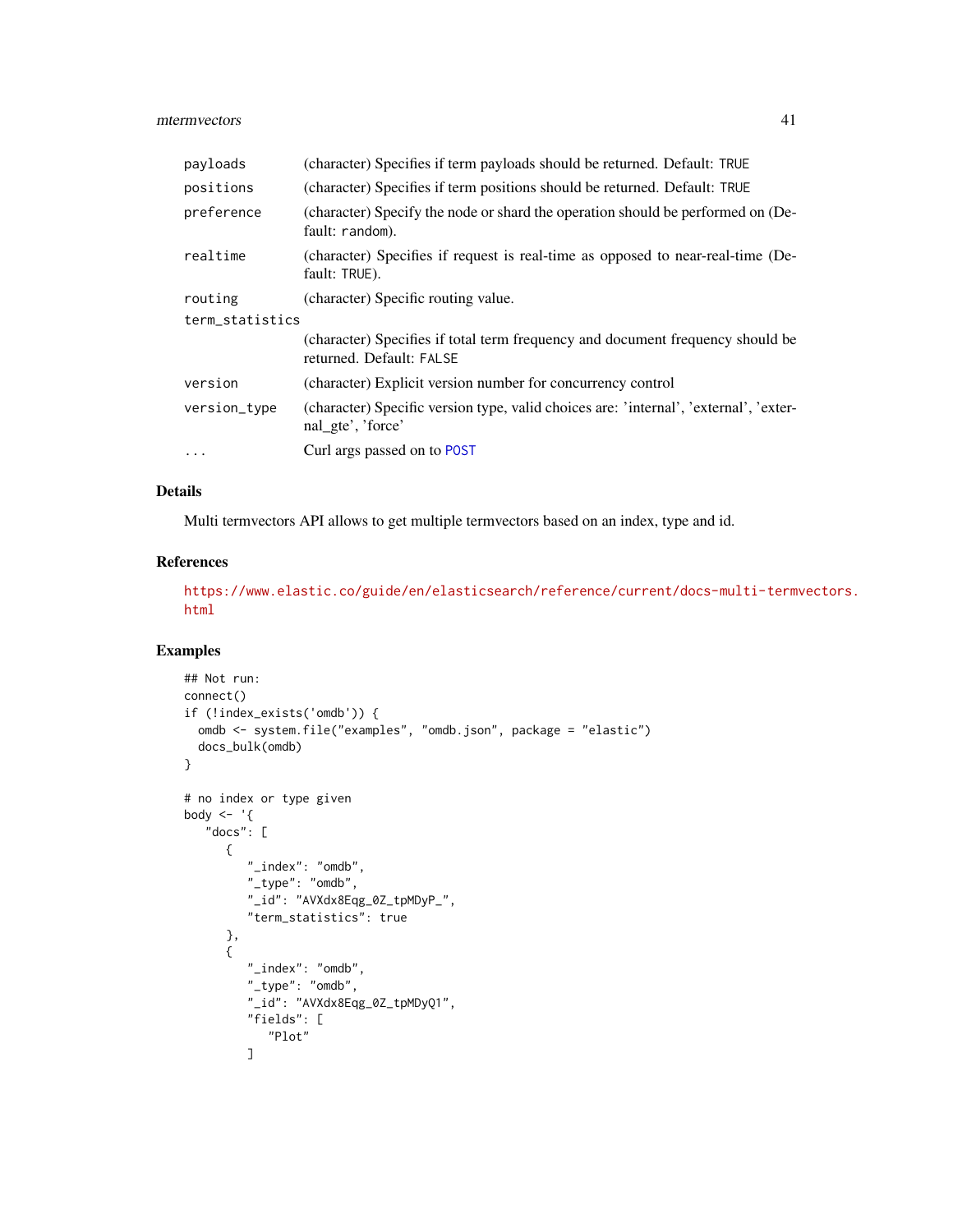| | |
|---|---|
| `payloads` | (character) Specifies if term payloads should be returned. Default: `TRUE` |
| `positions` | (character) Specifies if term positions should be returned. Default: `TRUE` |
| `preference` | (character) Specify the node or shard the operation should be performed on (Default: `random`). |
| `realtime` | (character) Specifies if request is real-time as opposed to near-real-time (Default: `TRUE`). |
| `routing` | (character) Specific routing value. |
| `term_statistics` | (character) Specifies if total term frequency and document frequency should be returned. Default: `FALSE` |
| `version` | (character) Explicit version number for concurrency control |
| `version_type` | (character) Specific version type, valid choices are: 'internal', 'external', 'external_gte', 'force' |
| `...` | Curl args passed on to `POST` |

## Details

Multi termvectors API allows to get multiple termvectors based on an index, type and id.

## References

https://www.elastic.co/guide/en/elasticsearch/reference/current/docs-multi-termvectors.html

## Examples

```
## Not run:
connect()
if (!index_exists('omdb')) {
  omdb <- system.file("examples", "omdb.json", package = "elastic")
  docs_bulk(omdb)
}

# no index or type given
body <- '{
   "docs": [
      {
         "_index": "omdb",
         "_type": "omdb",
         "_id": "AVXdx8Eqg_0Z_tpMDyP_",
         "term_statistics": true
      },
      {
         "_index": "omdb",
         "_type": "omdb",
         "_id": "AVXdx8Eqg_0Z_tpMDyQ1",
         "fields": [
            "Plot"
         ]
```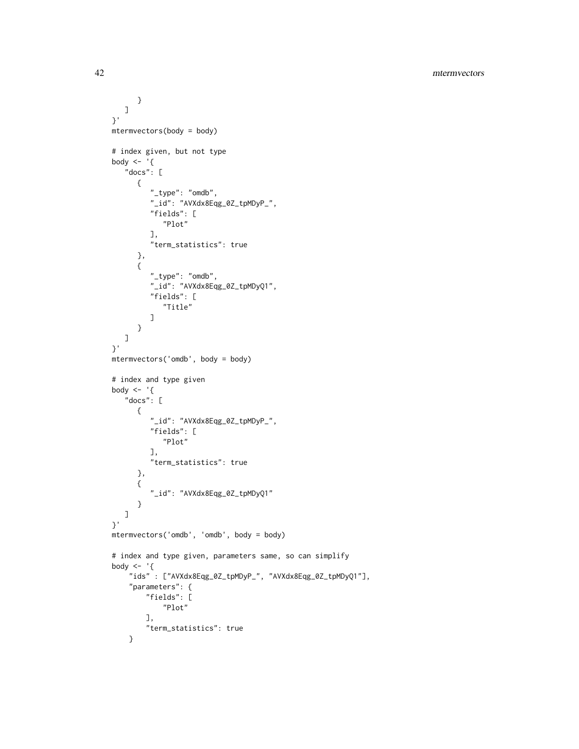```
      }
   ]
}'
mtermvectors(body = body)

# index given, but not type
body <- '{
   "docs": [
      {
         "_type": "omdb",
         "_id": "AVXdx8Eqg_0Z_tpMDyP_",
         "fields": [
            "Plot"
         ],
         "term_statistics": true
      },
      {
         "_type": "omdb",
         "_id": "AVXdx8Eqg_0Z_tpMDyQ1",
         "fields": [
            "Title"
         ]
      }
   ]
}'
mtermvectors('omdb', body = body)

# index and type given
body <- '{
   "docs": [
      {
         "_id": "AVXdx8Eqg_0Z_tpMDyP_",
         "fields": [
            "Plot"
         ],
         "term_statistics": true
      },
      {
         "_id": "AVXdx8Eqg_0Z_tpMDyQ1"
      }
   ]
}'
mtermvectors('omdb', 'omdb', body = body)

# index and type given, parameters same, so can simplify
body <- '{
    "ids" : ["AVXdx8Eqg_0Z_tpMDyP_", "AVXdx8Eqg_0Z_tpMDyQ1"],
    "parameters": {
        "fields": [
            "Plot"
        ],
        "term_statistics": true
    }
```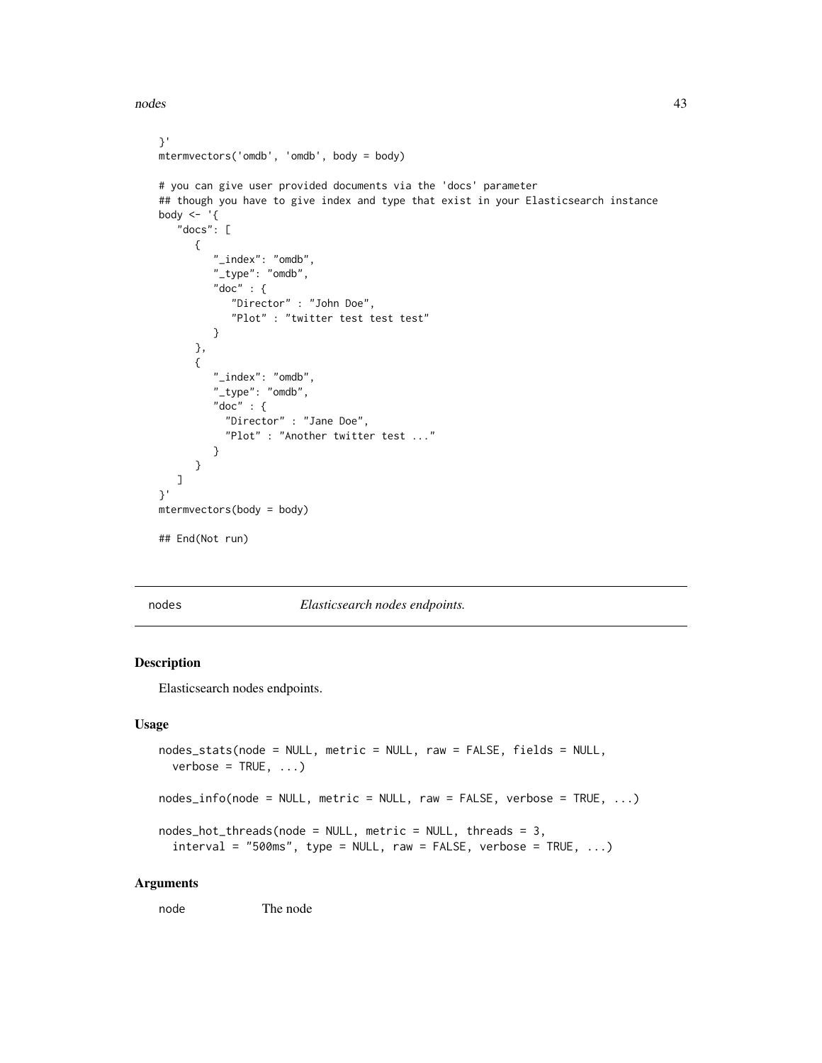```
}'
mtermvectors('omdb', 'omdb', body = body)

# you can give user provided documents via the 'docs' parameter
## though you have to give index and type that exist in your Elasticsearch instance
body <- '{
   "docs": [
      {
         "_index": "omdb",
         "_type": "omdb",
         "doc" : {
            "Director" : "John Doe",
            "Plot" : "twitter test test test"
         }
      },
      {
         "_index": "omdb",
         "_type": "omdb",
         "doc" : {
           "Director" : "Jane Doe",
           "Plot" : "Another twitter test ..."
         }
      }
   ]
}'
mtermvectors(body = body)

## End(Not run)
```

---

## nodes — *Elasticsearch nodes endpoints.*

### Description

Elasticsearch nodes endpoints.

### Usage

```
nodes_stats(node = NULL, metric = NULL, raw = FALSE, fields = NULL,
  verbose = TRUE, ...)

nodes_info(node = NULL, metric = NULL, raw = FALSE, verbose = TRUE, ...)

nodes_hot_threads(node = NULL, metric = NULL, threads = 3,
  interval = "500ms", type = NULL, raw = FALSE, verbose = TRUE, ...)
```

### Arguments

`node` The node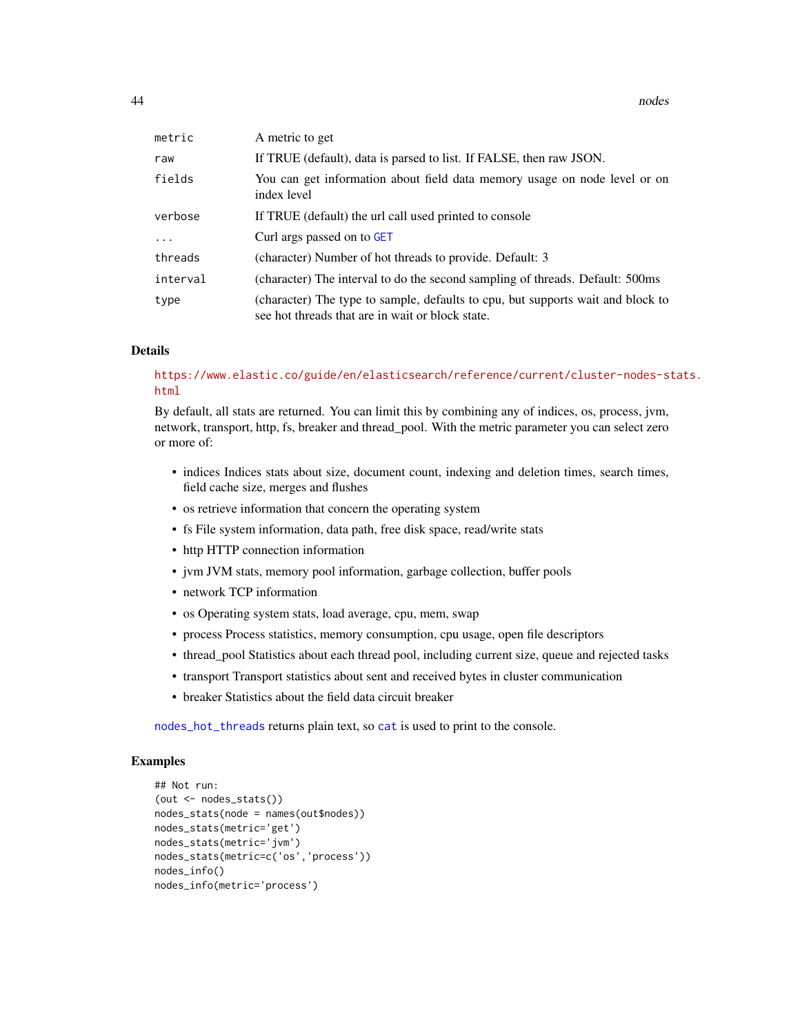| | |
|---|---|
| metric | A metric to get |
| raw | If TRUE (default), data is parsed to list. If FALSE, then raw JSON. |
| fields | You can get information about field data memory usage on node level or on index level |
| verbose | If TRUE (default) the url call used printed to console |
| ... | Curl args passed on to GET |
| threads | (character) Number of hot threads to provide. Default: 3 |
| interval | (character) The interval to do the second sampling of threads. Default: 500ms |
| type | (character) The type to sample, defaults to cpu, but supports wait and block to see hot threads that are in wait or block state. |

## Details

https://www.elastic.co/guide/en/elasticsearch/reference/current/cluster-nodes-stats.html

By default, all stats are returned. You can limit this by combining any of indices, os, process, jvm, network, transport, http, fs, breaker and thread_pool. With the metric parameter you can select zero or more of:

- indices Indices stats about size, document count, indexing and deletion times, search times, field cache size, merges and flushes
- os retrieve information that concern the operating system
- fs File system information, data path, free disk space, read/write stats
- http HTTP connection information
- jvm JVM stats, memory pool information, garbage collection, buffer pools
- network TCP information
- os Operating system stats, load average, cpu, mem, swap
- process Process statistics, memory consumption, cpu usage, open file descriptors
- thread_pool Statistics about each thread pool, including current size, queue and rejected tasks
- transport Transport statistics about sent and received bytes in cluster communication
- breaker Statistics about the field data circuit breaker

nodes_hot_threads returns plain text, so cat is used to print to the console.

## Examples

```
## Not run:
(out <- nodes_stats())
nodes_stats(node = names(out$nodes))
nodes_stats(metric='get')
nodes_stats(metric='jvm')
nodes_stats(metric=c('os','process'))
nodes_info()
nodes_info(metric='process')
```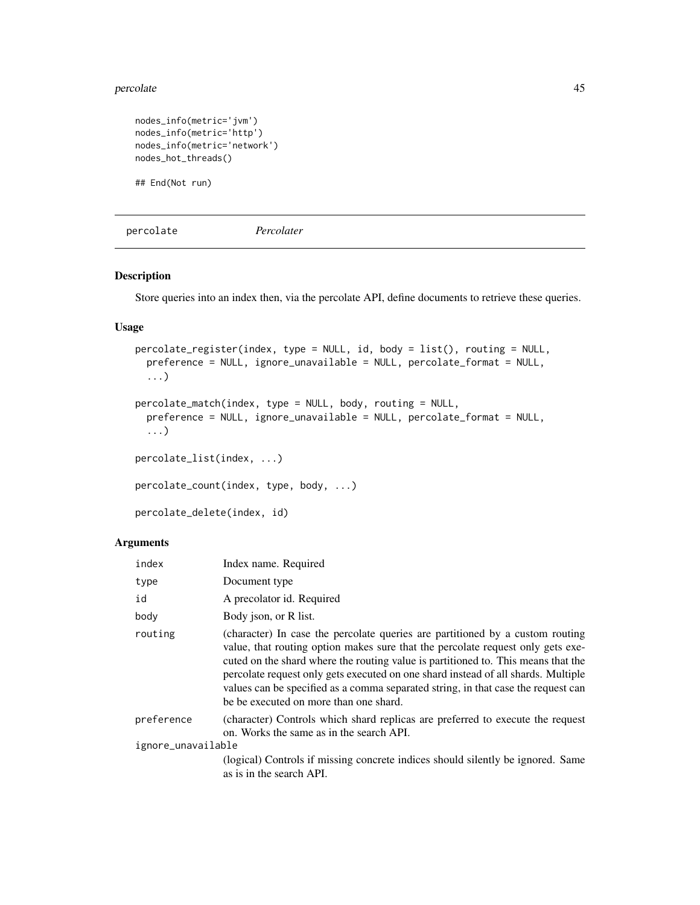```
nodes_info(metric='jvm')
nodes_info(metric='http')
nodes_info(metric='network')
nodes_hot_threads()

## End(Not run)
```

## percolate *Percolater*

### Description

Store queries into an index then, via the percolate API, define documents to retrieve these queries.

### Usage

```
percolate_register(index, type = NULL, id, body = list(), routing = NULL,
  preference = NULL, ignore_unavailable = NULL, percolate_format = NULL,
  ...)

percolate_match(index, type = NULL, body, routing = NULL,
  preference = NULL, ignore_unavailable = NULL, percolate_format = NULL,
  ...)

percolate_list(index, ...)

percolate_count(index, type, body, ...)

percolate_delete(index, id)
```

### Arguments

| | |
|---|---|
| `index` | Index name. Required |
| `type` | Document type |
| `id` | A precolator id. Required |
| `body` | Body json, or R list. |
| `routing` | (character) In case the percolate queries are partitioned by a custom routing value, that routing option makes sure that the percolate request only gets executed on the shard where the routing value is partitioned to. This means that the percolate request only gets executed on one shard instead of all shards. Multiple values can be specified as a comma separated string, in that case the request can be be executed on more than one shard. |
| `preference` | (character) Controls which shard replicas are preferred to execute the request on. Works the same as in the search API. |
| `ignore_unavailable` | (logical) Controls if missing concrete indices should silently be ignored. Same as is in the search API. |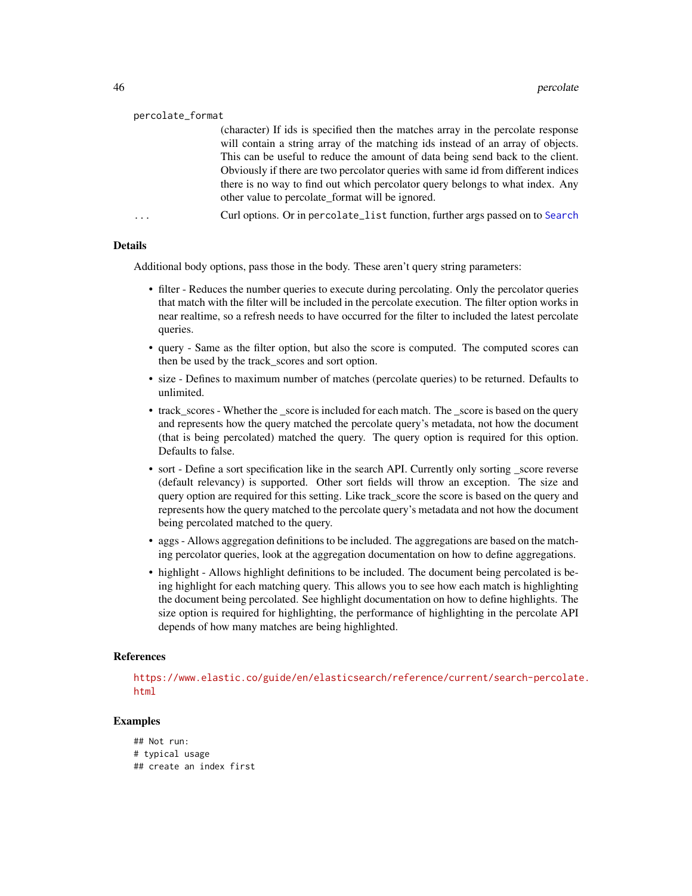percolate_format
: (character) If ids is specified then the matches array in the percolate response will contain a string array of the matching ids instead of an array of objects. This can be useful to reduce the amount of data being send back to the client. Obviously if there are two percolator queries with same id from different indices there is no way to find out which percolator query belongs to what index. Any other value to percolate_format will be ignored.

...
: Curl options. Or in `percolate_list` function, further args passed on to `Search`

## Details

Additional body options, pass those in the body. These aren't query string parameters:

- filter - Reduces the number queries to execute during percolating. Only the percolator queries that match with the filter will be included in the percolate execution. The filter option works in near realtime, so a refresh needs to have occurred for the filter to included the latest percolate queries.
- query - Same as the filter option, but also the score is computed. The computed scores can then be used by the track_scores and sort option.
- size - Defines to maximum number of matches (percolate queries) to be returned. Defaults to unlimited.
- track_scores - Whether the _score is included for each match. The _score is based on the query and represents how the query matched the percolate query's metadata, not how the document (that is being percolated) matched the query. The query option is required for this option. Defaults to false.
- sort - Define a sort specification like in the search API. Currently only sorting _score reverse (default relevancy) is supported. Other sort fields will throw an exception. The size and query option are required for this setting. Like track_score the score is based on the query and represents how the query matched to the percolate query's metadata and not how the document being percolated matched to the query.
- aggs - Allows aggregation definitions to be included. The aggregations are based on the matching percolator queries, look at the aggregation documentation on how to define aggregations.
- highlight - Allows highlight definitions to be included. The document being percolated is being highlight for each matching query. This allows you to see how each match is highlighting the document being percolated. See highlight documentation on how to define highlights. The size option is required for highlighting, the performance of highlighting in the percolate API depends of how many matches are being highlighted.

## References

https://www.elastic.co/guide/en/elasticsearch/reference/current/search-percolate.html

## Examples

```
## Not run:
# typical usage
## create an index first
```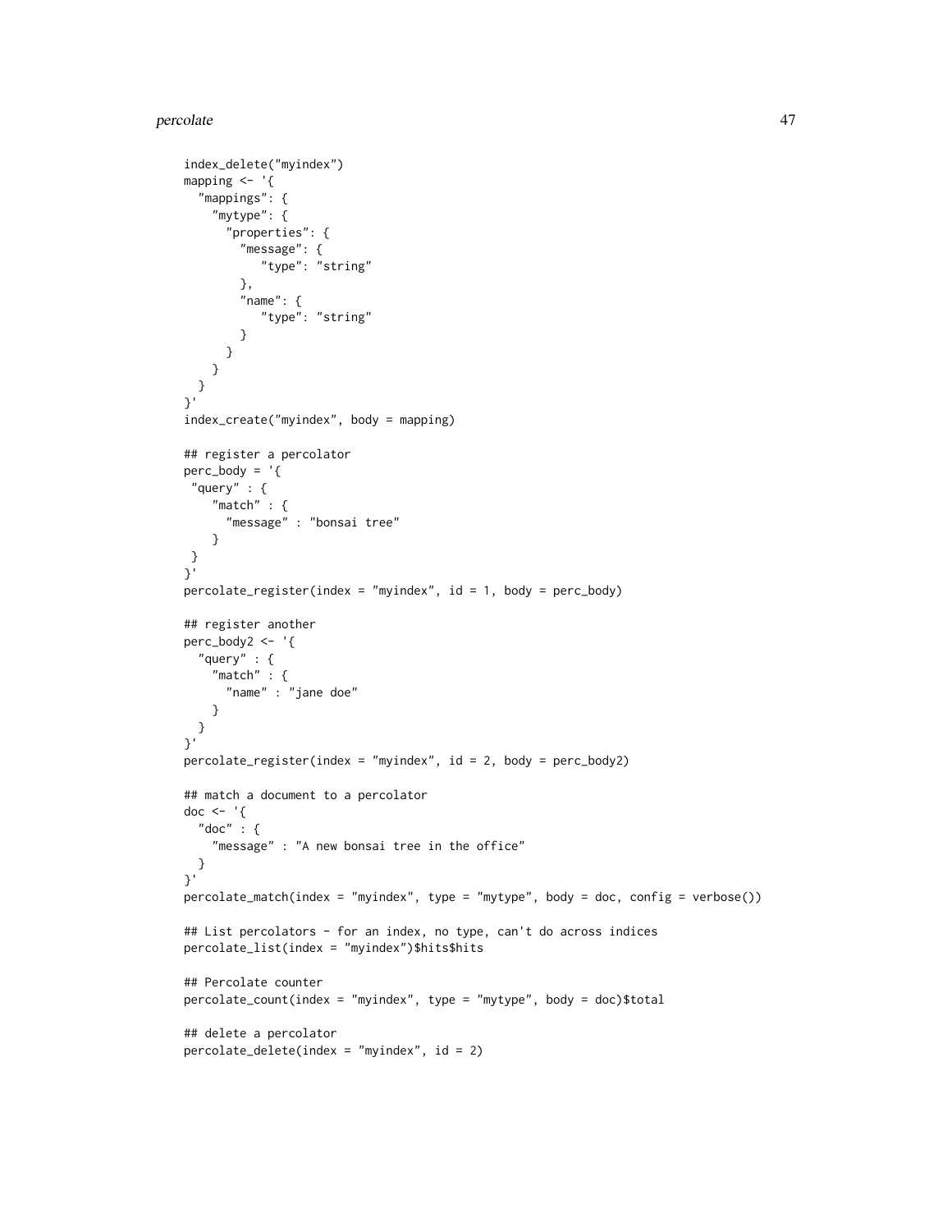```
index_delete("myindex")
mapping <- '{
  "mappings": {
    "mytype": {
      "properties": {
        "message": {
           "type": "string"
        },
        "name": {
           "type": "string"
        }
      }
    }
  }
}'
index_create("myindex", body = mapping)

## register a percolator
perc_body = '{
 "query" : {
    "match" : {
      "message" : "bonsai tree"
    }
 }
}'
percolate_register(index = "myindex", id = 1, body = perc_body)

## register another
perc_body2 <- '{
  "query" : {
    "match" : {
      "name" : "jane doe"
    }
  }
}'
percolate_register(index = "myindex", id = 2, body = perc_body2)

## match a document to a percolator
doc <- '{
  "doc" : {
    "message" : "A new bonsai tree in the office"
  }
}'
percolate_match(index = "myindex", type = "mytype", body = doc, config = verbose())

## List percolators - for an index, no type, can't do across indices
percolate_list(index = "myindex")$hits$hits

## Percolate counter
percolate_count(index = "myindex", type = "mytype", body = doc)$total

## delete a percolator
percolate_delete(index = "myindex", id = 2)
```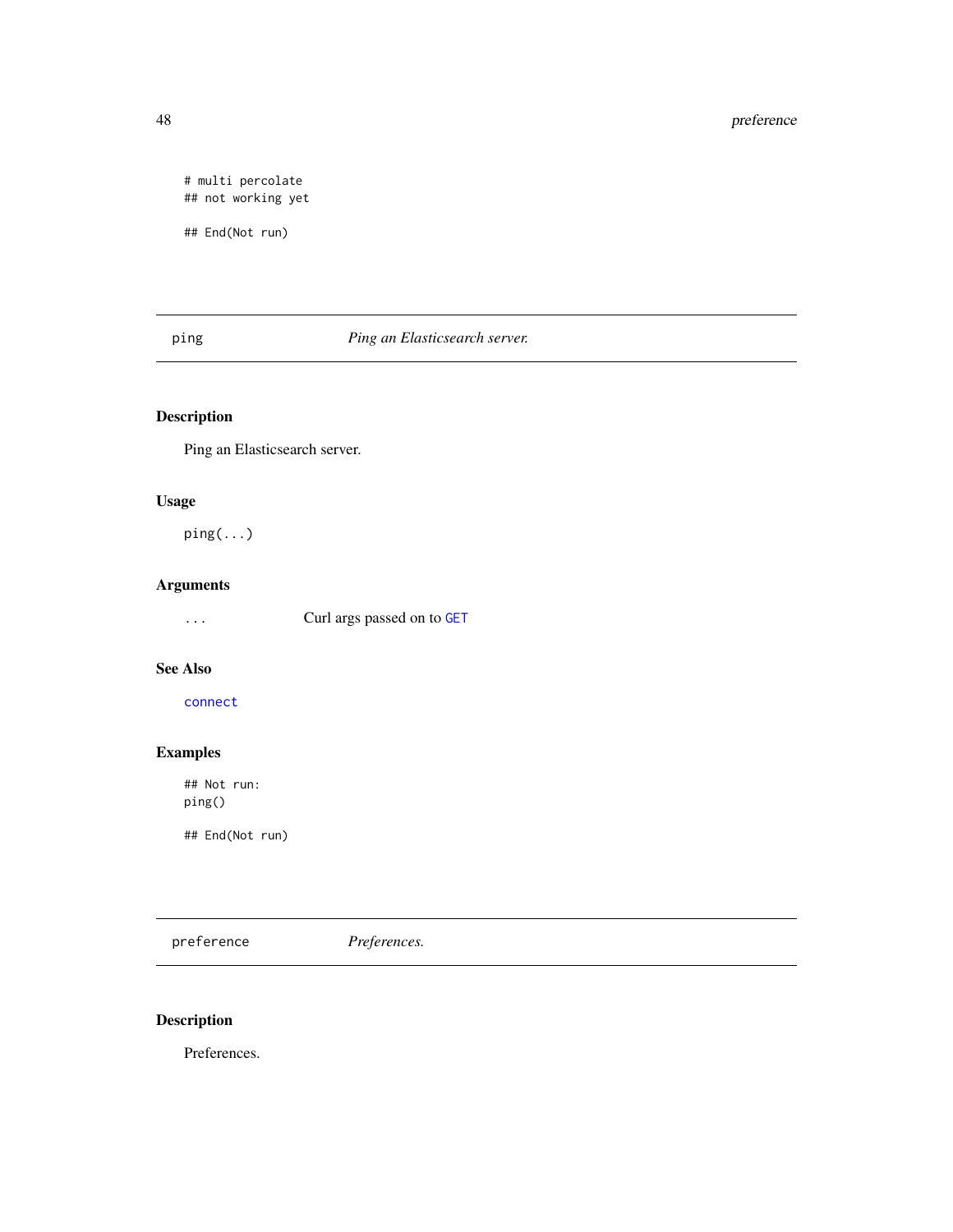```
# multi percolate
## not working yet

## End(Not run)
```

---

## ping — *Ping an Elasticsearch server.*

### Description

Ping an Elasticsearch server.

### Usage

```
ping(...)
```

### Arguments

| | |
|---|---|
| ... | Curl args passed on to GET |

### See Also

connect

### Examples

```
## Not run:
ping()

## End(Not run)
```

---

## preference — *Preferences.*

### Description

Preferences.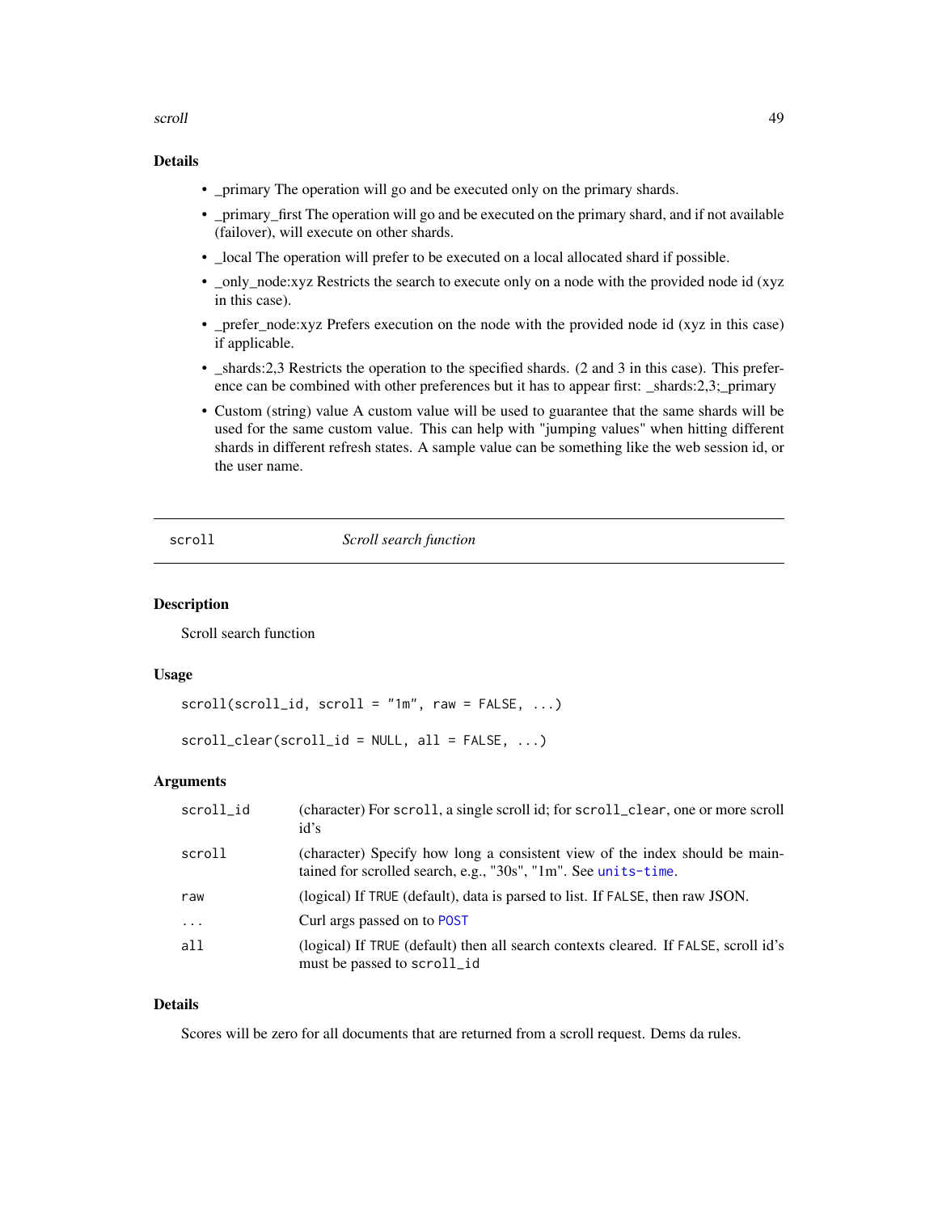## Details

- _primary The operation will go and be executed only on the primary shards.
- _primary_first The operation will go and be executed on the primary shard, and if not available (failover), will execute on other shards.
- _local The operation will prefer to be executed on a local allocated shard if possible.
- _only_node:xyz Restricts the search to execute only on a node with the provided node id (xyz in this case).
- _prefer_node:xyz Prefers execution on the node with the provided node id (xyz in this case) if applicable.
- _shards:2,3 Restricts the operation to the specified shards. (2 and 3 in this case). This preference can be combined with other preferences but it has to appear first: _shards:2,3;_primary
- Custom (string) value A custom value will be used to guarantee that the same shards will be used for the same custom value. This can help with "jumping values" when hitting different shards in different refresh states. A sample value can be something like the web session id, or the user name.

---

`scroll` *Scroll search function*

---

## Description

Scroll search function

## Usage

```
scroll(scroll_id, scroll = "1m", raw = FALSE, ...)

scroll_clear(scroll_id = NULL, all = FALSE, ...)
```

## Arguments

| | |
|---|---|
| `scroll_id` | (character) For `scroll`, a single scroll id; for `scroll_clear`, one or more scroll id's |
| `scroll` | (character) Specify how long a consistent view of the index should be maintained for scrolled search, e.g., "30s", "1m". See `units-time`. |
| `raw` | (logical) If `TRUE` (default), data is parsed to list. If `FALSE`, then raw JSON. |
| `...` | Curl args passed on to `POST` |
| `all` | (logical) If `TRUE` (default) then all search contexts cleared. If `FALSE`, scroll id's must be passed to `scroll_id` |

## Details

Scores will be zero for all documents that are returned from a scroll request. Dems da rules.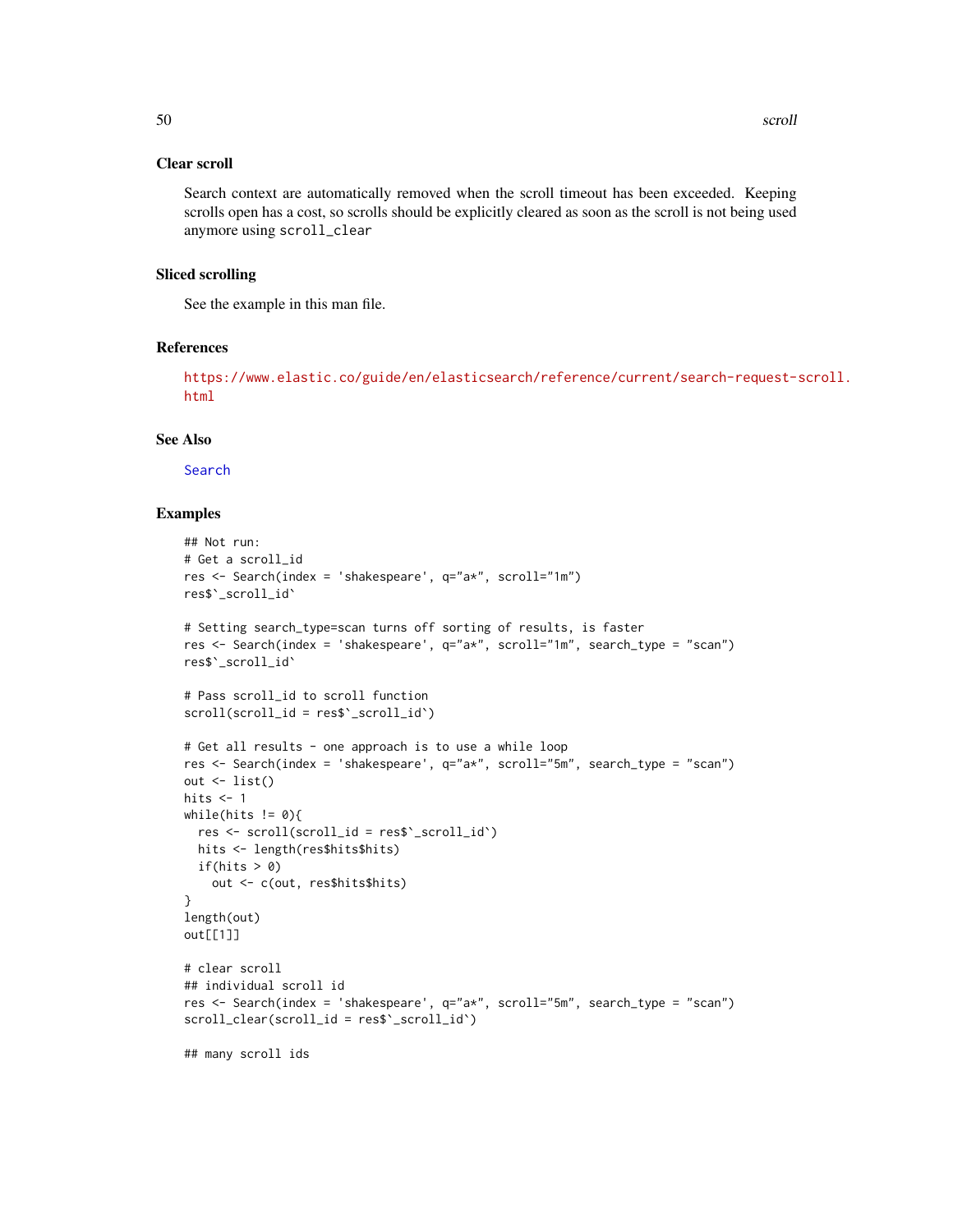## Clear scroll

Search context are automatically removed when the scroll timeout has been exceeded. Keeping scrolls open has a cost, so scrolls should be explicitly cleared as soon as the scroll is not being used anymore using `scroll_clear`

## Sliced scrolling

See the example in this man file.

## References

https://www.elastic.co/guide/en/elasticsearch/reference/current/search-request-scroll.html

## See Also

Search

## Examples

```
## Not run:
# Get a scroll_id
res <- Search(index = 'shakespeare', q="a*", scroll="1m")
res$`_scroll_id`

# Setting search_type=scan turns off sorting of results, is faster
res <- Search(index = 'shakespeare', q="a*", scroll="1m", search_type = "scan")
res$`_scroll_id`

# Pass scroll_id to scroll function
scroll(scroll_id = res$`_scroll_id`)

# Get all results - one approach is to use a while loop
res <- Search(index = 'shakespeare', q="a*", scroll="5m", search_type = "scan")
out <- list()
hits <- 1
while(hits != 0){
  res <- scroll(scroll_id = res$`_scroll_id`)
  hits <- length(res$hits$hits)
  if(hits > 0)
    out <- c(out, res$hits$hits)
}
length(out)
out[[1]]

# clear scroll
## individual scroll id
res <- Search(index = 'shakespeare', q="a*", scroll="5m", search_type = "scan")
scroll_clear(scroll_id = res$`_scroll_id`)

## many scroll ids
```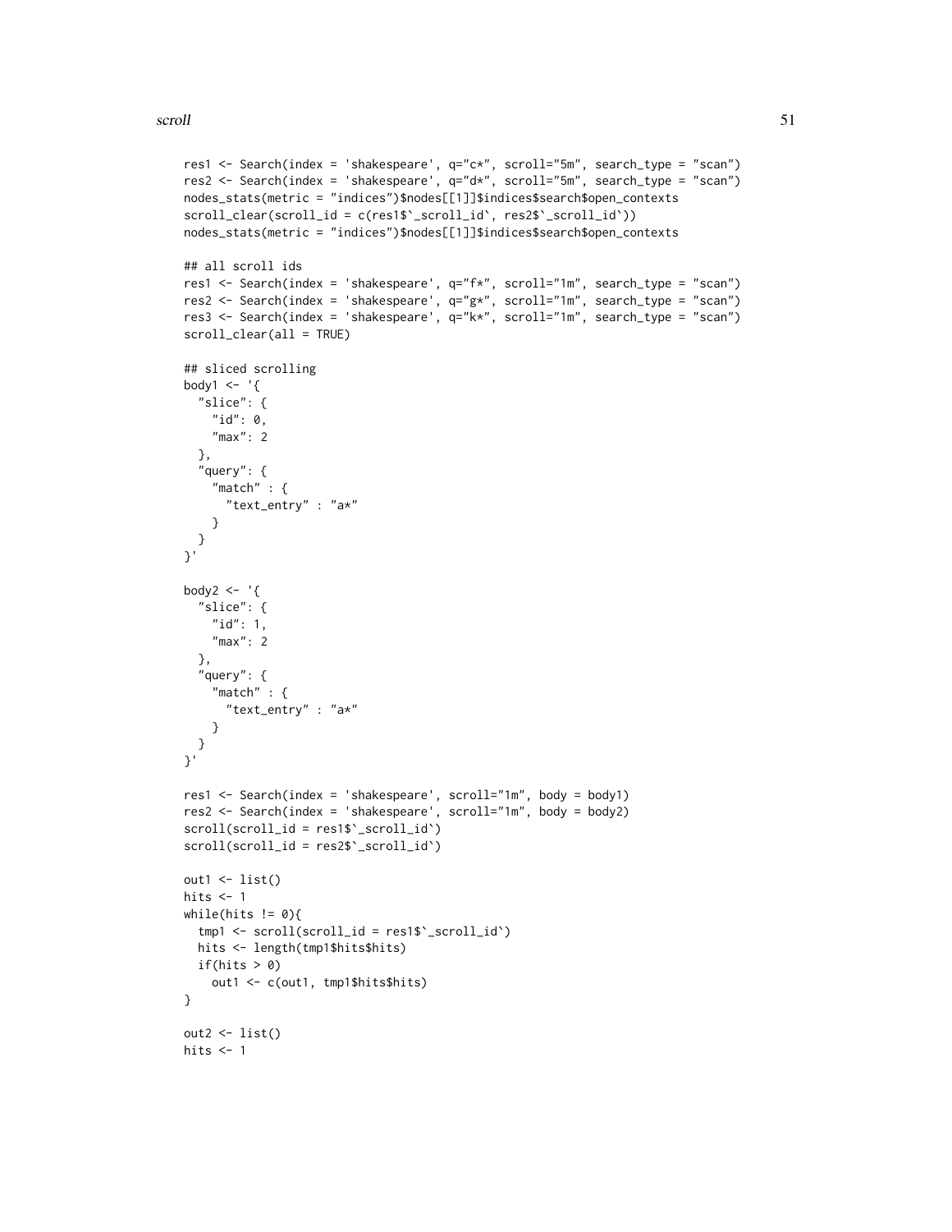```
res1 <- Search(index = 'shakespeare', q="c*", scroll="5m", search_type = "scan")
res2 <- Search(index = 'shakespeare', q="d*", scroll="5m", search_type = "scan")
nodes_stats(metric = "indices")$nodes[[1]]$indices$search$open_contexts
scroll_clear(scroll_id = c(res1$`_scroll_id`, res2$`_scroll_id`))
nodes_stats(metric = "indices")$nodes[[1]]$indices$search$open_contexts

## all scroll ids
res1 <- Search(index = 'shakespeare', q="f*", scroll="1m", search_type = "scan")
res2 <- Search(index = 'shakespeare', q="g*", scroll="1m", search_type = "scan")
res3 <- Search(index = 'shakespeare', q="k*", scroll="1m", search_type = "scan")
scroll_clear(all = TRUE)

## sliced scrolling
body1 <- '{
  "slice": {
    "id": 0,
    "max": 2
  },
  "query": {
    "match" : {
      "text_entry" : "a*"
    }
  }
}'

body2 <- '{
  "slice": {
    "id": 1,
    "max": 2
  },
  "query": {
    "match" : {
      "text_entry" : "a*"
    }
  }
}'

res1 <- Search(index = 'shakespeare', scroll="1m", body = body1)
res2 <- Search(index = 'shakespeare', scroll="1m", body = body2)
scroll(scroll_id = res1$`_scroll_id`)
scroll(scroll_id = res2$`_scroll_id`)

out1 <- list()
hits <- 1
while(hits != 0){
  tmp1 <- scroll(scroll_id = res1$`_scroll_id`)
  hits <- length(tmp1$hits$hits)
  if(hits > 0)
    out1 <- c(out1, tmp1$hits$hits)
}

out2 <- list()
hits <- 1
```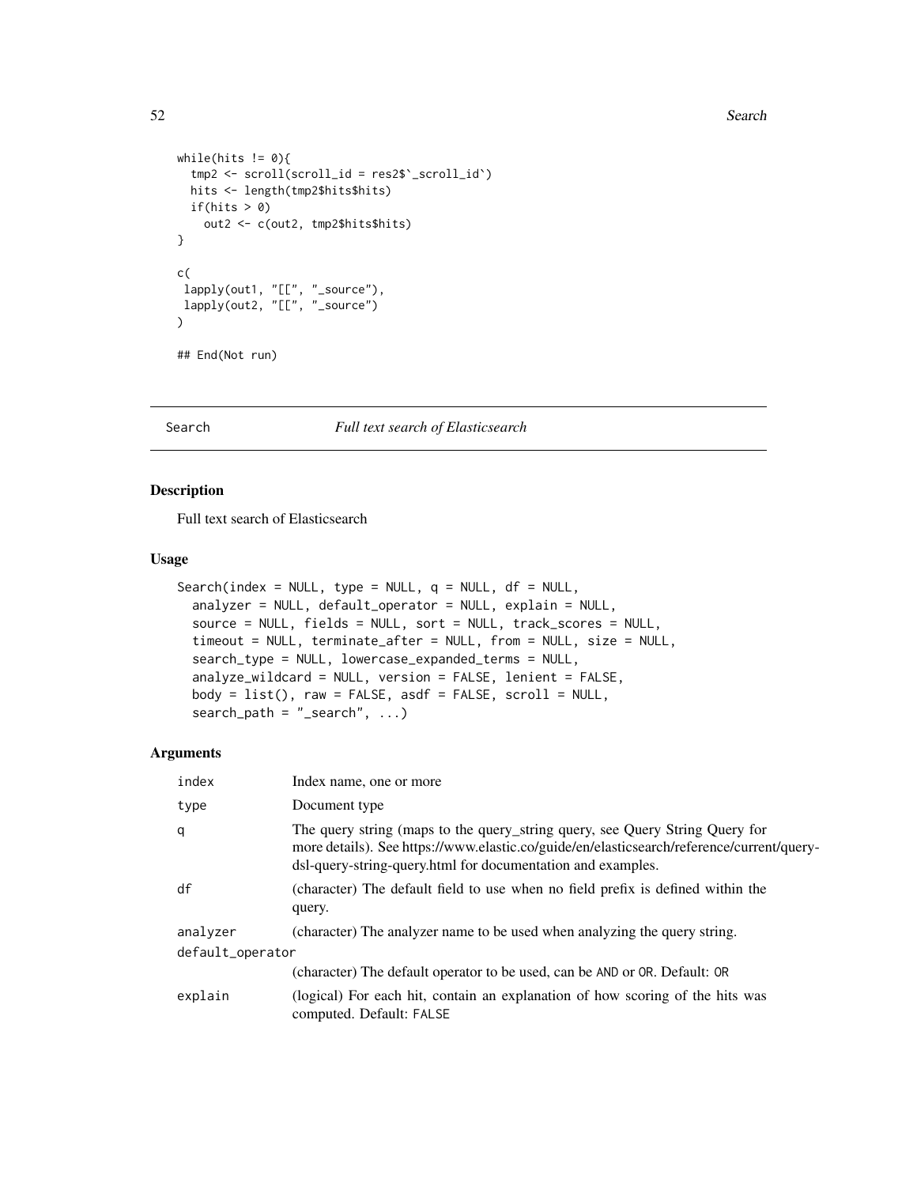```
while(hits != 0){
  tmp2 <- scroll(scroll_id = res2$`_scroll_id`)
  hits <- length(tmp2$hits$hits)
  if(hits > 0)
    out2 <- c(out2, tmp2$hits$hits)
}

c(
 lapply(out1, "[[", "_source"),
 lapply(out2, "[[", "_source")
)

## End(Not run)
```

## Search — *Full text search of Elasticsearch*

### Description

Full text search of Elasticsearch

### Usage

```
Search(index = NULL, type = NULL, q = NULL, df = NULL,
  analyzer = NULL, default_operator = NULL, explain = NULL,
  source = NULL, fields = NULL, sort = NULL, track_scores = NULL,
  timeout = NULL, terminate_after = NULL, from = NULL, size = NULL,
  search_type = NULL, lowercase_expanded_terms = NULL,
  analyze_wildcard = NULL, version = FALSE, lenient = FALSE,
  body = list(), raw = FALSE, asdf = FALSE, scroll = NULL,
  search_path = "_search", ...)
```

### Arguments

| | |
|---|---|
| `index` | Index name, one or more |
| `type` | Document type |
| `q` | The query string (maps to the query_string query, see Query String Query for more details). See https://www.elastic.co/guide/en/elasticsearch/reference/current/query-dsl-query-string-query.html for documentation and examples. |
| `df` | (character) The default field to use when no field prefix is defined within the query. |
| `analyzer` | (character) The analyzer name to be used when analyzing the query string. |
| `default_operator` | (character) The default operator to be used, can be `AND` or `OR`. Default: `OR` |
| `explain` | (logical) For each hit, contain an explanation of how scoring of the hits was computed. Default: `FALSE` |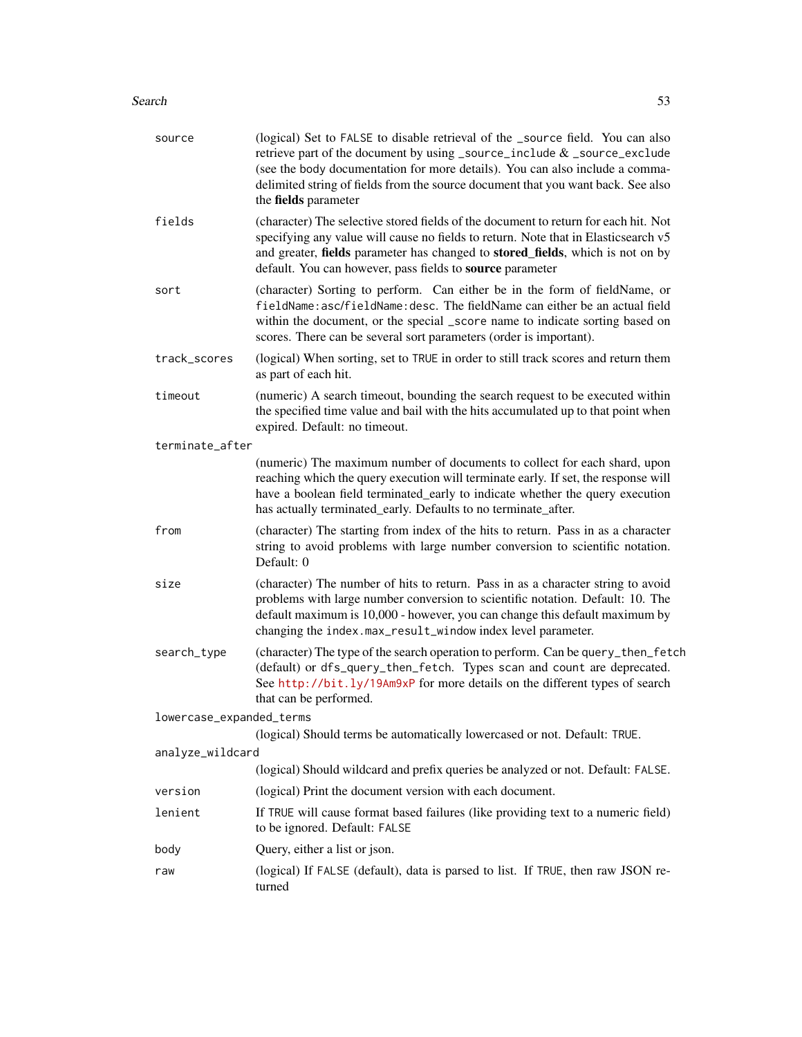| | |
|---|---|
| `source` | (logical) Set to `FALSE` to disable retrieval of the `_source` field. You can also retrieve part of the document by using `_source_include` & `_source_exclude` (see the body documentation for more details). You can also include a comma-delimited string of fields from the source document that you want back. See also the **fields** parameter |
| `fields` | (character) The selective stored fields of the document to return for each hit. Not specifying any value will cause no fields to return. Note that in Elasticsearch v5 and greater, **fields** parameter has changed to **stored_fields**, which is not on by default. You can however, pass fields to **source** parameter |
| `sort` | (character) Sorting to perform. Can either be in the form of fieldName, or `fieldName:asc`/`fieldName:desc`. The fieldName can either be an actual field within the document, or the special `_score` name to indicate sorting based on scores. There can be several sort parameters (order is important). |
| `track_scores` | (logical) When sorting, set to `TRUE` in order to still track scores and return them as part of each hit. |
| `timeout` | (numeric) A search timeout, bounding the search request to be executed within the specified time value and bail with the hits accumulated up to that point when expired. Default: no timeout. |
| `terminate_after` | (numeric) The maximum number of documents to collect for each shard, upon reaching which the query execution will terminate early. If set, the response will have a boolean field terminated_early to indicate whether the query execution has actually terminated_early. Defaults to no terminate_after. |
| `from` | (character) The starting from index of the hits to return. Pass in as a character string to avoid problems with large number conversion to scientific notation. Default: 0 |
| `size` | (character) The number of hits to return. Pass in as a character string to avoid problems with large number conversion to scientific notation. Default: 10. The default maximum is 10,000 - however, you can change this default maximum by changing the `index.max_result_window` index level parameter. |
| `search_type` | (character) The type of the search operation to perform. Can be `query_then_fetch` (default) or `dfs_query_then_fetch`. Types `scan` and `count` are deprecated. See http://bit.ly/19Am9xP for more details on the different types of search that can be performed. |
| `lowercase_expanded_terms` | (logical) Should terms be automatically lowercased or not. Default: `TRUE`. |
| `analyze_wildcard` | (logical) Should wildcard and prefix queries be analyzed or not. Default: `FALSE`. |
| `version` | (logical) Print the document version with each document. |
| `lenient` | If `TRUE` will cause format based failures (like providing text to a numeric field) to be ignored. Default: `FALSE` |
| `body` | Query, either a list or json. |
| `raw` | (logical) If `FALSE` (default), data is parsed to list. If `TRUE`, then raw JSON returned |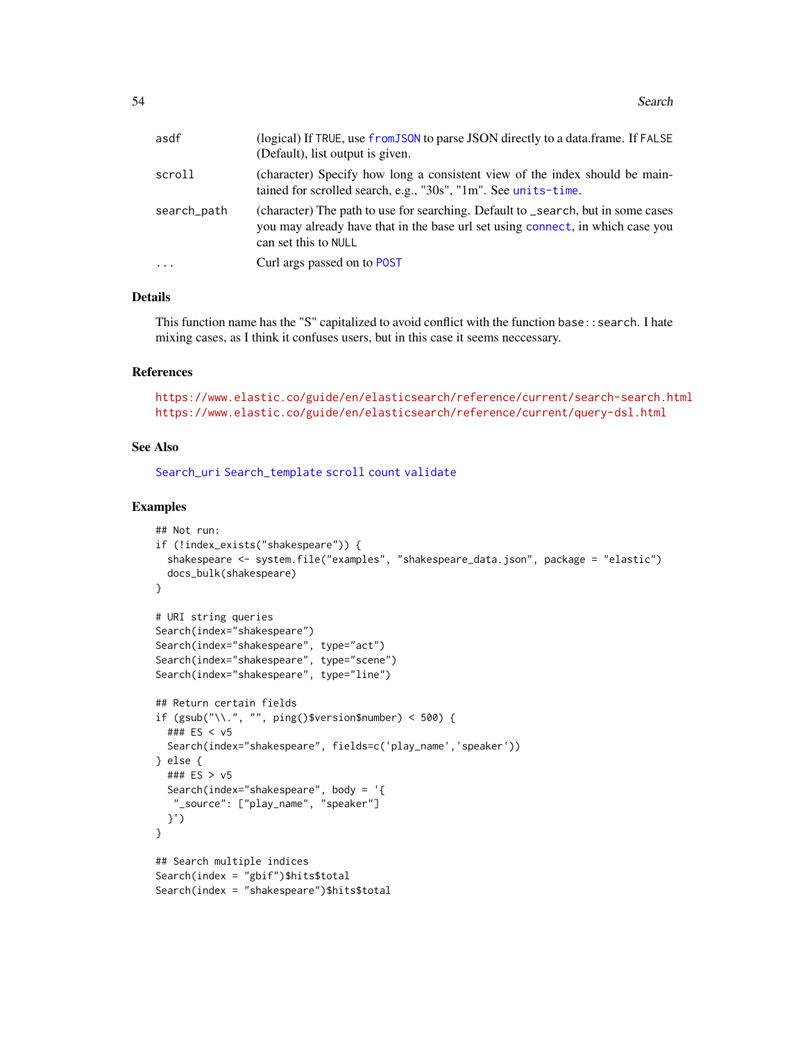| | |
|---|---|
| asdf | (logical) If TRUE, use fromJSON to parse JSON directly to a data.frame. If FALSE (Default), list output is given. |
| scroll | (character) Specify how long a consistent view of the index should be maintained for scrolled search, e.g., "30s", "1m". See units-time. |
| search_path | (character) The path to use for searching. Default to _search, but in some cases you may already have that in the base url set using connect, in which case you can set this to NULL |
| ... | Curl args passed on to POST |

### Details

This function name has the "S" capitalized to avoid conflict with the function base::search. I hate mixing cases, as I think it confuses users, but in this case it seems neccessary.

### References

https://www.elastic.co/guide/en/elasticsearch/reference/current/search-search.html
https://www.elastic.co/guide/en/elasticsearch/reference/current/query-dsl.html

### See Also

Search_uri Search_template scroll count validate

### Examples

```
## Not run:
if (!index_exists("shakespeare")) {
  shakespeare <- system.file("examples", "shakespeare_data.json", package = "elastic")
  docs_bulk(shakespeare)
}

# URI string queries
Search(index="shakespeare")
Search(index="shakespeare", type="act")
Search(index="shakespeare", type="scene")
Search(index="shakespeare", type="line")

## Return certain fields
if (gsub("\\.", "", ping()$version$number) < 500) {
  ### ES < v5
  Search(index="shakespeare", fields=c('play_name','speaker'))
} else {
  ### ES > v5
  Search(index="shakespeare", body = '{
   "_source": ["play_name", "speaker"]
  }')
}

## Search multiple indices
Search(index = "gbif")$hits$total
Search(index = "shakespeare")$hits$total
```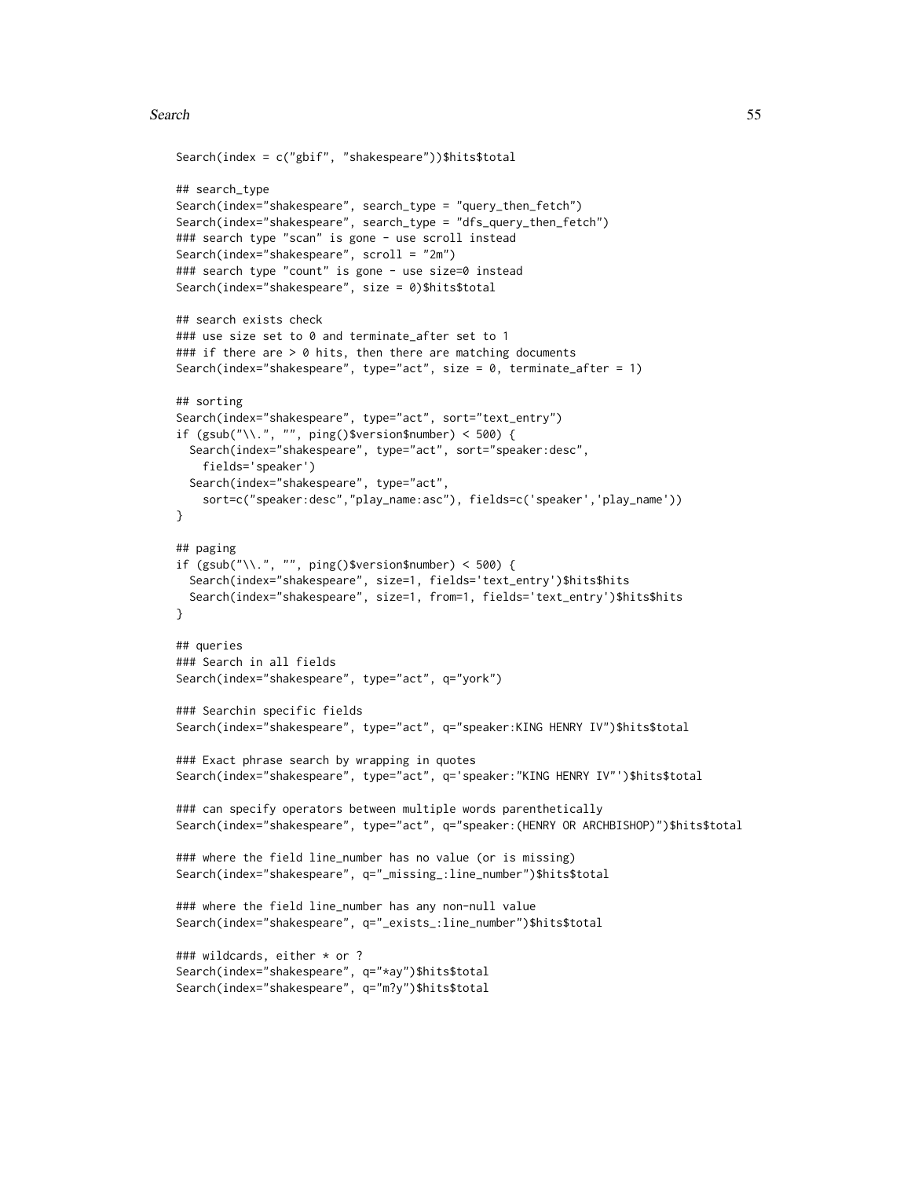```
Search(index = c("gbif", "shakespeare"))$hits$total

## search_type
Search(index="shakespeare", search_type = "query_then_fetch")
Search(index="shakespeare", search_type = "dfs_query_then_fetch")
### search type "scan" is gone - use scroll instead
Search(index="shakespeare", scroll = "2m")
### search type "count" is gone - use size=0 instead
Search(index="shakespeare", size = 0)$hits$total

## search exists check
### use size set to 0 and terminate_after set to 1
### if there are > 0 hits, then there are matching documents
Search(index="shakespeare", type="act", size = 0, terminate_after = 1)

## sorting
Search(index="shakespeare", type="act", sort="text_entry")
if (gsub("\\.", "", ping()$version$number) < 500) {
  Search(index="shakespeare", type="act", sort="speaker:desc",
    fields='speaker')
  Search(index="shakespeare", type="act",
    sort=c("speaker:desc","play_name:asc"), fields=c('speaker','play_name'))
}

## paging
if (gsub("\\.", "", ping()$version$number) < 500) {
  Search(index="shakespeare", size=1, fields='text_entry')$hits$hits
  Search(index="shakespeare", size=1, from=1, fields='text_entry')$hits$hits
}

## queries
### Search in all fields
Search(index="shakespeare", type="act", q="york")

### Searchin specific fields
Search(index="shakespeare", type="act", q="speaker:KING HENRY IV")$hits$total

### Exact phrase search by wrapping in quotes
Search(index="shakespeare", type="act", q='speaker:"KING HENRY IV"')$hits$total

### can specify operators between multiple words parenthetically
Search(index="shakespeare", type="act", q="speaker:(HENRY OR ARCHBISHOP)")$hits$total

### where the field line_number has no value (or is missing)
Search(index="shakespeare", q="_missing_:line_number")$hits$total

### where the field line_number has any non-null value
Search(index="shakespeare", q="_exists_:line_number")$hits$total

### wildcards, either * or ?
Search(index="shakespeare", q="*ay")$hits$total
Search(index="shakespeare", q="m?y")$hits$total
```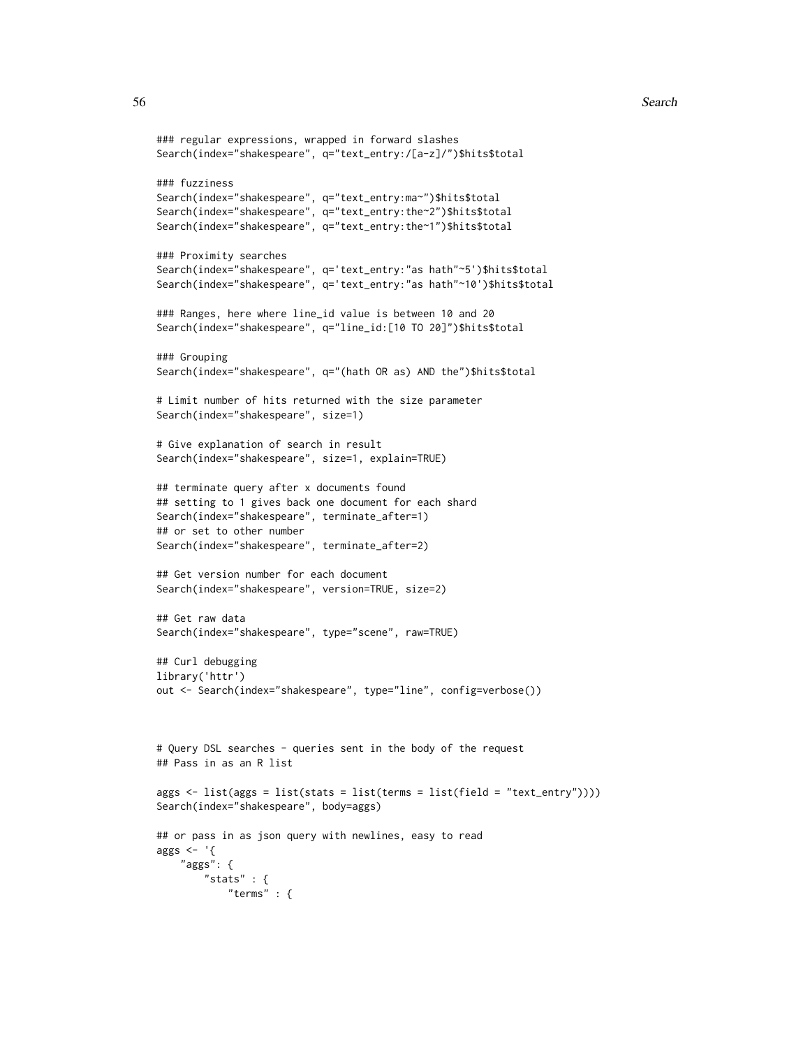```
### regular expressions, wrapped in forward slashes
Search(index="shakespeare", q="text_entry:/[a-z]/")$hits$total

### fuzziness
Search(index="shakespeare", q="text_entry:ma~")$hits$total
Search(index="shakespeare", q="text_entry:the~2")$hits$total
Search(index="shakespeare", q="text_entry:the~1")$hits$total

### Proximity searches
Search(index="shakespeare", q='text_entry:"as hath"~5')$hits$total
Search(index="shakespeare", q='text_entry:"as hath"~10')$hits$total

### Ranges, here where line_id value is between 10 and 20
Search(index="shakespeare", q="line_id:[10 TO 20]")$hits$total

### Grouping
Search(index="shakespeare", q="(hath OR as) AND the")$hits$total

# Limit number of hits returned with the size parameter
Search(index="shakespeare", size=1)

# Give explanation of search in result
Search(index="shakespeare", size=1, explain=TRUE)

## terminate query after x documents found
## setting to 1 gives back one document for each shard
Search(index="shakespeare", terminate_after=1)
## or set to other number
Search(index="shakespeare", terminate_after=2)

## Get version number for each document
Search(index="shakespeare", version=TRUE, size=2)

## Get raw data
Search(index="shakespeare", type="scene", raw=TRUE)

## Curl debugging
library('httr')
out <- Search(index="shakespeare", type="line", config=verbose())



# Query DSL searches - queries sent in the body of the request
## Pass in as an R list

aggs <- list(aggs = list(stats = list(terms = list(field = "text_entry"))))
Search(index="shakespeare", body=aggs)

## or pass in as json query with newlines, easy to read
aggs <- '{
    "aggs": {
        "stats" : {
            "terms" : {
```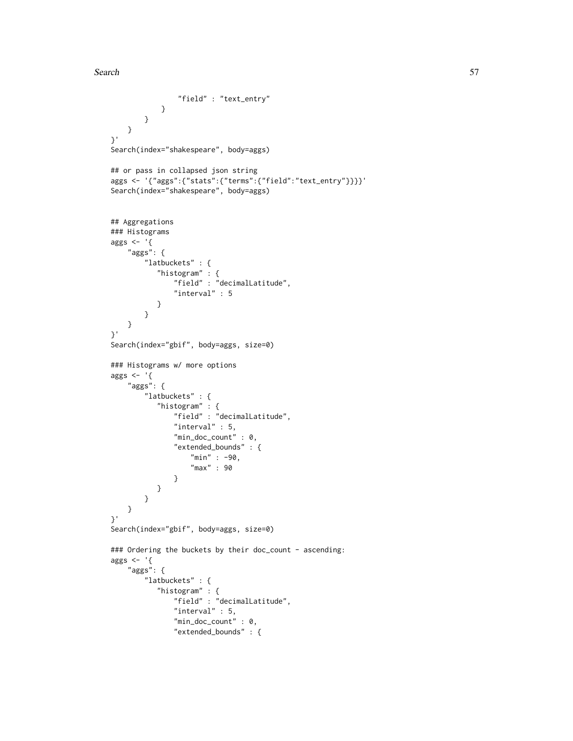```
                "field" : "text_entry"
            }
        }
    }
}'
Search(index="shakespeare", body=aggs)

## or pass in collapsed json string
aggs <- '{"aggs":{"stats":{"terms":{"field":"text_entry"}}}}'
Search(index="shakespeare", body=aggs)


## Aggregations
### Histograms
aggs <- '{
    "aggs": {
        "latbuckets" : {
           "histogram" : {
               "field" : "decimalLatitude",
               "interval" : 5
           }
        }
    }
}'
Search(index="gbif", body=aggs, size=0)

### Histograms w/ more options
aggs <- '{
    "aggs": {
        "latbuckets" : {
           "histogram" : {
               "field" : "decimalLatitude",
               "interval" : 5,
               "min_doc_count" : 0,
               "extended_bounds" : {
                   "min" : -90,
                   "max" : 90
               }
           }
        }
    }
}'
Search(index="gbif", body=aggs, size=0)

### Ordering the buckets by their doc_count - ascending:
aggs <- '{
    "aggs": {
        "latbuckets" : {
           "histogram" : {
               "field" : "decimalLatitude",
               "interval" : 5,
               "min_doc_count" : 0,
               "extended_bounds" : {
```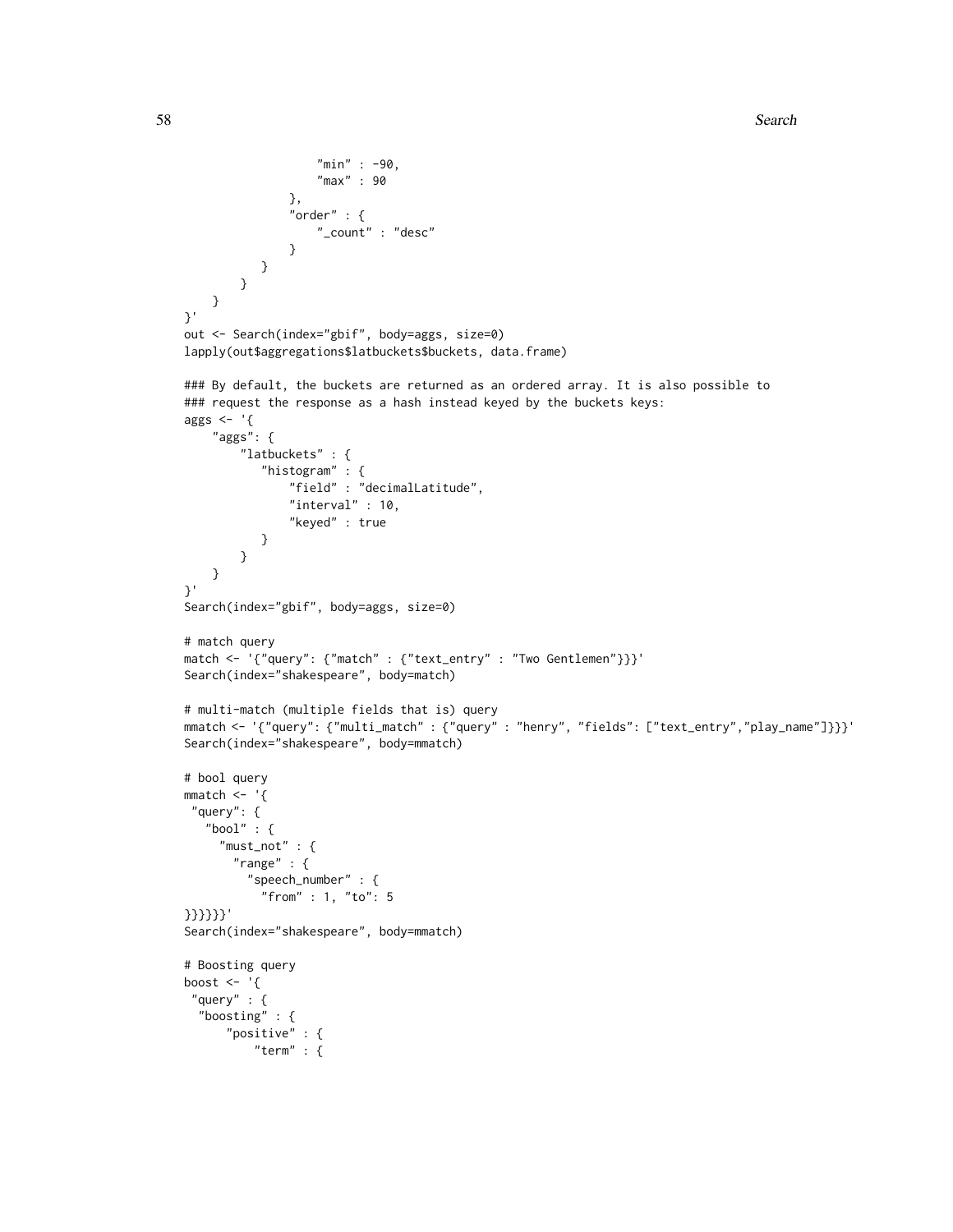```
                    "min" : -90,
                    "max" : 90
                },
                "order" : {
                    "_count" : "desc"
                }
            }
        }
    }
}'
out <- Search(index="gbif", body=aggs, size=0)
lapply(out$aggregations$latbuckets$buckets, data.frame)

### By default, the buckets are returned as an ordered array. It is also possible to
### request the response as a hash instead keyed by the buckets keys:
aggs <- '{
    "aggs": {
        "latbuckets" : {
           "histogram" : {
               "field" : "decimalLatitude",
               "interval" : 10,
               "keyed" : true
           }
        }
    }
}'
Search(index="gbif", body=aggs, size=0)

# match query
match <- '{"query": {"match" : {"text_entry" : "Two Gentlemen"}}}'
Search(index="shakespeare", body=match)

# multi-match (multiple fields that is) query
mmatch <- '{"query": {"multi_match" : {"query" : "henry", "fields": ["text_entry","play_name"]}}}'
Search(index="shakespeare", body=mmatch)

# bool query
mmatch <- '{
 "query": {
   "bool" : {
     "must_not" : {
       "range" : {
         "speech_number" : {
           "from" : 1, "to": 5
}}}}}}'
Search(index="shakespeare", body=mmatch)

# Boosting query
boost <- '{
 "query" : {
  "boosting" : {
      "positive" : {
          "term" : {
```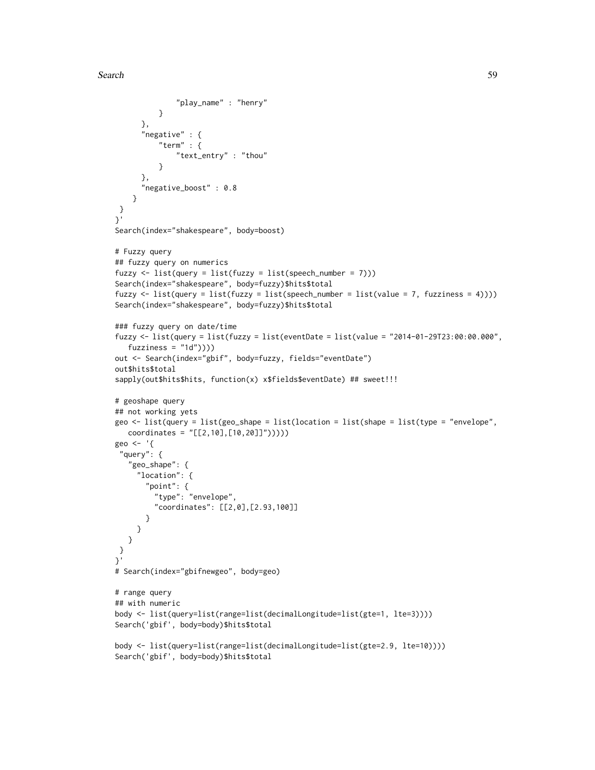```
                "play_name" : "henry"
            }
        },
        "negative" : {
            "term" : {
                "text_entry" : "thou"
            }
        },
        "negative_boost" : 0.8
    }
 }
}'
Search(index="shakespeare", body=boost)

# Fuzzy query
## fuzzy query on numerics
fuzzy <- list(query = list(fuzzy = list(speech_number = 7)))
Search(index="shakespeare", body=fuzzy)$hits$total
fuzzy <- list(query = list(fuzzy = list(speech_number = list(value = 7, fuzziness = 4))))
Search(index="shakespeare", body=fuzzy)$hits$total

### fuzzy query on date/time
fuzzy <- list(query = list(fuzzy = list(eventDate = list(value = "2014-01-29T23:00:00.000",
   fuzziness = "1d"))))
out <- Search(index="gbif", body=fuzzy, fields="eventDate")
out$hits$total
sapply(out$hits$hits, function(x) x$fields$eventDate) ## sweet!!!

# geoshape query
## not working yets
geo <- list(query = list(geo_shape = list(location = list(shape = list(type = "envelope",
   coordinates = "[[2,10],[10,20]]")))))
geo <- '{
 "query": {
   "geo_shape": {
     "location": {
       "point": {
         "type": "envelope",
         "coordinates": [[2,0],[2.93,100]]
       }
     }
   }
 }
}'
# Search(index="gbifnewgeo", body=geo)

# range query
## with numeric
body <- list(query=list(range=list(decimalLongitude=list(gte=1, lte=3))))
Search('gbif', body=body)$hits$total

body <- list(query=list(range=list(decimalLongitude=list(gte=2.9, lte=10))))
Search('gbif', body=body)$hits$total
```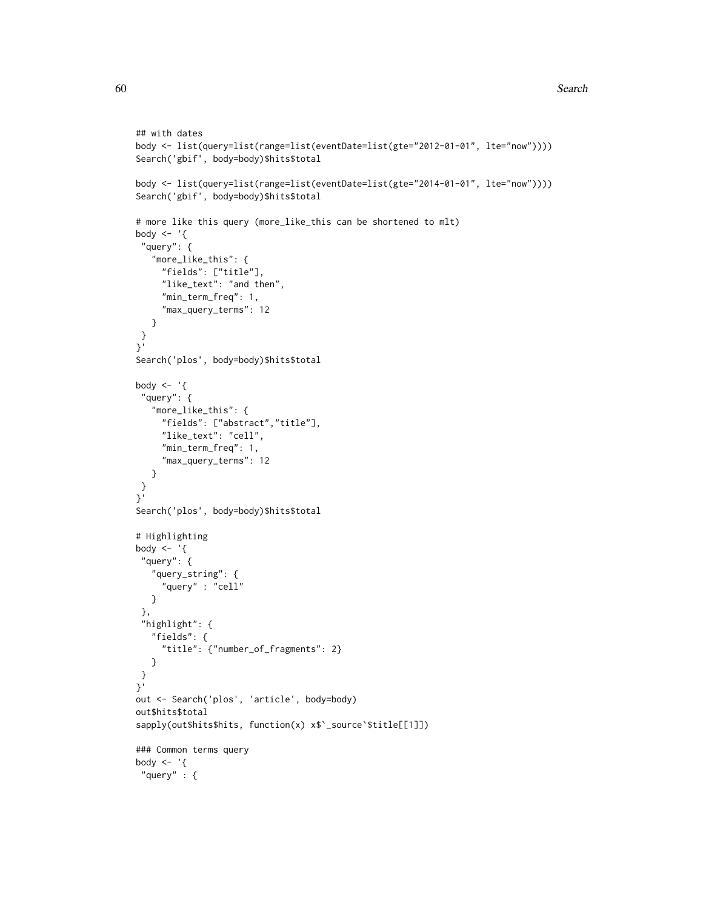```
## with dates
body <- list(query=list(range=list(eventDate=list(gte="2012-01-01", lte="now"))))
Search('gbif', body=body)$hits$total

body <- list(query=list(range=list(eventDate=list(gte="2014-01-01", lte="now"))))
Search('gbif', body=body)$hits$total

# more like this query (more_like_this can be shortened to mlt)
body <- '{
 "query": {
   "more_like_this": {
     "fields": ["title"],
     "like_text": "and then",
     "min_term_freq": 1,
     "max_query_terms": 12
   }
 }
}'
Search('plos', body=body)$hits$total

body <- '{
 "query": {
   "more_like_this": {
     "fields": ["abstract","title"],
     "like_text": "cell",
     "min_term_freq": 1,
     "max_query_terms": 12
   }
 }
}'
Search('plos', body=body)$hits$total

# Highlighting
body <- '{
 "query": {
   "query_string": {
     "query" : "cell"
   }
 },
 "highlight": {
   "fields": {
     "title": {"number_of_fragments": 2}
   }
 }
}'
out <- Search('plos', 'article', body=body)
out$hits$total
sapply(out$hits$hits, function(x) x$`_source`$title[[1]])

### Common terms query
body <- '{
 "query" : {
```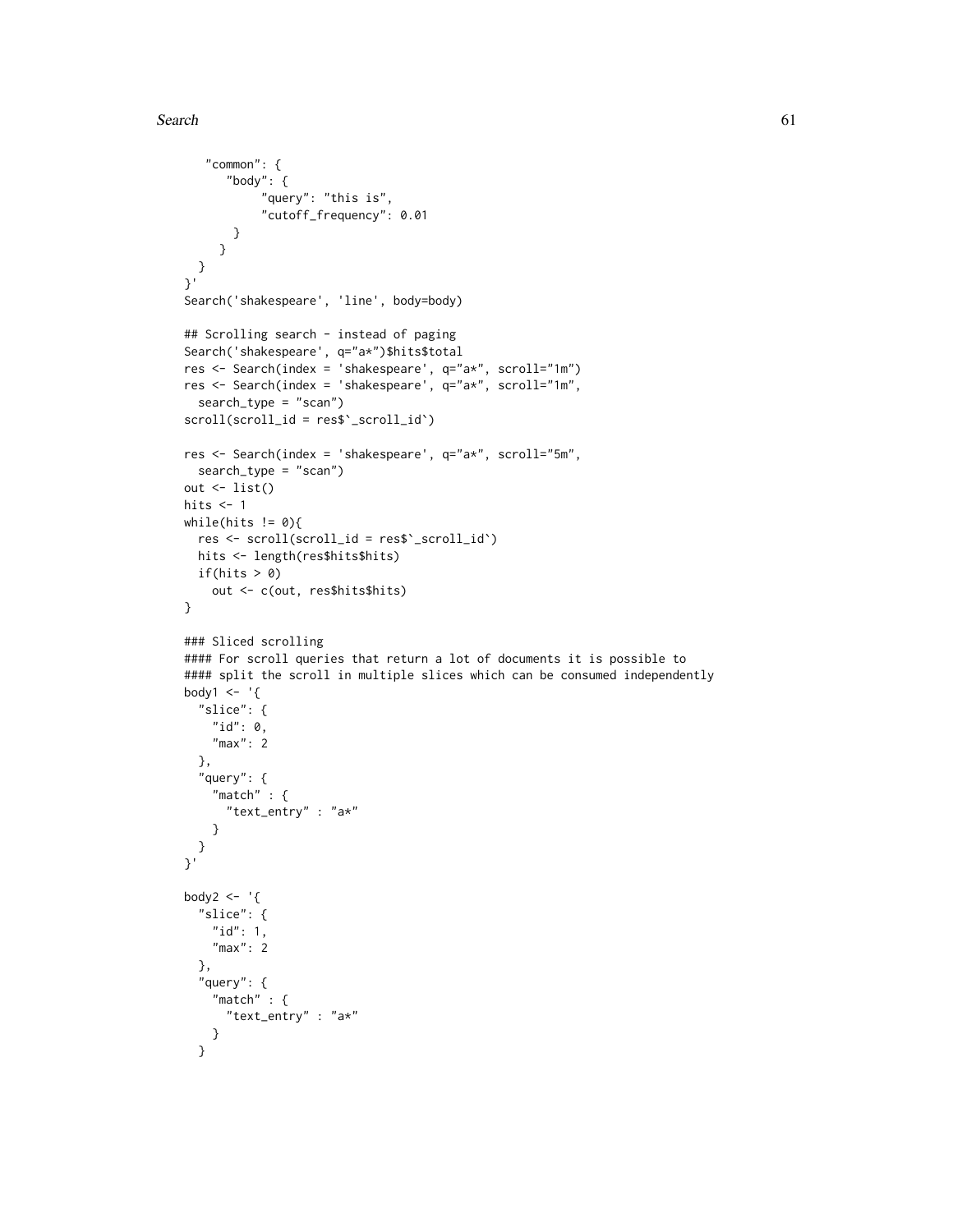```
    "common": {
      "body": {
           "query": "this is",
           "cutoff_frequency": 0.01
       }
     }
  }
}'
Search('shakespeare', 'line', body=body)

## Scrolling search - instead of paging
Search('shakespeare', q="a*")$hits$total
res <- Search(index = 'shakespeare', q="a*", scroll="1m")
res <- Search(index = 'shakespeare', q="a*", scroll="1m",
  search_type = "scan")
scroll(scroll_id = res$`_scroll_id`)

res <- Search(index = 'shakespeare', q="a*", scroll="5m",
  search_type = "scan")
out <- list()
hits <- 1
while(hits != 0){
  res <- scroll(scroll_id = res$`_scroll_id`)
  hits <- length(res$hits$hits)
  if(hits > 0)
    out <- c(out, res$hits$hits)
}

### Sliced scrolling
#### For scroll queries that return a lot of documents it is possible to
#### split the scroll in multiple slices which can be consumed independently
body1 <- '{
  "slice": {
    "id": 0,
    "max": 2
  },
  "query": {
    "match" : {
      "text_entry" : "a*"
    }
  }
}'

body2 <- '{
  "slice": {
    "id": 1,
    "max": 2
  },
  "query": {
    "match" : {
      "text_entry" : "a*"
    }
  }
```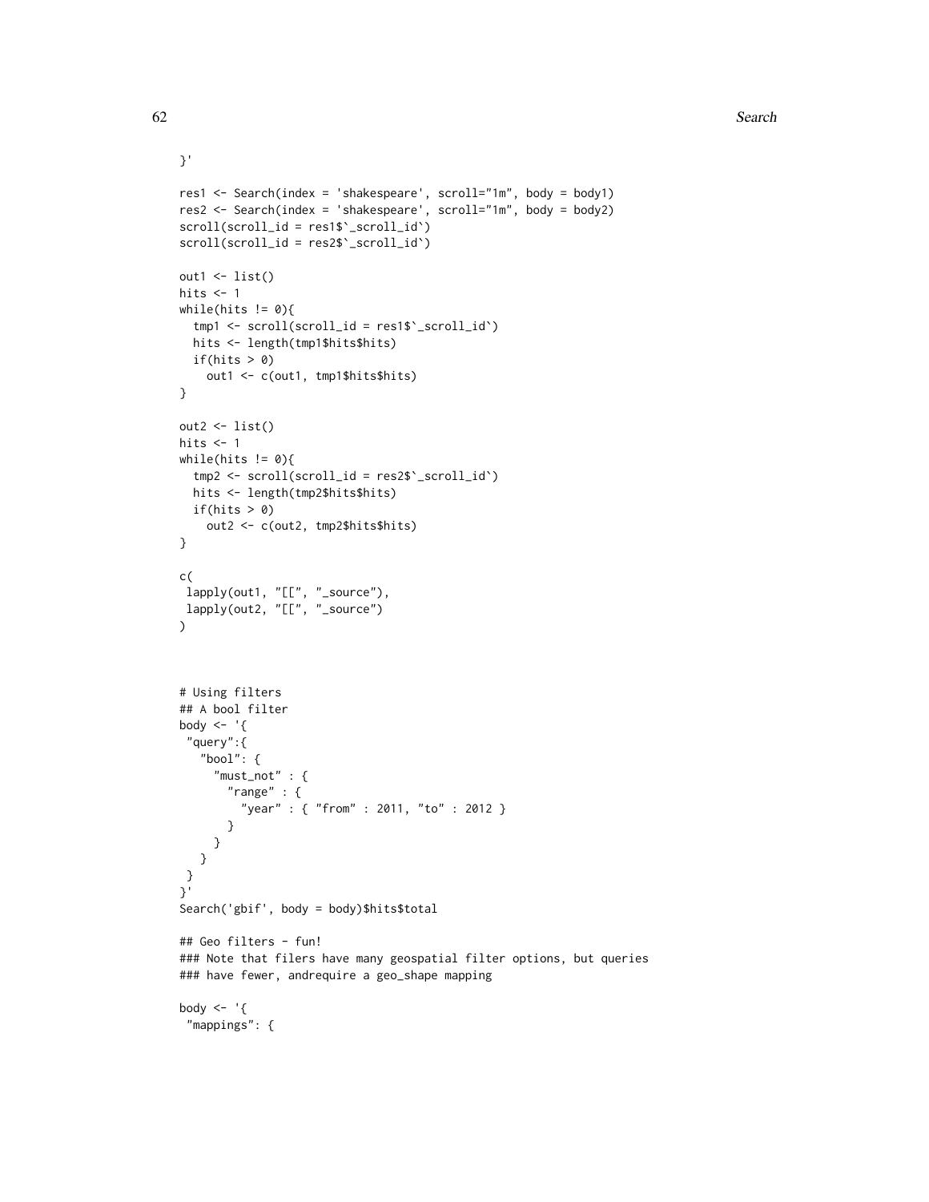```
}'

res1 <- Search(index = 'shakespeare', scroll="1m", body = body1)
res2 <- Search(index = 'shakespeare', scroll="1m", body = body2)
scroll(scroll_id = res1$`_scroll_id`)
scroll(scroll_id = res2$`_scroll_id`)

out1 <- list()
hits <- 1
while(hits != 0){
  tmp1 <- scroll(scroll_id = res1$`_scroll_id`)
  hits <- length(tmp1$hits$hits)
  if(hits > 0)
    out1 <- c(out1, tmp1$hits$hits)
}

out2 <- list()
hits <- 1
while(hits != 0){
  tmp2 <- scroll(scroll_id = res2$`_scroll_id`)
  hits <- length(tmp2$hits$hits)
  if(hits > 0)
    out2 <- c(out2, tmp2$hits$hits)
}

c(
 lapply(out1, "[[", "_source"),
 lapply(out2, "[[", "_source")
)



# Using filters
## A bool filter
body <- '{
 "query":{
   "bool": {
     "must_not" : {
       "range" : {
         "year" : { "from" : 2011, "to" : 2012 }
       }
     }
   }
 }
}'
Search('gbif', body = body)$hits$total

## Geo filters - fun!
### Note that filers have many geospatial filter options, but queries
### have fewer, andrequire a geo_shape mapping

body <- '{
 "mappings": {
```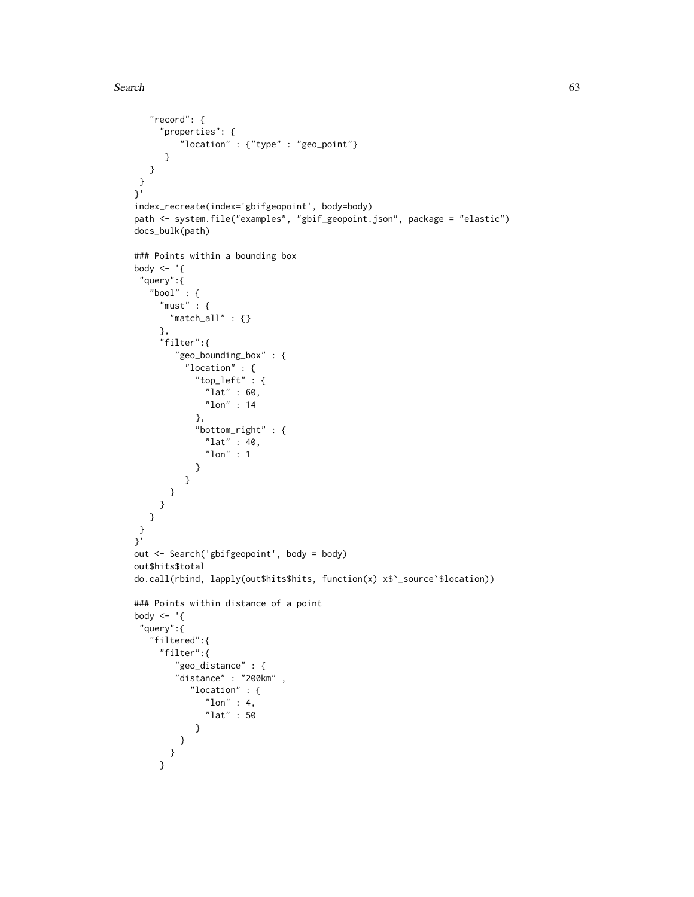```
    "record": {
      "properties": {
          "location" : {"type" : "geo_point"}
       }
    }
  }
}'
index_recreate(index='gbifgeopoint', body=body)
path <- system.file("examples", "gbif_geopoint.json", package = "elastic")
docs_bulk(path)

### Points within a bounding box
body <- '{
 "query":{
   "bool" : {
     "must" : {
       "match_all" : {}
     },
     "filter":{
        "geo_bounding_box" : {
          "location" : {
            "top_left" : {
              "lat" : 60,
              "lon" : 14
            },
            "bottom_right" : {
              "lat" : 40,
              "lon" : 1
            }
          }
        }
     }
   }
 }
}'
out <- Search('gbifgeopoint', body = body)
out$hits$total
do.call(rbind, lapply(out$hits$hits, function(x) x$`_source`$location))

### Points within distance of a point
body <- '{
 "query":{
   "filtered":{
     "filter":{
        "geo_distance" : {
        "distance" : "200km" ,
           "location" : {
              "lon" : 4,
              "lat" : 50
            }
         }
       }
     }
```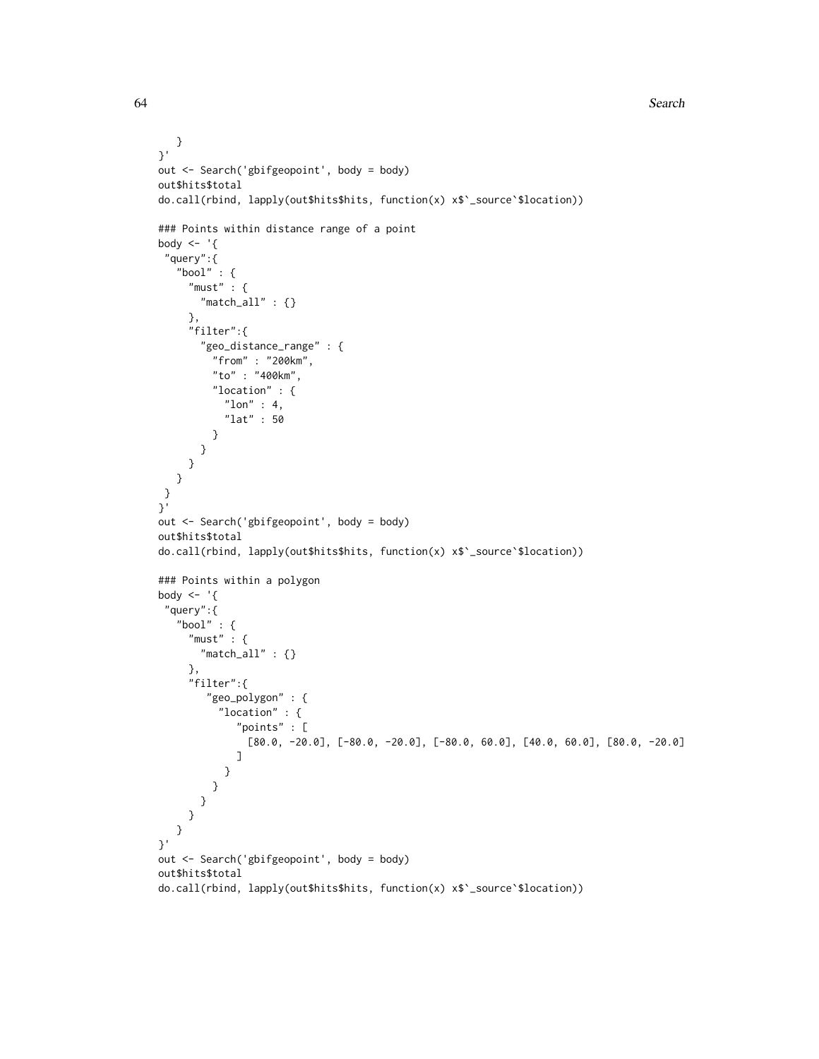```
   }
}'
out <- Search('gbifgeopoint', body = body)
out$hits$total
do.call(rbind, lapply(out$hits$hits, function(x) x$`_source`$location))

### Points within distance range of a point
body <- '{
 "query":{
   "bool" : {
     "must" : {
       "match_all" : {}
     },
     "filter":{
       "geo_distance_range" : {
         "from" : "200km",
         "to" : "400km",
         "location" : {
           "lon" : 4,
           "lat" : 50
         }
       }
     }
   }
 }
}'
out <- Search('gbifgeopoint', body = body)
out$hits$total
do.call(rbind, lapply(out$hits$hits, function(x) x$`_source`$location))

### Points within a polygon
body <- '{
 "query":{
   "bool" : {
     "must" : {
       "match_all" : {}
     },
     "filter":{
        "geo_polygon" : {
          "location" : {
             "points" : [
               [80.0, -20.0], [-80.0, -20.0], [-80.0, 60.0], [40.0, 60.0], [80.0, -20.0]
             ]
           }
         }
       }
     }
   }
}'
out <- Search('gbifgeopoint', body = body)
out$hits$total
do.call(rbind, lapply(out$hits$hits, function(x) x$`_source`$location))
```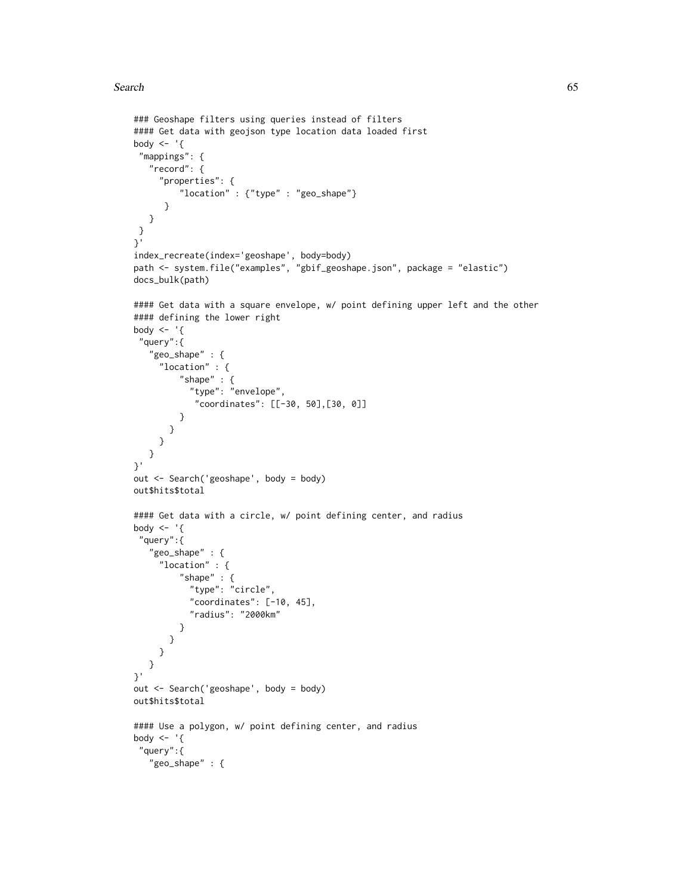```
### Geoshape filters using queries instead of filters
#### Get data with geojson type location data loaded first
body <- '{
 "mappings": {
   "record": {
     "properties": {
         "location" : {"type" : "geo_shape"}
      }
   }
 }
}'
index_recreate(index='geoshape', body=body)
path <- system.file("examples", "gbif_geoshape.json", package = "elastic")
docs_bulk(path)

#### Get data with a square envelope, w/ point defining upper left and the other
#### defining the lower right
body <- '{
 "query":{
   "geo_shape" : {
     "location" : {
         "shape" : {
           "type": "envelope",
            "coordinates": [[-30, 50],[30, 0]]
         }
       }
     }
   }
}'
out <- Search('geoshape', body = body)
out$hits$total

#### Get data with a circle, w/ point defining center, and radius
body <- '{
 "query":{
   "geo_shape" : {
     "location" : {
         "shape" : {
           "type": "circle",
           "coordinates": [-10, 45],
           "radius": "2000km"
         }
       }
     }
   }
}'
out <- Search('geoshape', body = body)
out$hits$total

#### Use a polygon, w/ point defining center, and radius
body <- '{
 "query":{
   "geo_shape" : {
```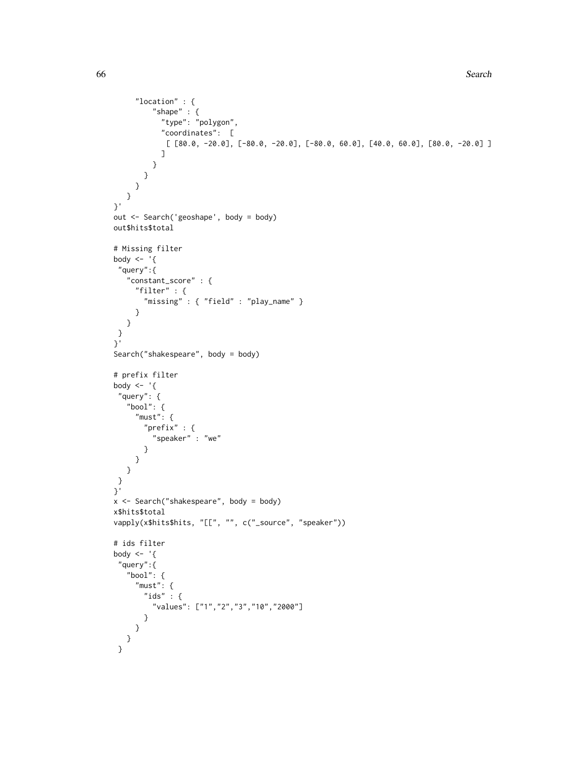```
      "location" : {
          "shape" : {
            "type": "polygon",
            "coordinates":  [
             [ [80.0, -20.0], [-80.0, -20.0], [-80.0, 60.0], [40.0, 60.0], [80.0, -20.0] ]
            ]
          }
        }
      }
    }
}'
out <- Search('geoshape', body = body)
out$hits$total

# Missing filter
body <- '{
 "query":{
   "constant_score" : {
     "filter" : {
       "missing" : { "field" : "play_name" }
     }
   }
 }
}'
Search("shakespeare", body = body)

# prefix filter
body <- '{
 "query": {
   "bool": {
     "must": {
       "prefix" : {
         "speaker" : "we"
       }
     }
   }
 }
}'
x <- Search("shakespeare", body = body)
x$hits$total
vapply(x$hits$hits, "[[", "", c("_source", "speaker"))

# ids filter
body <- '{
 "query":{
   "bool": {
     "must": {
       "ids" : {
         "values": ["1","2","3","10","2000"]
       }
     }
   }
 }
```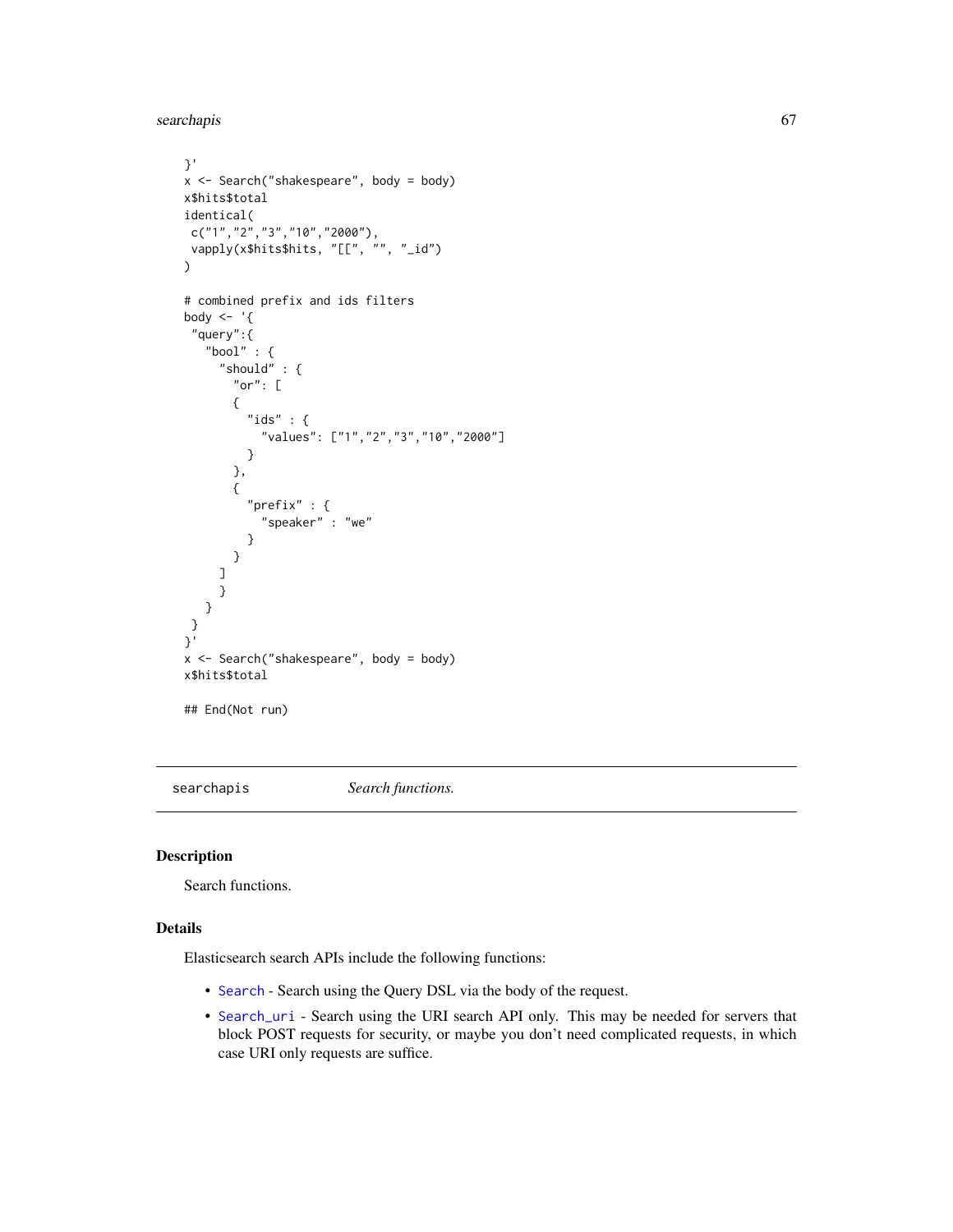```
}'
x <- Search("shakespeare", body = body)
x$hits$total
identical(
 c("1","2","3","10","2000"),
 vapply(x$hits$hits, "[[", "", "_id")
)

# combined prefix and ids filters
body <- '{
 "query":{
   "bool" : {
     "should" : {
       "or": [
       {
         "ids" : {
           "values": ["1","2","3","10","2000"]
         }
       },
       {
         "prefix" : {
           "speaker" : "we"
         }
       }
     ]
     }
   }
 }
}'
x <- Search("shakespeare", body = body)
x$hits$total

## End(Not run)
```

---

`searchapis` *Search functions.*

---

## Description

Search functions.

## Details

Elasticsearch search APIs include the following functions:

- `Search` - Search using the Query DSL via the body of the request.
- `Search_uri` - Search using the URI search API only. This may be needed for servers that block POST requests for security, or maybe you don't need complicated requests, in which case URI only requests are suffice.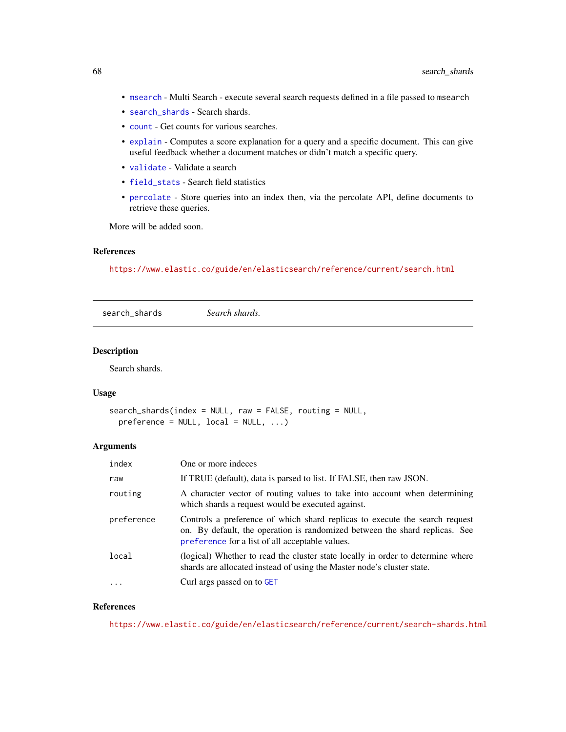- msearch - Multi Search - execute several search requests defined in a file passed to msearch
- search_shards - Search shards.
- count - Get counts for various searches.
- explain - Computes a score explanation for a query and a specific document. This can give useful feedback whether a document matches or didn't match a specific query.
- validate - Validate a search
- field_stats - Search field statistics
- percolate - Store queries into an index then, via the percolate API, define documents to retrieve these queries.

More will be added soon.

### References

https://www.elastic.co/guide/en/elasticsearch/reference/current/search.html

---

## search_shards    *Search shards.*

---

### Description

Search shards.

### Usage

```
search_shards(index = NULL, raw = FALSE, routing = NULL,
  preference = NULL, local = NULL, ...)
```

### Arguments

| | |
|---|---|
| index | One or more indeces |
| raw | If TRUE (default), data is parsed to list. If FALSE, then raw JSON. |
| routing | A character vector of routing values to take into account when determining which shards a request would be executed against. |
| preference | Controls a preference of which shard replicas to execute the search request on. By default, the operation is randomized between the shard replicas. See preference for a list of all acceptable values. |
| local | (logical) Whether to read the cluster state locally in order to determine where shards are allocated instead of using the Master node's cluster state. |
| ... | Curl args passed on to GET |

### References

https://www.elastic.co/guide/en/elasticsearch/reference/current/search-shards.html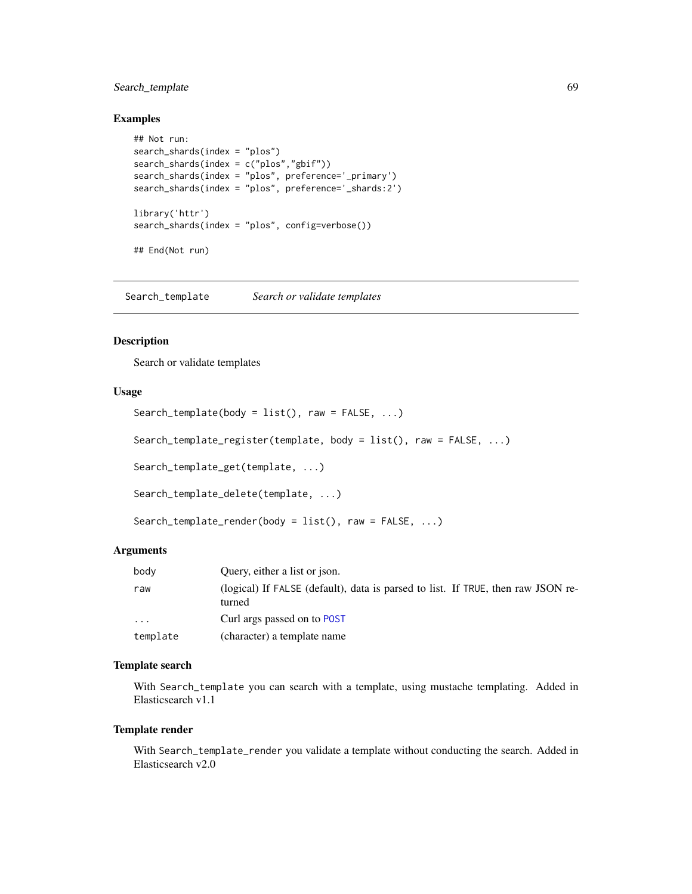## Examples

```
## Not run:
search_shards(index = "plos")
search_shards(index = c("plos","gbif"))
search_shards(index = "plos", preference='_primary')
search_shards(index = "plos", preference='_shards:2')

library('httr')
search_shards(index = "plos", config=verbose())

## End(Not run)
```

---

# Search_template — *Search or validate templates*

## Description

Search or validate templates

## Usage

```
Search_template(body = list(), raw = FALSE, ...)

Search_template_register(template, body = list(), raw = FALSE, ...)

Search_template_get(template, ...)

Search_template_delete(template, ...)

Search_template_render(body = list(), raw = FALSE, ...)
```

## Arguments

| | |
|---|---|
| `body` | Query, either a list or json. |
| `raw` | (logical) If `FALSE` (default), data is parsed to list. If `TRUE`, then raw JSON returned |
| `...` | Curl args passed on to `POST` |
| `template` | (character) a template name |

## Template search

With `Search_template` you can search with a template, using mustache templating. Added in Elasticsearch v1.1

## Template render

With `Search_template_render` you validate a template without conducting the search. Added in Elasticsearch v2.0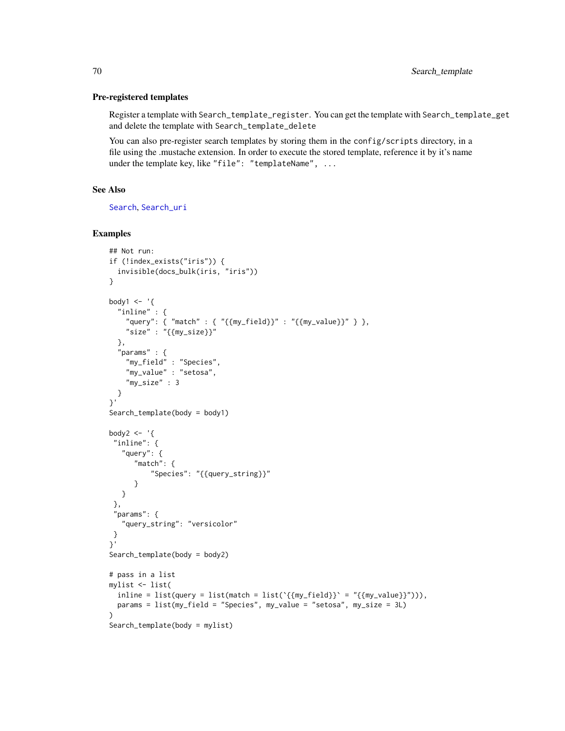### Pre-registered templates

Register a template with `Search_template_register`. You can get the template with `Search_template_get` and delete the template with `Search_template_delete`

You can also pre-register search templates by storing them in the `config/scripts` directory, in a file using the .mustache extension. In order to execute the stored template, reference it by it's name under the template key, like `"file": "templateName", ...`

### See Also

`Search`, `Search_uri`

### Examples

```
## Not run:
if (!index_exists("iris")) {
  invisible(docs_bulk(iris, "iris"))
}

body1 <- '{
  "inline" : {
    "query": { "match" : { "{{my_field}}" : "{{my_value}}" } },
    "size" : "{{my_size}}"
  },
  "params" : {
    "my_field" : "Species",
    "my_value" : "setosa",
    "my_size" : 3
  }
}'
Search_template(body = body1)

body2 <- '{
 "inline": {
   "query": {
      "match": {
          "Species": "{{query_string}}"
      }
   }
 },
 "params": {
   "query_string": "versicolor"
 }
}'
Search_template(body = body2)

# pass in a list
mylist <- list(
  inline = list(query = list(match = list(`{{my_field}}` = "{{my_value}}"))),
  params = list(my_field = "Species", my_value = "setosa", my_size = 3L)
)
Search_template(body = mylist)
```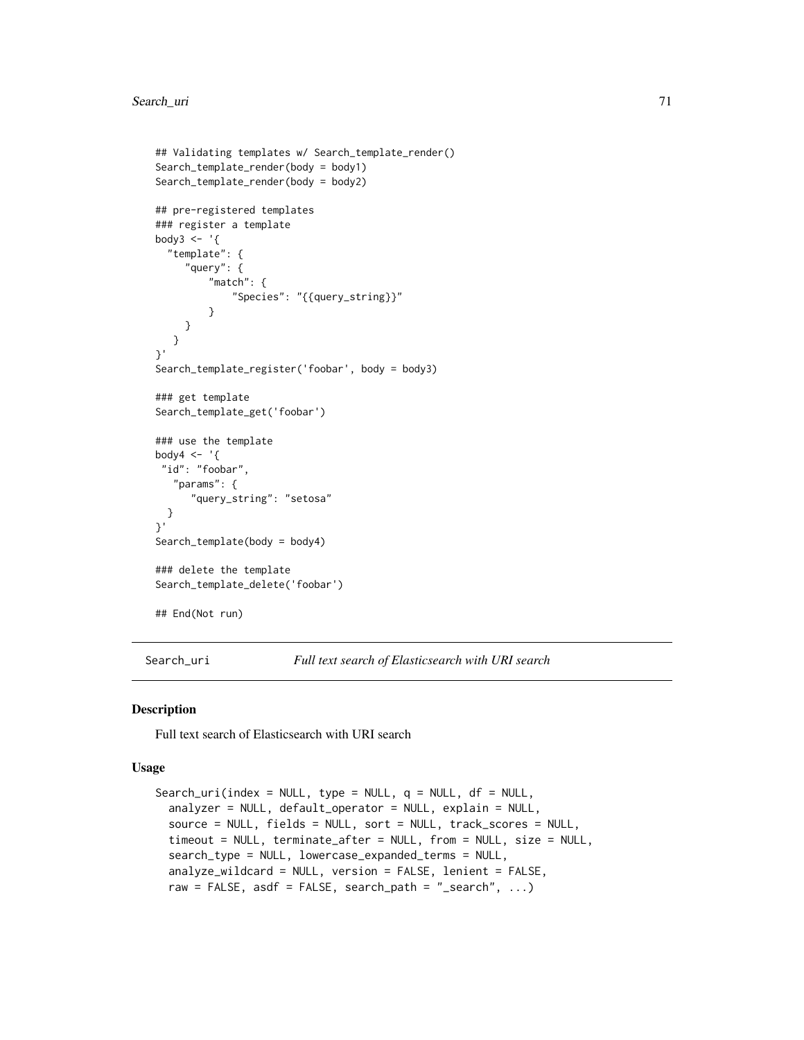```
## Validating templates w/ Search_template_render()
Search_template_render(body = body1)
Search_template_render(body = body2)

## pre-registered templates
### register a template
body3 <- '{
  "template": {
     "query": {
         "match": {
             "Species": "{{query_string}}"
         }
     }
   }
}'
Search_template_register('foobar', body = body3)

### get template
Search_template_get('foobar')

### use the template
body4 <- '{
 "id": "foobar",
   "params": {
      "query_string": "setosa"
  }
}'
Search_template(body = body4)

### delete the template
Search_template_delete('foobar')

## End(Not run)
```

---

Search_uri &nbsp;&nbsp;&nbsp;&nbsp; *Full text search of Elasticsearch with URI search*

---

### Description

Full text search of Elasticsearch with URI search

### Usage

```
Search_uri(index = NULL, type = NULL, q = NULL, df = NULL,
  analyzer = NULL, default_operator = NULL, explain = NULL,
  source = NULL, fields = NULL, sort = NULL, track_scores = NULL,
  timeout = NULL, terminate_after = NULL, from = NULL, size = NULL,
  search_type = NULL, lowercase_expanded_terms = NULL,
  analyze_wildcard = NULL, version = FALSE, lenient = FALSE,
  raw = FALSE, asdf = FALSE, search_path = "_search", ...)
```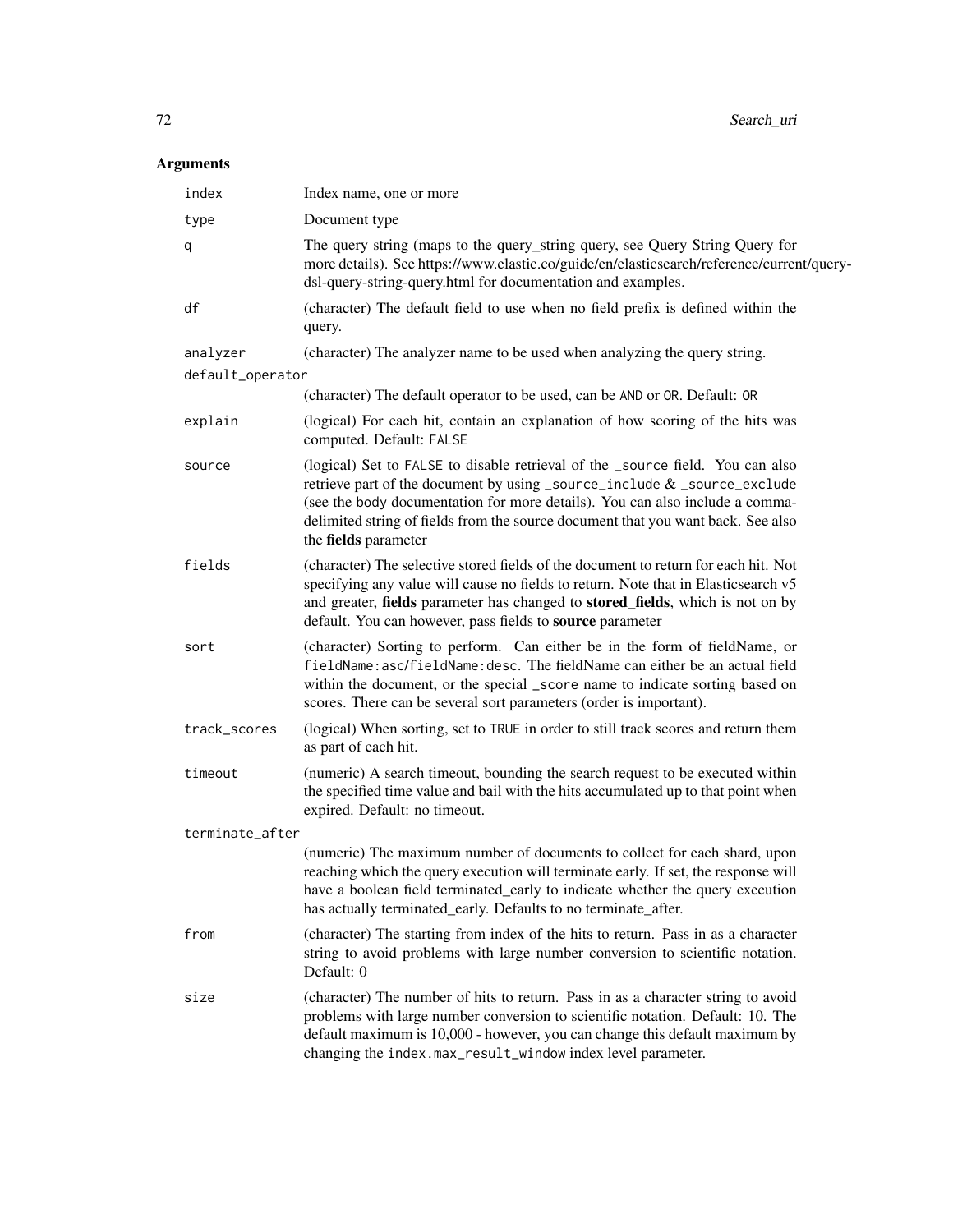## Arguments

| | |
|---|---|
| `index` | Index name, one or more |
| `type` | Document type |
| `q` | The query string (maps to the query_string query, see Query String Query for more details). See https://www.elastic.co/guide/en/elasticsearch/reference/current/query-dsl-query-string-query.html for documentation and examples. |
| `df` | (character) The default field to use when no field prefix is defined within the query. |
| `analyzer` | (character) The analyzer name to be used when analyzing the query string. |
| `default_operator` | (character) The default operator to be used, can be `AND` or `OR`. Default: `OR` |
| `explain` | (logical) For each hit, contain an explanation of how scoring of the hits was computed. Default: `FALSE` |
| `source` | (logical) Set to `FALSE` to disable retrieval of the `_source` field. You can also retrieve part of the document by using `_source_include` & `_source_exclude` (see the `body` documentation for more details). You can also include a comma-delimited string of fields from the source document that you want back. See also the **fields** parameter |
| `fields` | (character) The selective stored fields of the document to return for each hit. Not specifying any value will cause no fields to return. Note that in Elasticsearch v5 and greater, **fields** parameter has changed to **stored_fields**, which is not on by default. You can however, pass fields to **source** parameter |
| `sort` | (character) Sorting to perform. Can either be in the form of fieldName, or `fieldName:asc`/`fieldName:desc`. The fieldName can either be an actual field within the document, or the special `_score` name to indicate sorting based on scores. There can be several sort parameters (order is important). |
| `track_scores` | (logical) When sorting, set to `TRUE` in order to still track scores and return them as part of each hit. |
| `timeout` | (numeric) A search timeout, bounding the search request to be executed within the specified time value and bail with the hits accumulated up to that point when expired. Default: no timeout. |
| `terminate_after` | (numeric) The maximum number of documents to collect for each shard, upon reaching which the query execution will terminate early. If set, the response will have a boolean field terminated_early to indicate whether the query execution has actually terminated_early. Defaults to no terminate_after. |
| `from` | (character) The starting from index of the hits to return. Pass in as a character string to avoid problems with large number conversion to scientific notation. Default: 0 |
| `size` | (character) The number of hits to return. Pass in as a character string to avoid problems with large number conversion to scientific notation. Default: 10. The default maximum is 10,000 - however, you can change this default maximum by changing the `index.max_result_window` index level parameter. |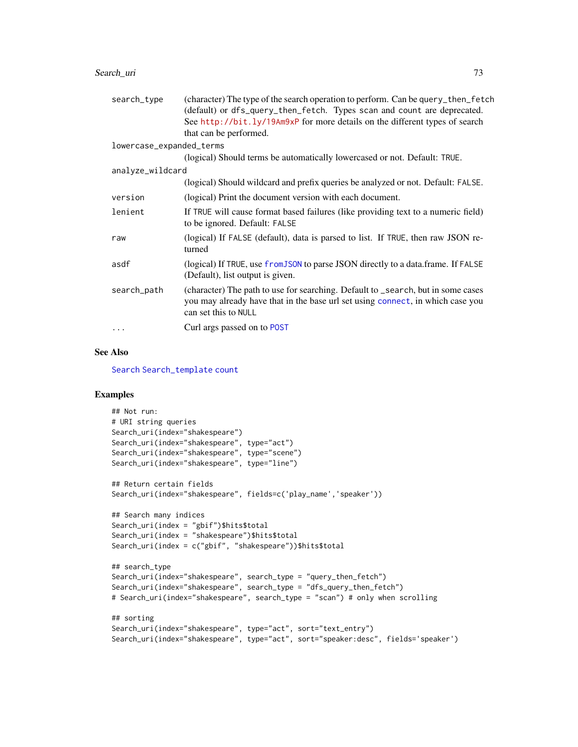| | |
|---|---|
| search_type | (character) The type of the search operation to perform. Can be query_then_fetch (default) or dfs_query_then_fetch. Types scan and count are deprecated. See http://bit.ly/19Am9xP for more details on the different types of search that can be performed. |
| lowercase_expanded_terms | (logical) Should terms be automatically lowercased or not. Default: TRUE. |
| analyze_wildcard | (logical) Should wildcard and prefix queries be analyzed or not. Default: FALSE. |
| version | (logical) Print the document version with each document. |
| lenient | If TRUE will cause format based failures (like providing text to a numeric field) to be ignored. Default: FALSE |
| raw | (logical) If FALSE (default), data is parsed to list. If TRUE, then raw JSON returned |
| asdf | (logical) If TRUE, use fromJSON to parse JSON directly to a data.frame. If FALSE (Default), list output is given. |
| search_path | (character) The path to use for searching. Default to _search, but in some cases you may already have that in the base url set using connect, in which case you can set this to NULL |
| ... | Curl args passed on to POST |

## See Also

Search Search_template count

## Examples

```
## Not run:
# URI string queries
Search_uri(index="shakespeare")
Search_uri(index="shakespeare", type="act")
Search_uri(index="shakespeare", type="scene")
Search_uri(index="shakespeare", type="line")

## Return certain fields
Search_uri(index="shakespeare", fields=c('play_name','speaker'))

## Search many indices
Search_uri(index = "gbif")$hits$total
Search_uri(index = "shakespeare")$hits$total
Search_uri(index = c("gbif", "shakespeare"))$hits$total

## search_type
Search_uri(index="shakespeare", search_type = "query_then_fetch")
Search_uri(index="shakespeare", search_type = "dfs_query_then_fetch")
# Search_uri(index="shakespeare", search_type = "scan") # only when scrolling

## sorting
Search_uri(index="shakespeare", type="act", sort="text_entry")
Search_uri(index="shakespeare", type="act", sort="speaker:desc", fields='speaker')
```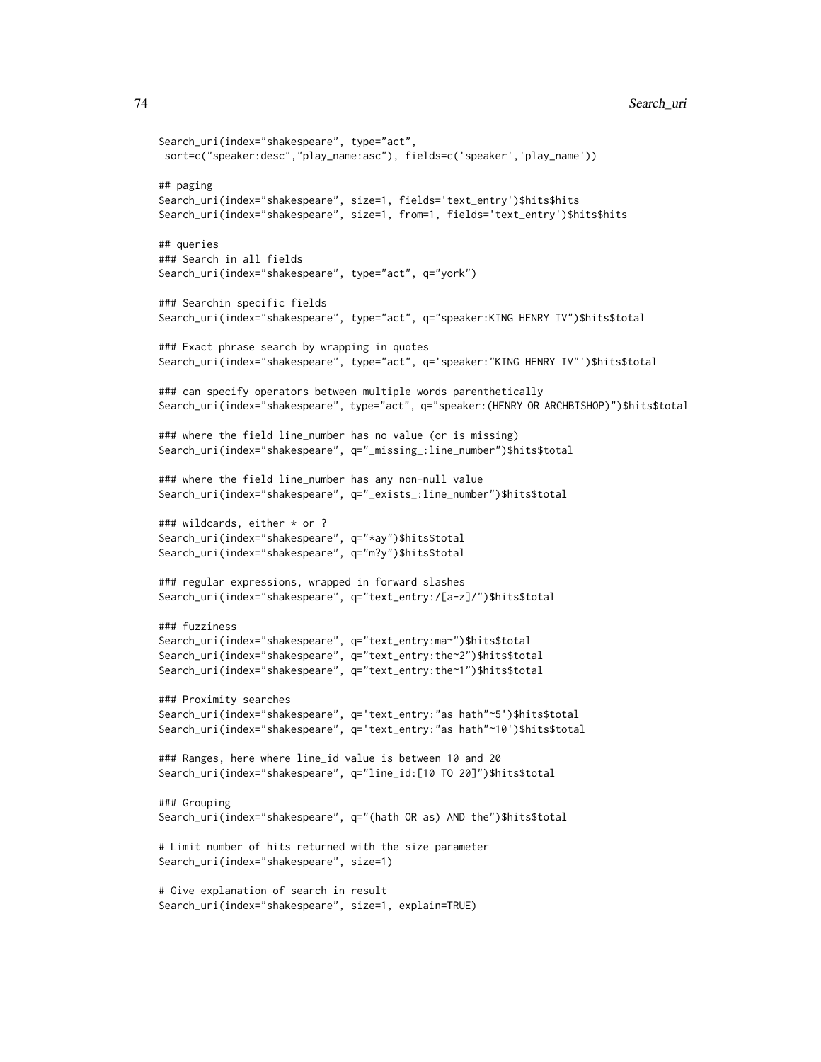```
Search_uri(index="shakespeare", type="act",
 sort=c("speaker:desc","play_name:asc"), fields=c('speaker','play_name'))

## paging
Search_uri(index="shakespeare", size=1, fields='text_entry')$hits$hits
Search_uri(index="shakespeare", size=1, from=1, fields='text_entry')$hits$hits

## queries
### Search in all fields
Search_uri(index="shakespeare", type="act", q="york")

### Searchin specific fields
Search_uri(index="shakespeare", type="act", q="speaker:KING HENRY IV")$hits$total

### Exact phrase search by wrapping in quotes
Search_uri(index="shakespeare", type="act", q='speaker:"KING HENRY IV"')$hits$total

### can specify operators between multiple words parenthetically
Search_uri(index="shakespeare", type="act", q="speaker:(HENRY OR ARCHBISHOP)")$hits$total

### where the field line_number has no value (or is missing)
Search_uri(index="shakespeare", q="_missing_:line_number")$hits$total

### where the field line_number has any non-null value
Search_uri(index="shakespeare", q="_exists_:line_number")$hits$total

### wildcards, either * or ?
Search_uri(index="shakespeare", q="*ay")$hits$total
Search_uri(index="shakespeare", q="m?y")$hits$total

### regular expressions, wrapped in forward slashes
Search_uri(index="shakespeare", q="text_entry:/[a-z]/")$hits$total

### fuzziness
Search_uri(index="shakespeare", q="text_entry:ma~")$hits$total
Search_uri(index="shakespeare", q="text_entry:the~2")$hits$total
Search_uri(index="shakespeare", q="text_entry:the~1")$hits$total

### Proximity searches
Search_uri(index="shakespeare", q='text_entry:"as hath"~5')$hits$total
Search_uri(index="shakespeare", q='text_entry:"as hath"~10')$hits$total

### Ranges, here where line_id value is between 10 and 20
Search_uri(index="shakespeare", q="line_id:[10 TO 20]")$hits$total

### Grouping
Search_uri(index="shakespeare", q="(hath OR as) AND the")$hits$total

# Limit number of hits returned with the size parameter
Search_uri(index="shakespeare", size=1)

# Give explanation of search in result
Search_uri(index="shakespeare", size=1, explain=TRUE)
```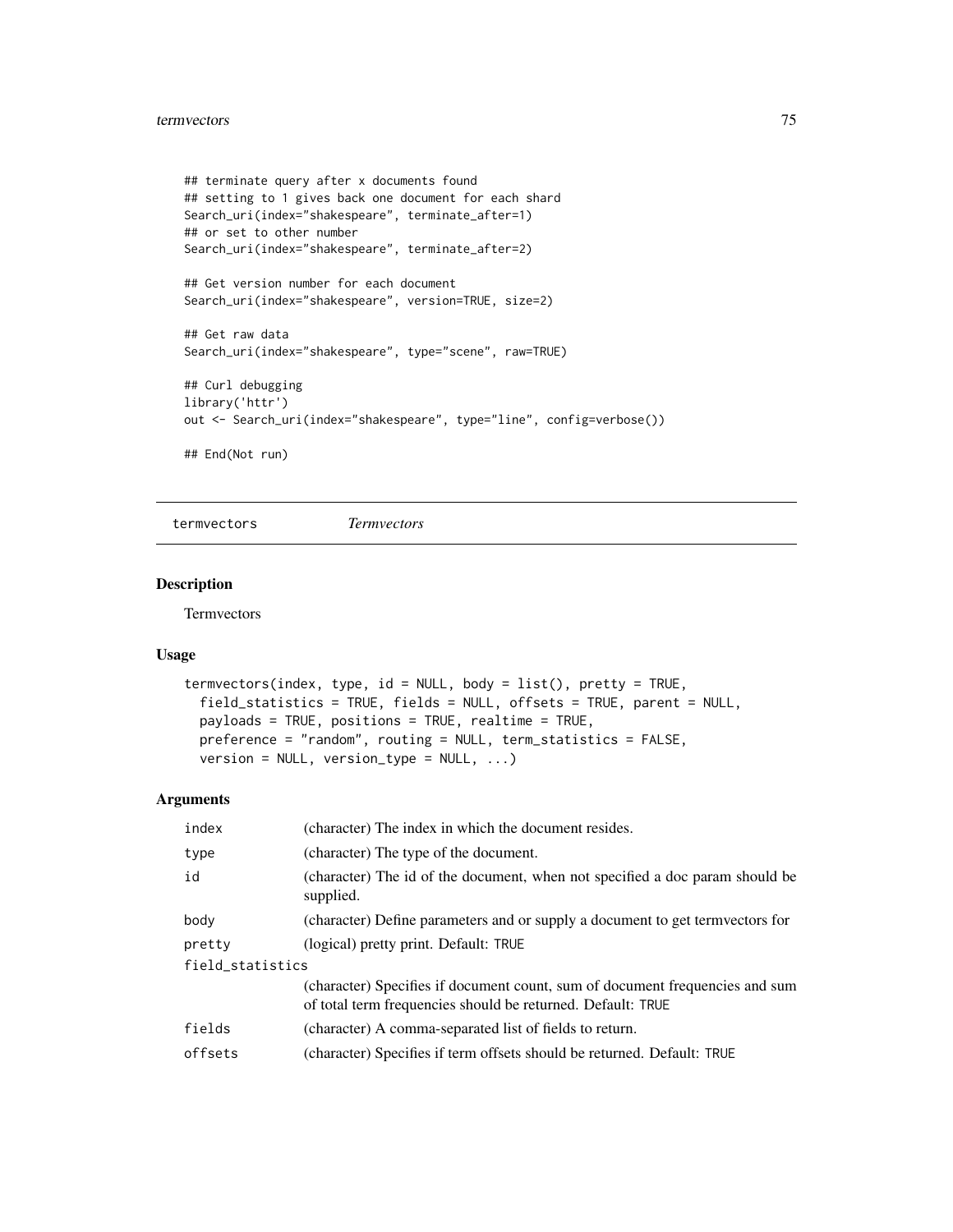```
## terminate query after x documents found
## setting to 1 gives back one document for each shard
Search_uri(index="shakespeare", terminate_after=1)
## or set to other number
Search_uri(index="shakespeare", terminate_after=2)

## Get version number for each document
Search_uri(index="shakespeare", version=TRUE, size=2)

## Get raw data
Search_uri(index="shakespeare", type="scene", raw=TRUE)

## Curl debugging
library('httr')
out <- Search_uri(index="shakespeare", type="line", config=verbose())

## End(Not run)
```

---

termvectors *Termvectors*

---

## Description

Termvectors

## Usage

```
termvectors(index, type, id = NULL, body = list(), pretty = TRUE,
  field_statistics = TRUE, fields = NULL, offsets = TRUE, parent = NULL,
  payloads = TRUE, positions = TRUE, realtime = TRUE,
  preference = "random", routing = NULL, term_statistics = FALSE,
  version = NULL, version_type = NULL, ...)
```

## Arguments

| | |
|---|---|
| index | (character) The index in which the document resides. |
| type | (character) The type of the document. |
| id | (character) The id of the document, when not specified a doc param should be supplied. |
| body | (character) Define parameters and or supply a document to get termvectors for |
| pretty | (logical) pretty print. Default: TRUE |
| field_statistics | (character) Specifies if document count, sum of document frequencies and sum of total term frequencies should be returned. Default: TRUE |
| fields | (character) A comma-separated list of fields to return. |
| offsets | (character) Specifies if term offsets should be returned. Default: TRUE |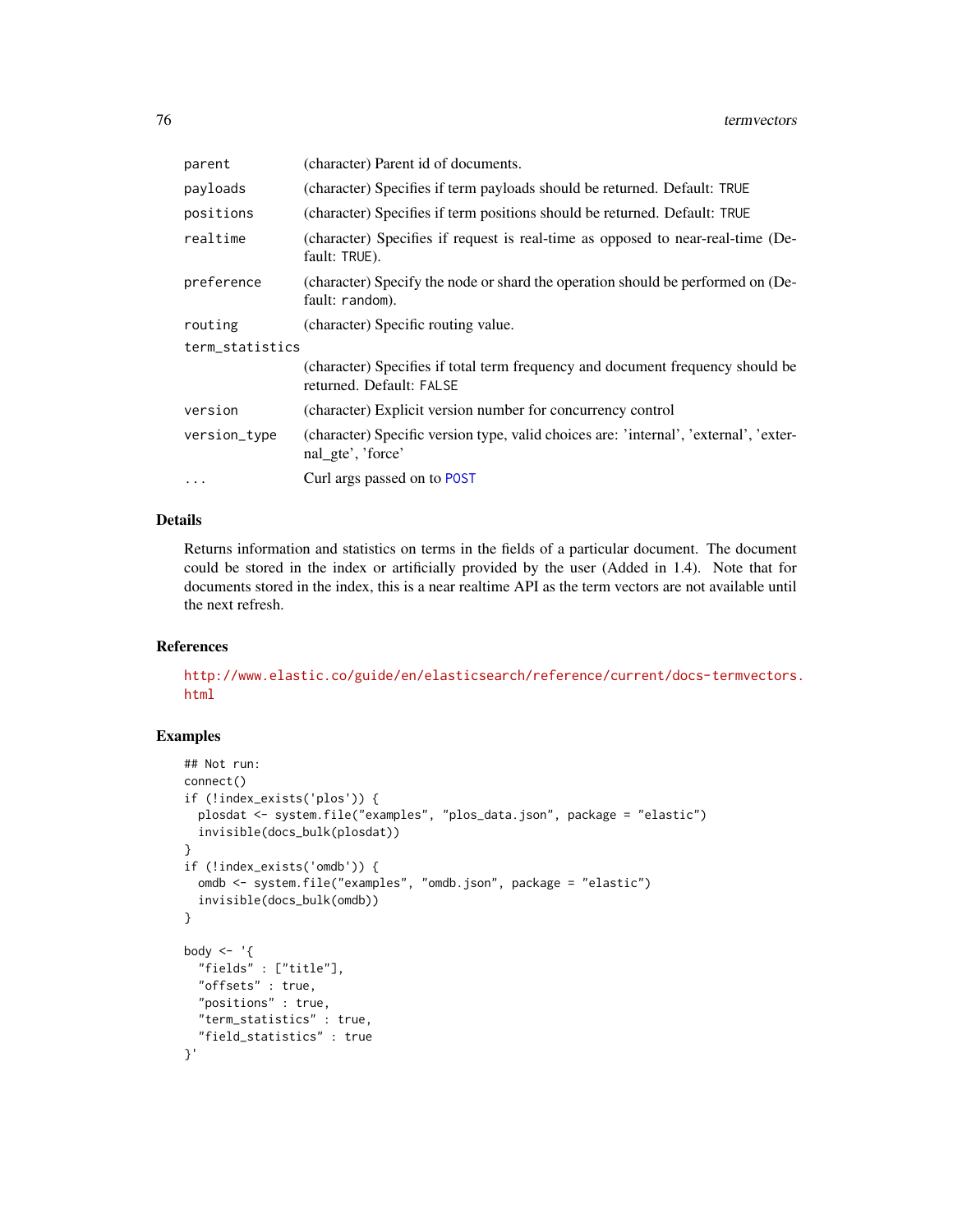| | |
|---|---|
| parent | (character) Parent id of documents. |
| payloads | (character) Specifies if term payloads should be returned. Default: TRUE |
| positions | (character) Specifies if term positions should be returned. Default: TRUE |
| realtime | (character) Specifies if request is real-time as opposed to near-real-time (Default: TRUE). |
| preference | (character) Specify the node or shard the operation should be performed on (Default: random). |
| routing | (character) Specific routing value. |
| term_statistics | (character) Specifies if total term frequency and document frequency should be returned. Default: FALSE |
| version | (character) Explicit version number for concurrency control |
| version_type | (character) Specific version type, valid choices are: 'internal', 'external', 'external_gte', 'force' |
| ... | Curl args passed on to POST |

## Details

Returns information and statistics on terms in the fields of a particular document. The document could be stored in the index or artificially provided by the user (Added in 1.4). Note that for documents stored in the index, this is a near realtime API as the term vectors are not available until the next refresh.

## References

http://www.elastic.co/guide/en/elasticsearch/reference/current/docs-termvectors.html

## Examples

```
## Not run:
connect()
if (!index_exists('plos')) {
  plosdat <- system.file("examples", "plos_data.json", package = "elastic")
  invisible(docs_bulk(plosdat))
}
if (!index_exists('omdb')) {
  omdb <- system.file("examples", "omdb.json", package = "elastic")
  invisible(docs_bulk(omdb))
}

body <- '{
  "fields" : ["title"],
  "offsets" : true,
  "positions" : true,
  "term_statistics" : true,
  "field_statistics" : true
}'
```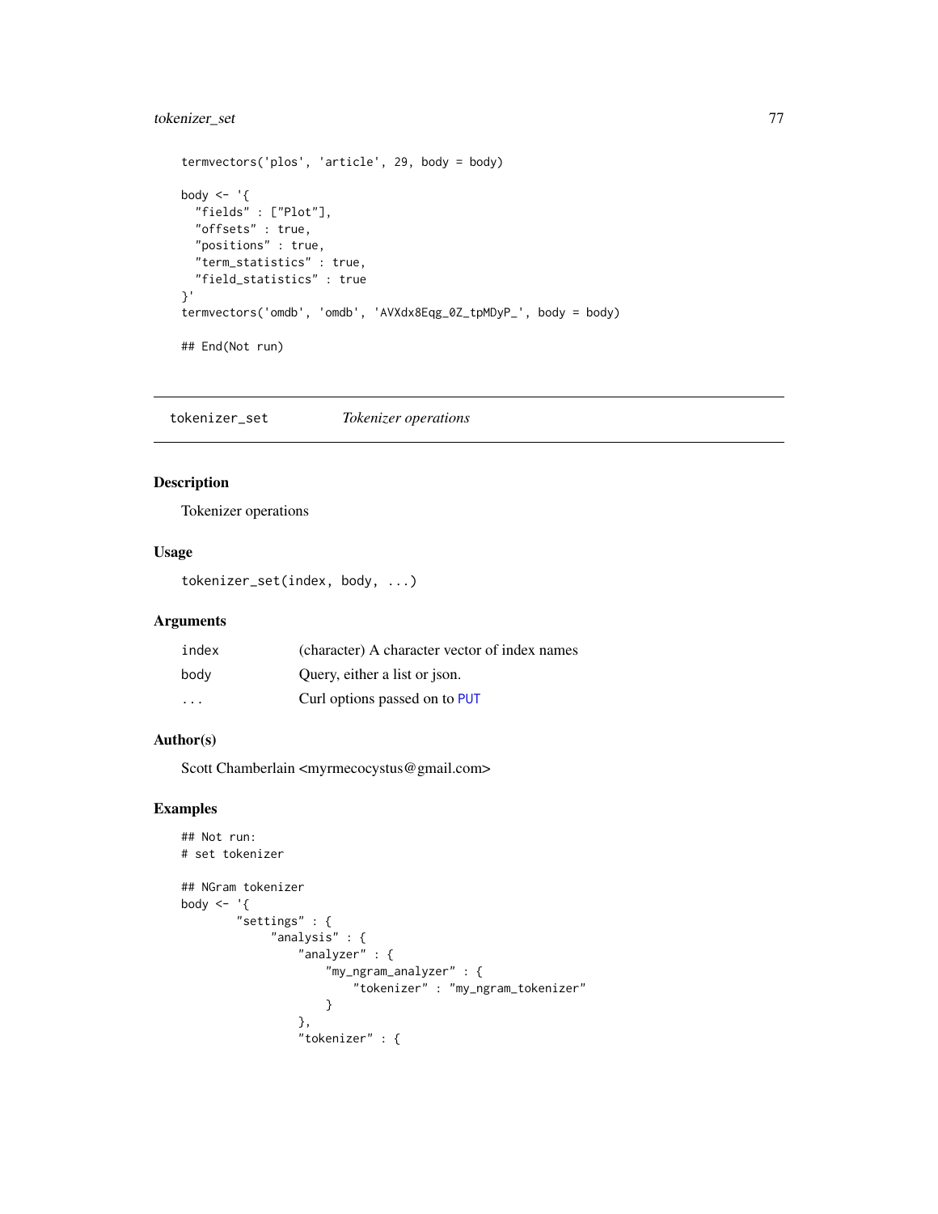```
termvectors('plos', 'article', 29, body = body)

body <- '{
  "fields" : ["Plot"],
  "offsets" : true,
  "positions" : true,
  "term_statistics" : true,
  "field_statistics" : true
}'
termvectors('omdb', 'omdb', 'AVXdx8Eqg_0Z_tpMDyP_', body = body)

## End(Not run)
```

## tokenizer_set *Tokenizer operations*

### Description

Tokenizer operations

### Usage

```
tokenizer_set(index, body, ...)
```

### Arguments

| | |
|---|---|
| index | (character) A character vector of index names |
| body | Query, either a list or json. |
| ... | Curl options passed on to PUT |

### Author(s)

Scott Chamberlain <myrmecocystus@gmail.com>

### Examples

```
## Not run:
# set tokenizer

## NGram tokenizer
body <- '{
        "settings" : {
             "analysis" : {
                 "analyzer" : {
                     "my_ngram_analyzer" : {
                         "tokenizer" : "my_ngram_tokenizer"
                     }
                 },
                 "tokenizer" : {
```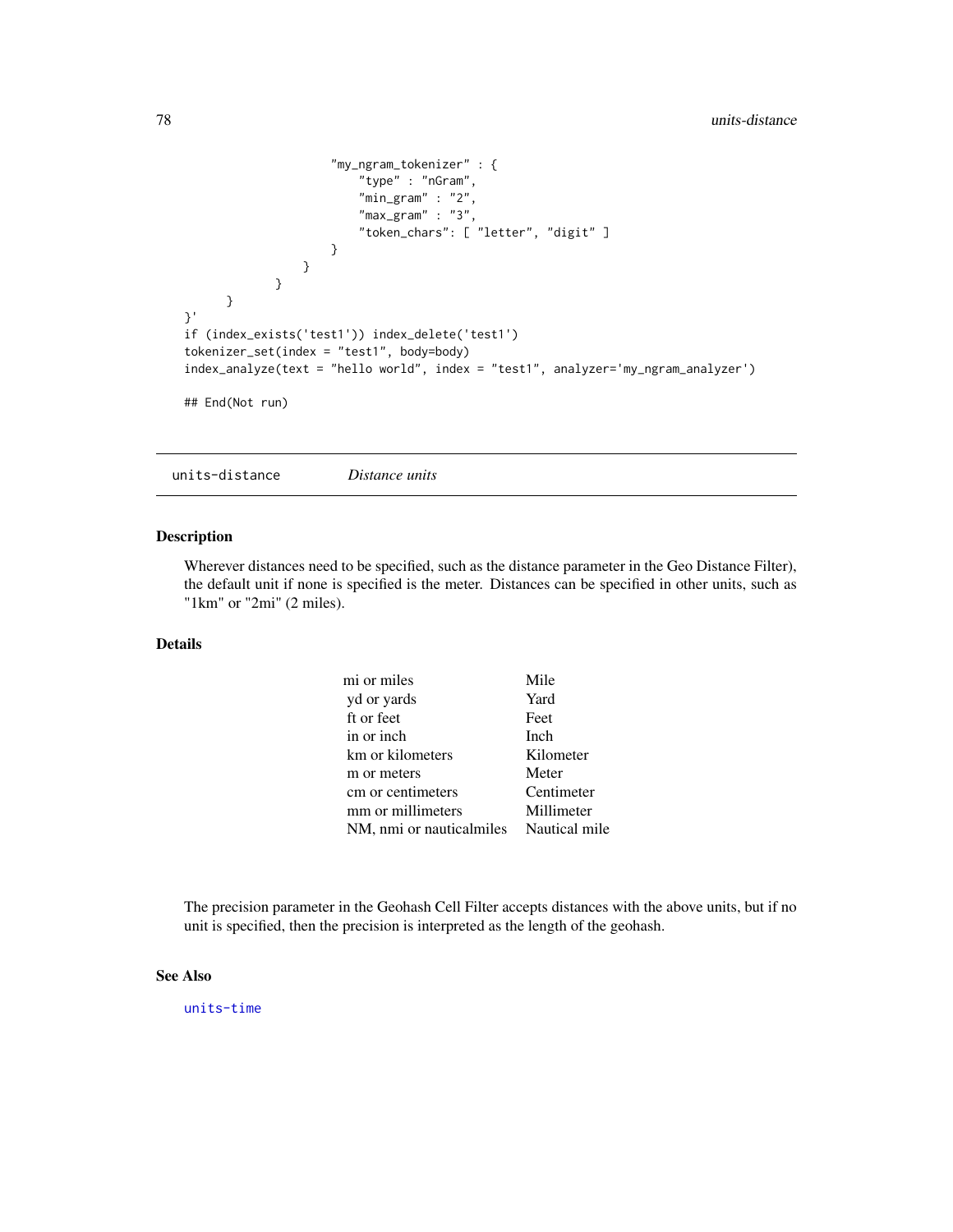```
                    "my_ngram_tokenizer" : {
                        "type" : "nGram",
                        "min_gram" : "2",
                        "max_gram" : "3",
                        "token_chars": [ "letter", "digit" ]
                    }
                }
            }
        }
}'
if (index_exists('test1')) index_delete('test1')
tokenizer_set(index = "test1", body=body)
index_analyze(text = "hello world", index = "test1", analyzer='my_ngram_analyzer')

## End(Not run)
```

---

## units-distance — *Distance units*

### Description

Wherever distances need to be specified, such as the distance parameter in the Geo Distance Filter), the default unit if none is specified is the meter. Distances can be specified in other units, such as "1km" or "2mi" (2 miles).

### Details

| | |
|---|---|
| mi or miles | Mile |
| yd or yards | Yard |
| ft or feet | Feet |
| in or inch | Inch |
| km or kilometers | Kilometer |
| m or meters | Meter |
| cm or centimeters | Centimeter |
| mm or millimeters | Millimeter |
| NM, nmi or nauticalmiles | Nautical mile |

The precision parameter in the Geohash Cell Filter accepts distances with the above units, but if no unit is specified, then the precision is interpreted as the length of the geohash.

### See Also

units-time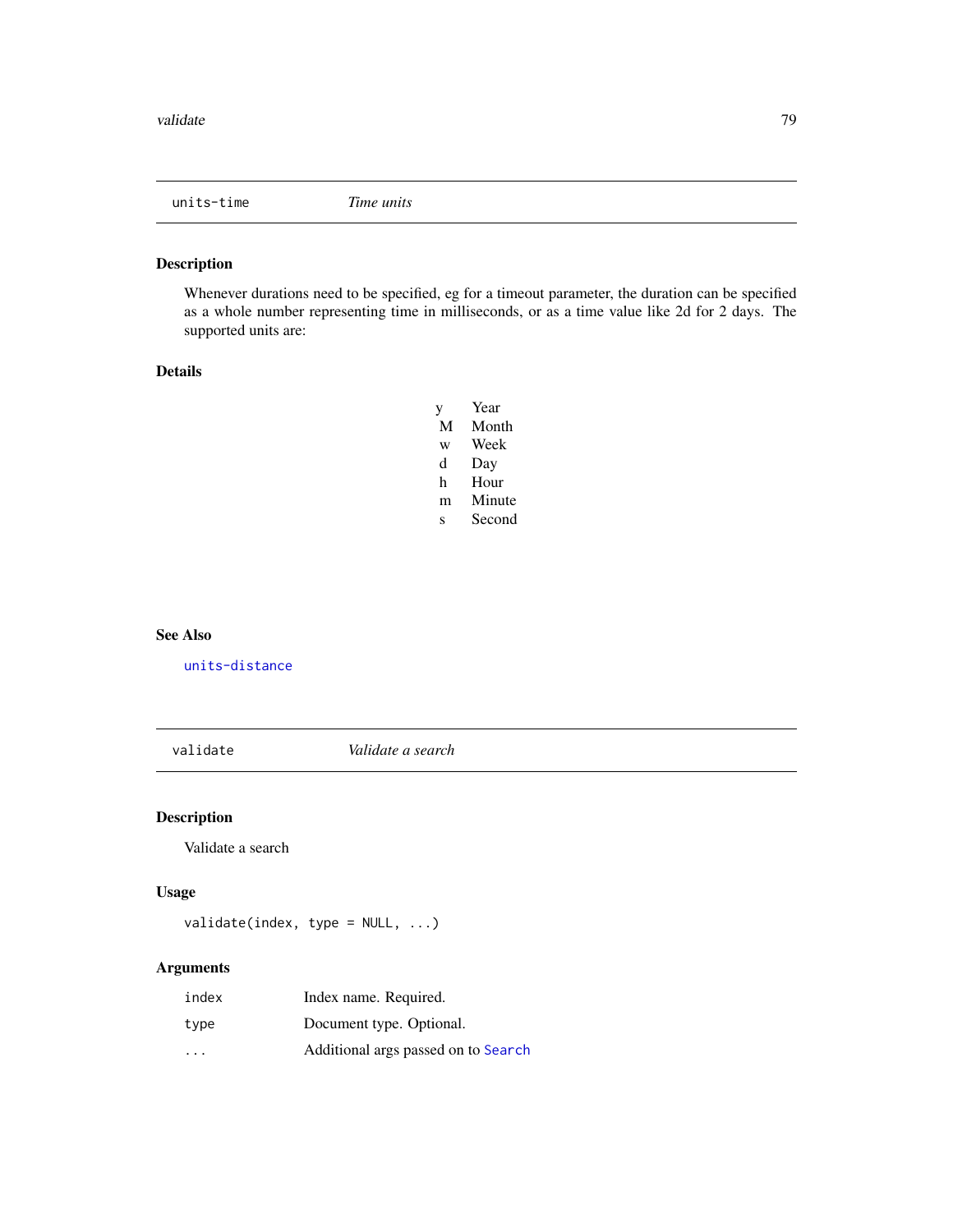## units-time — *Time units*

### Description

Whenever durations need to be specified, eg for a timeout parameter, the duration can be specified as a whole number representing time in milliseconds, or as a time value like 2d for 2 days. The supported units are:

### Details

| | |
|---|---|
| y | Year |
| M | Month |
| w | Week |
| d | Day |
| h | Hour |
| m | Minute |
| s | Second |

### See Also

units-distance

## validate — *Validate a search*

### Description

Validate a search

### Usage

```
validate(index, type = NULL, ...)
```

### Arguments

| | |
|---|---|
| index | Index name. Required. |
| type | Document type. Optional. |
| ... | Additional args passed on to Search |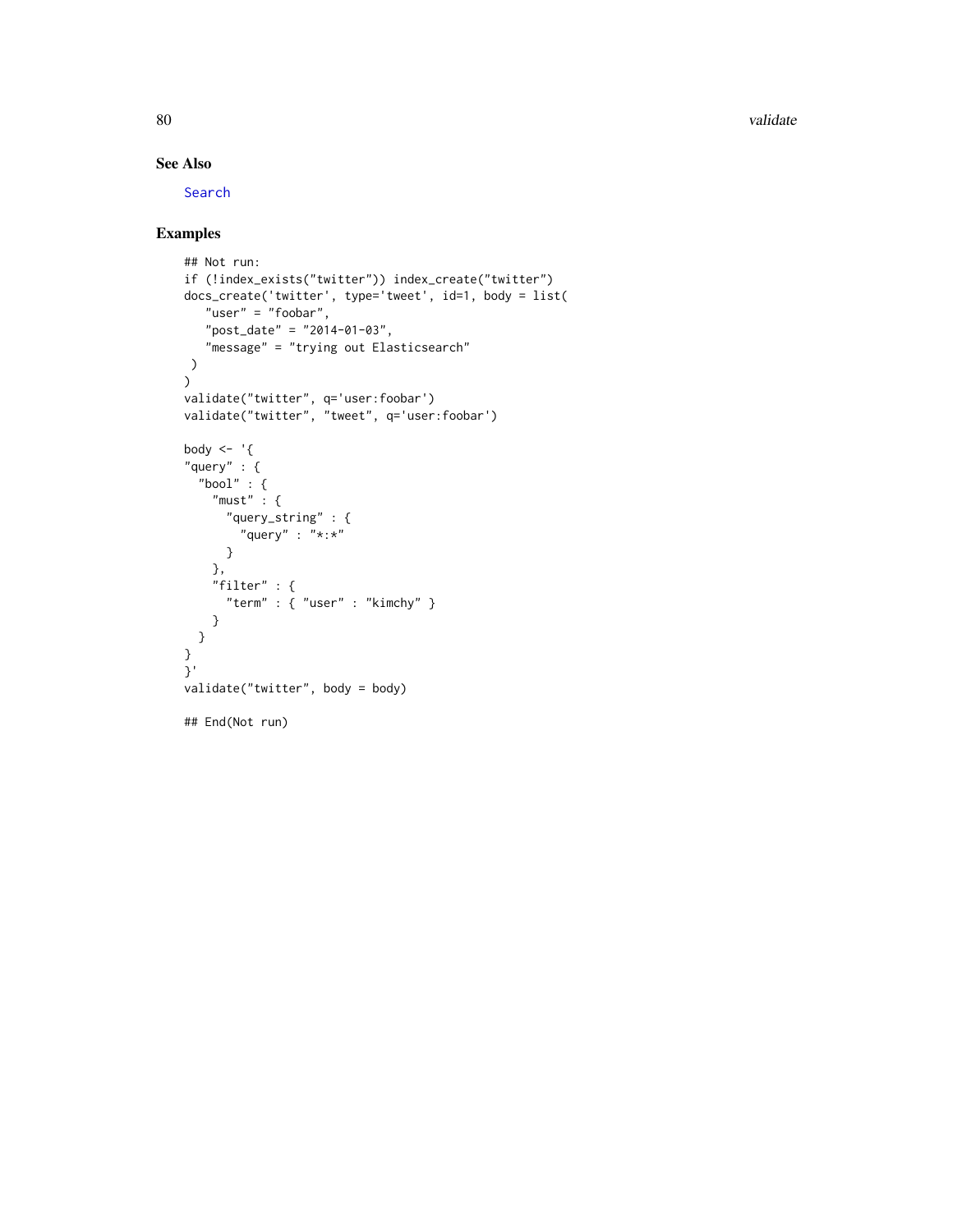## See Also

Search

## Examples

```
## Not run:
if (!index_exists("twitter")) index_create("twitter")
docs_create('twitter', type='tweet', id=1, body = list(
   "user" = "foobar",
   "post_date" = "2014-01-03",
   "message" = "trying out Elasticsearch"
 )
)
validate("twitter", q='user:foobar')
validate("twitter", "tweet", q='user:foobar')

body <- '{
"query" : {
  "bool" : {
    "must" : {
      "query_string" : {
        "query" : "*:*"
      }
    },
    "filter" : {
      "term" : { "user" : "kimchy" }
    }
  }
}
}'
validate("twitter", body = body)

## End(Not run)
```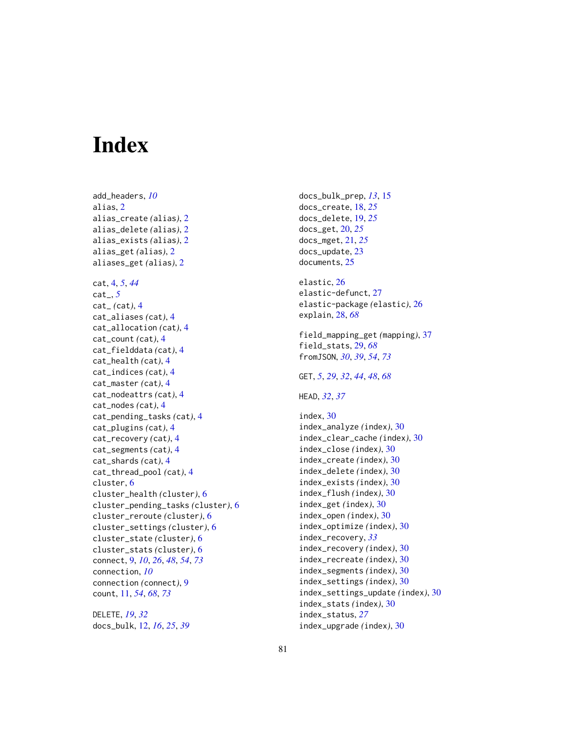# Index

add_headers, *10*
alias, 2
alias_create *(alias)*, 2
alias_delete *(alias)*, 2
alias_exists *(alias)*, 2
alias_get *(alias)*, 2
aliases_get *(alias)*, 2

cat, 4, *5*, *44*
cat_, *5*
cat_ *(cat)*, 4
cat_aliases *(cat)*, 4
cat_allocation *(cat)*, 4
cat_count *(cat)*, 4
cat_fielddata *(cat)*, 4
cat_health *(cat)*, 4
cat_indices *(cat)*, 4
cat_master *(cat)*, 4
cat_nodeattrs *(cat)*, 4
cat_nodes *(cat)*, 4
cat_pending_tasks *(cat)*, 4
cat_plugins *(cat)*, 4
cat_recovery *(cat)*, 4
cat_segments *(cat)*, 4
cat_shards *(cat)*, 4
cat_thread_pool *(cat)*, 4
cluster, 6
cluster_health *(cluster)*, 6
cluster_pending_tasks *(cluster)*, 6
cluster_reroute *(cluster)*, 6
cluster_settings *(cluster)*, 6
cluster_state *(cluster)*, 6
cluster_stats *(cluster)*, 6
connect, 9, *10*, *26*, *48*, *54*, *73*
connection, *10*
connection *(connect)*, 9
count, 11, *54*, *68*, *73*

DELETE, *19*, *32*
docs_bulk, 12, *16*, *25*, *39*
docs_bulk_prep, *13*, 15
docs_create, 18, *25*
docs_delete, 19, *25*
docs_get, 20, *25*
docs_mget, 21, *25*
docs_update, 23
documents, 25

elastic, 26
elastic-defunct, 27
elastic-package *(elastic)*, 26
explain, 28, *68*

field_mapping_get *(mapping)*, 37
field_stats, 29, *68*
fromJSON, *30*, *39*, *54*, *73*

GET, *5*, *29*, *32*, *44*, *48*, *68*

HEAD, *32*, *37*

index, 30
index_analyze *(index)*, 30
index_clear_cache *(index)*, 30
index_close *(index)*, 30
index_create *(index)*, 30
index_delete *(index)*, 30
index_exists *(index)*, 30
index_flush *(index)*, 30
index_get *(index)*, 30
index_open *(index)*, 30
index_optimize *(index)*, 30
index_recovery, *33*
index_recovery *(index)*, 30
index_recreate *(index)*, 30
index_segments *(index)*, 30
index_settings *(index)*, 30
index_settings_update *(index)*, 30
index_stats *(index)*, 30
index_status, *27*
index_upgrade *(index)*, 30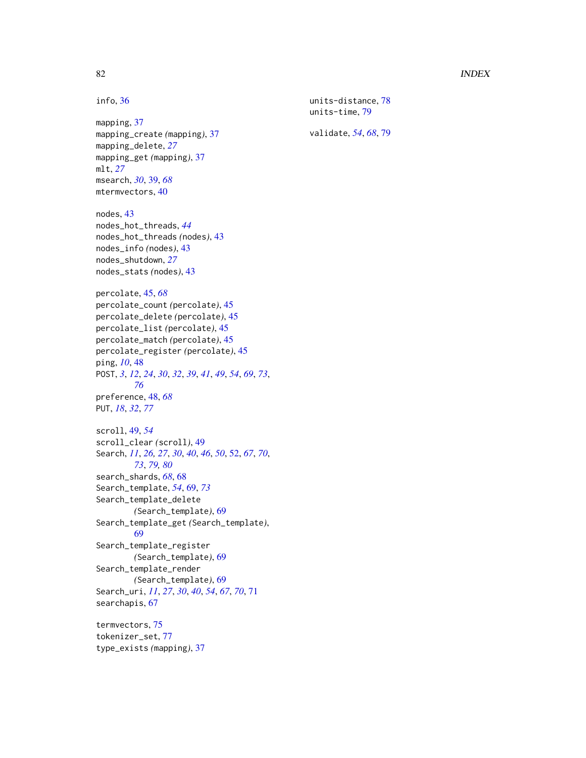info, 36

mapping, 37
mapping_create *(mapping)*, 37
mapping_delete, *27*
mapping_get *(mapping)*, 37
mlt, *27*
msearch, *30*, 39, *68*
mtermvectors, 40

nodes, 43
nodes_hot_threads, *44*
nodes_hot_threads *(nodes)*, 43
nodes_info *(nodes)*, 43
nodes_shutdown, *27*
nodes_stats *(nodes)*, 43

percolate, 45, *68*
percolate_count *(percolate)*, 45
percolate_delete *(percolate)*, 45
percolate_list *(percolate)*, 45
percolate_match *(percolate)*, 45
percolate_register *(percolate)*, 45
ping, *10*, 48
POST, *3*, *12*, *24*, *30*, *32*, *39*, *41*, *49*, *54*, *69*, *73*, *76*
preference, 48, *68*
PUT, *18*, *32*, *77*

scroll, 49, *54*
scroll_clear *(scroll)*, 49
Search, *11*, *26, 27*, *30*, *40*, *46*, *50*, 52, *67*, *70*, *73*, *79, 80*
search_shards, *68*, 68
Search_template, *54*, 69, *73*
Search_template_delete *(Search_template)*, 69
Search_template_get *(Search_template)*, 69
Search_template_register *(Search_template)*, 69
Search_template_render *(Search_template)*, 69
Search_uri, *11*, *27*, *30*, *40*, *54*, *67*, *70*, 71
searchapis, 67

termvectors, 75
tokenizer_set, 77
type_exists *(mapping)*, 37

units-distance, 78
units-time, 79

validate, *54*, *68*, 79